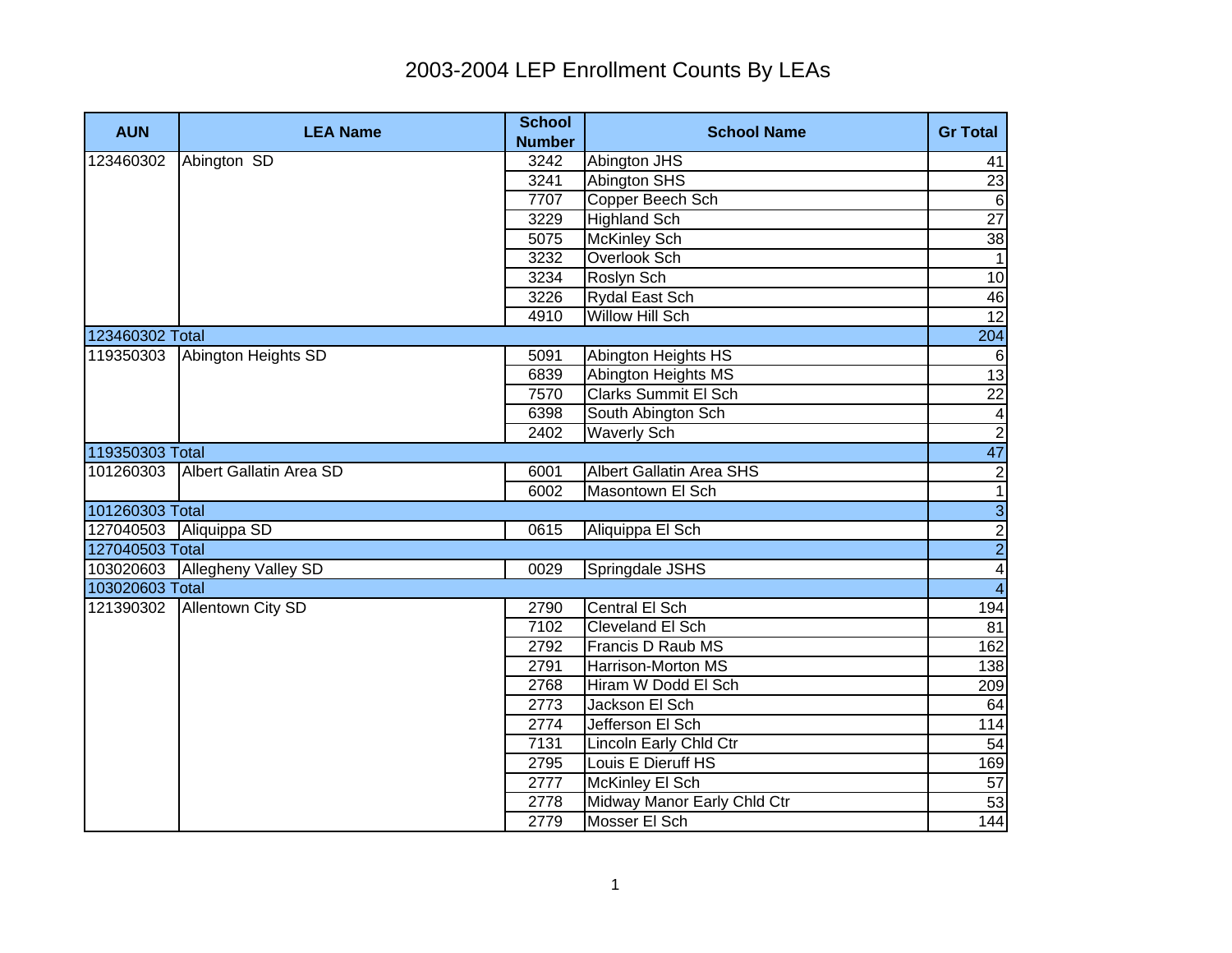# 2003-2004 LEP Enrollment Counts By LEAs

| AUN | LEA Name | School Number | School Name | Gr Total |
|---|---|---|---|---|
| 123460302 | Abington SD | 3242 | Abington JHS | 41 |
| | | 3241 | Abington SHS | 23 |
| | | 7707 | Copper Beech Sch | 6 |
| | | 3229 | Highland Sch | 27 |
| | | 5075 | McKinley Sch | 38 |
| | | 3232 | Overlook Sch | 1 |
| | | 3234 | Roslyn Sch | 10 |
| | | 3226 | Rydal East Sch | 46 |
| | | 4910 | Willow Hill Sch | 12 |
| 123460302 Total | | | | 204 |
| 119350303 | Abington Heights SD | 5091 | Abington Heights HS | 6 |
| | | 6839 | Abington Heights MS | 13 |
| | | 7570 | Clarks Summit El Sch | 22 |
| | | 6398 | South Abington Sch | 4 |
| | | 2402 | Waverly Sch | 2 |
| 119350303 Total | | | | 47 |
| 101260303 | Albert Gallatin Area SD | 6001 | Albert Gallatin Area SHS | 2 |
| | | 6002 | Masontown El Sch | 1 |
| 101260303 Total | | | | 3 |
| 127040503 | Aliquippa SD | 0615 | Aliquippa El Sch | 2 |
| 127040503 Total | | | | 2 |
| 103020603 | Allegheny Valley SD | 0029 | Springdale JSHS | 4 |
| 103020603 Total | | | | 4 |
| 121390302 | Allentown City SD | 2790 | Central El Sch | 194 |
| | | 7102 | Cleveland El Sch | 81 |
| | | 2792 | Francis D Raub MS | 162 |
| | | 2791 | Harrison-Morton MS | 138 |
| | | 2768 | Hiram W Dodd El Sch | 209 |
| | | 2773 | Jackson El Sch | 64 |
| | | 2774 | Jefferson El Sch | 114 |
| | | 7131 | Lincoln Early Chld Ctr | 54 |
| | | 2795 | Louis E Dieruff HS | 169 |
| | | 2777 | McKinley El Sch | 57 |
| | | 2778 | Midway Manor Early Chld Ctr | 53 |
| | | 2779 | Mosser El Sch | 144 |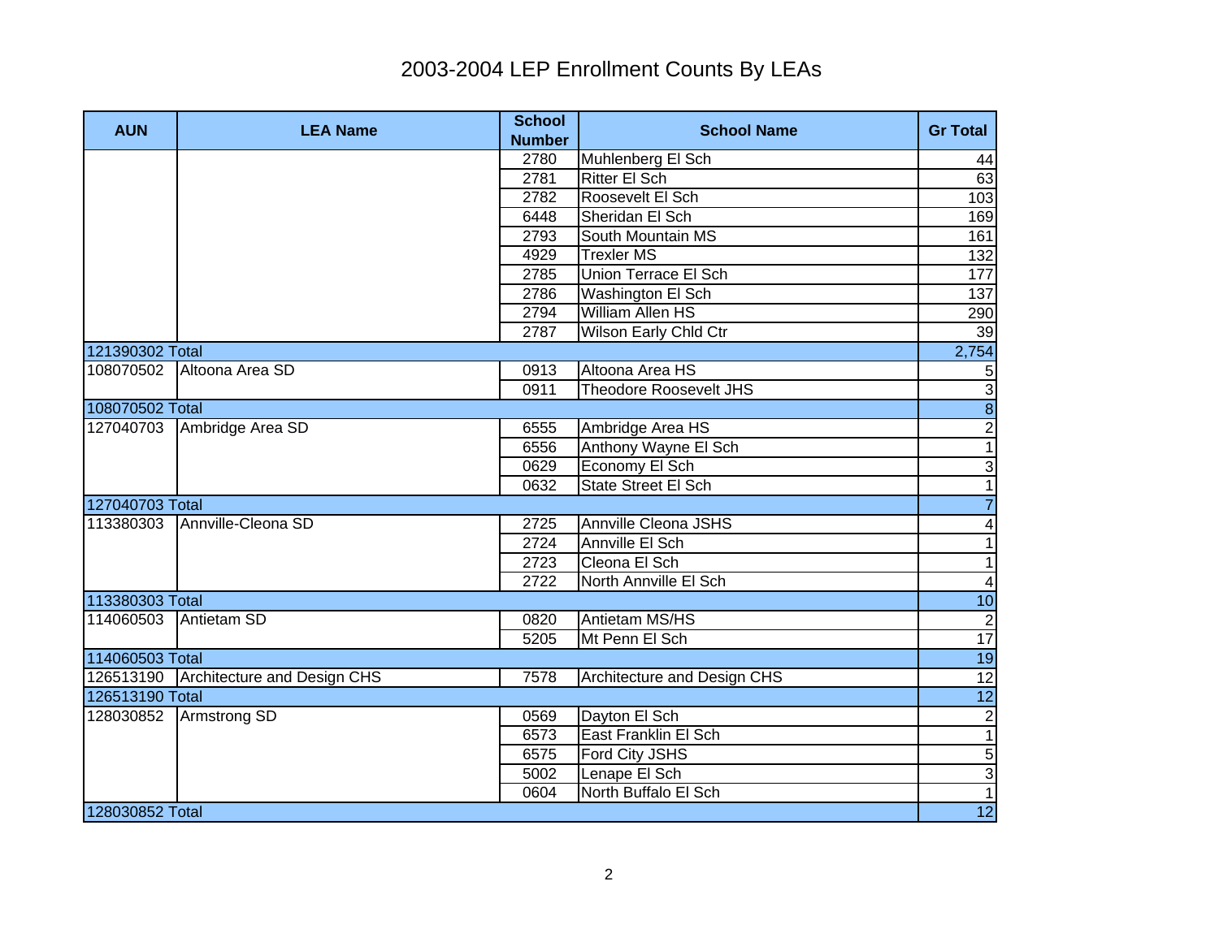# 2003-2004 LEP Enrollment Counts By LEAs

| AUN | LEA Name | School Number | School Name | Gr Total |
|---|---|---|---|---|
| | | 2780 | Muhlenberg El Sch | 44 |
| | | 2781 | Ritter El Sch | 63 |
| | | 2782 | Roosevelt El Sch | 103 |
| | | 6448 | Sheridan El Sch | 169 |
| | | 2793 | South Mountain MS | 161 |
| | | 4929 | Trexler MS | 132 |
| | | 2785 | Union Terrace El Sch | 177 |
| | | 2786 | Washington El Sch | 137 |
| | | 2794 | William Allen HS | 290 |
| | | 2787 | Wilson Early Chld Ctr | 39 |
| 121390302 Total | | | | 2,754 |
| 108070502 | Altoona Area SD | 0913 | Altoona Area HS | 5 |
| | | 0911 | Theodore Roosevelt JHS | 3 |
| 108070502 Total | | | | 8 |
| 127040703 | Ambridge Area SD | 6555 | Ambridge Area HS | 2 |
| | | 6556 | Anthony Wayne El Sch | 1 |
| | | 0629 | Economy El Sch | 3 |
| | | 0632 | State Street El Sch | 1 |
| 127040703 Total | | | | 7 |
| 113380303 | Annville-Cleona SD | 2725 | Annville Cleona JSHS | 4 |
| | | 2724 | Annville El Sch | 1 |
| | | 2723 | Cleona El Sch | 1 |
| | | 2722 | North Annville El Sch | 4 |
| 113380303 Total | | | | 10 |
| 114060503 | Antietam SD | 0820 | Antietam MS/HS | 2 |
| | | 5205 | Mt Penn El Sch | 17 |
| 114060503 Total | | | | 19 |
| 126513190 | Architecture and Design CHS | 7578 | Architecture and Design CHS | 12 |
| 126513190 Total | | | | 12 |
| 128030852 | Armstrong SD | 0569 | Dayton El Sch | 2 |
| | | 6573 | East Franklin El Sch | 1 |
| | | 6575 | Ford City JSHS | 5 |
| | | 5002 | Lenape El Sch | 3 |
| | | 0604 | North Buffalo El Sch | 1 |
| 128030852 Total | | | | 12 |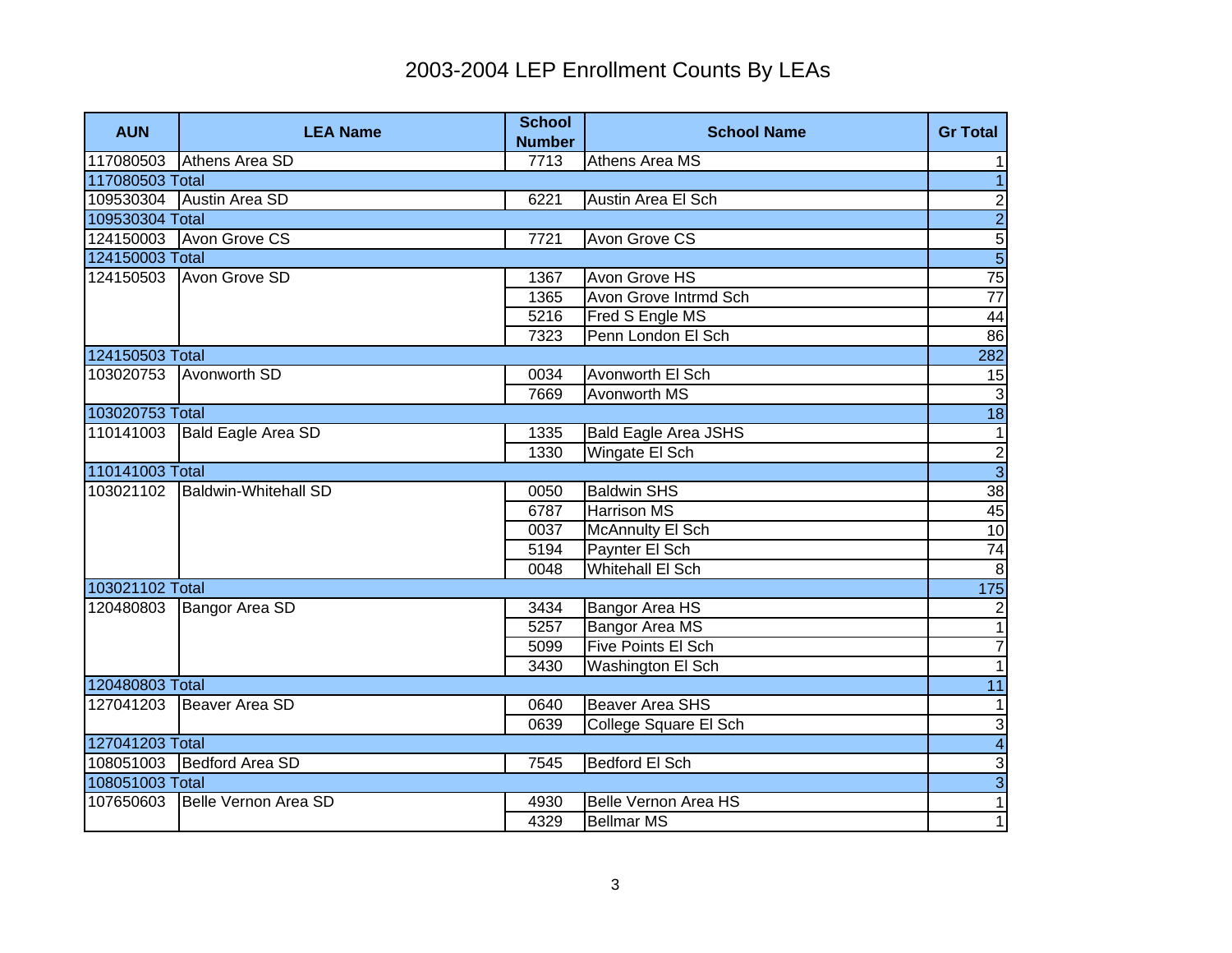# 2003-2004 LEP Enrollment Counts By LEAs

| AUN | LEA Name | School Number | School Name | Gr Total |
|---|---|---|---|---|
| 117080503 | Athens Area SD | 7713 | Athens Area MS | 1 |
| 117080503 Total | | | | 1 |
| 109530304 | Austin Area SD | 6221 | Austin Area El Sch | 2 |
| 109530304 Total | | | | 2 |
| 124150003 | Avon Grove CS | 7721 | Avon Grove CS | 5 |
| 124150003 Total | | | | 5 |
| 124150503 | Avon Grove SD | 1367 | Avon Grove HS | 75 |
| | | 1365 | Avon Grove Intrmd Sch | 77 |
| | | 5216 | Fred S Engle MS | 44 |
| | | 7323 | Penn London El Sch | 86 |
| 124150503 Total | | | | 282 |
| 103020753 | Avonworth SD | 0034 | Avonworth El Sch | 15 |
| | | 7669 | Avonworth MS | 3 |
| 103020753 Total | | | | 18 |
| 110141003 | Bald Eagle Area SD | 1335 | Bald Eagle Area JSHS | 1 |
| | | 1330 | Wingate El Sch | 2 |
| 110141003 Total | | | | 3 |
| 103021102 | Baldwin-Whitehall SD | 0050 | Baldwin SHS | 38 |
| | | 6787 | Harrison MS | 45 |
| | | 0037 | McAnnulty El Sch | 10 |
| | | 5194 | Paynter El Sch | 74 |
| | | 0048 | Whitehall El Sch | 8 |
| 103021102 Total | | | | 175 |
| 120480803 | Bangor Area SD | 3434 | Bangor Area HS | 2 |
| | | 5257 | Bangor Area MS | 1 |
| | | 5099 | Five Points El Sch | 7 |
| | | 3430 | Washington El Sch | 1 |
| 120480803 Total | | | | 11 |
| 127041203 | Beaver Area SD | 0640 | Beaver Area SHS | 1 |
| | | 0639 | College Square El Sch | 3 |
| 127041203 Total | | | | 4 |
| 108051003 | Bedford Area SD | 7545 | Bedford El Sch | 3 |
| 108051003 Total | | | | 3 |
| 107650603 | Belle Vernon Area SD | 4930 | Belle Vernon Area HS | 1 |
| | | 4329 | Bellmar MS | 1 |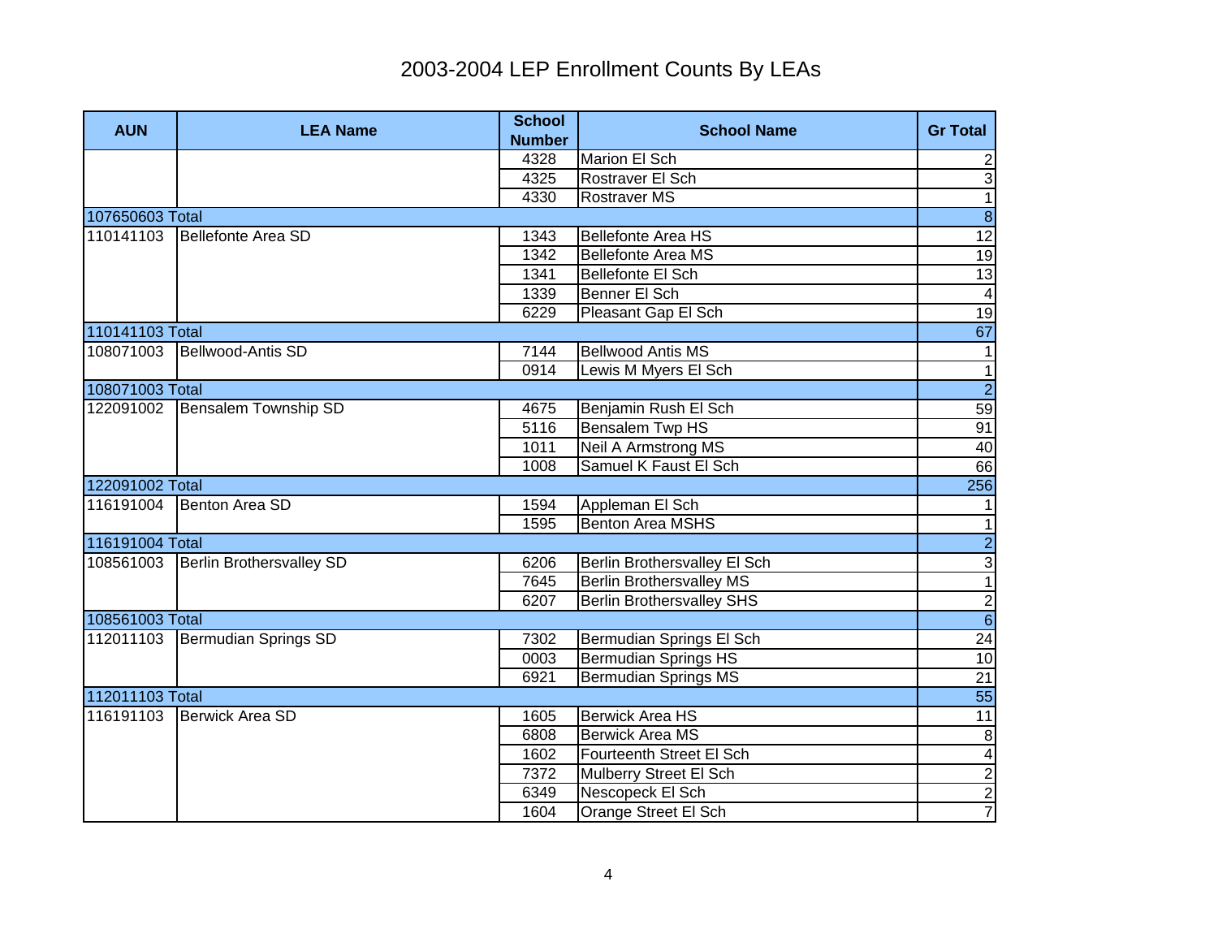# 2003-2004 LEP Enrollment Counts By LEAs

| AUN | LEA Name | School Number | School Name | Gr Total |
|---|---|---|---|---|
| | | 4328 | Marion El Sch | 2 |
| | | 4325 | Rostraver El Sch | 3 |
| | | 4330 | Rostraver MS | 1 |
| 107650603 Total | | | | 8 |
| 110141103 | Bellefonte Area SD | 1343 | Bellefonte Area HS | 12 |
| | | 1342 | Bellefonte Area MS | 19 |
| | | 1341 | Bellefonte El Sch | 13 |
| | | 1339 | Benner El Sch | 4 |
| | | 6229 | Pleasant Gap El Sch | 19 |
| 110141103 Total | | | | 67 |
| 108071003 | Bellwood-Antis SD | 7144 | Bellwood Antis MS | 1 |
| | | 0914 | Lewis M Myers El Sch | 1 |
| 108071003 Total | | | | 2 |
| 122091002 | Bensalem Township SD | 4675 | Benjamin Rush El Sch | 59 |
| | | 5116 | Bensalem Twp HS | 91 |
| | | 1011 | Neil A Armstrong MS | 40 |
| | | 1008 | Samuel K Faust El Sch | 66 |
| 122091002 Total | | | | 256 |
| 116191004 | Benton Area SD | 1594 | Appleman El Sch | 1 |
| | | 1595 | Benton Area MSHS | 1 |
| 116191004 Total | | | | 2 |
| 108561003 | Berlin Brothersvalley SD | 6206 | Berlin Brothersvalley El Sch | 3 |
| | | 7645 | Berlin Brothersvalley MS | 1 |
| | | 6207 | Berlin Brothersvalley SHS | 2 |
| 108561003 Total | | | | 6 |
| 112011103 | Bermudian Springs SD | 7302 | Bermudian Springs El Sch | 24 |
| | | 0003 | Bermudian Springs HS | 10 |
| | | 6921 | Bermudian Springs MS | 21 |
| 112011103 Total | | | | 55 |
| 116191103 | Berwick Area SD | 1605 | Berwick Area HS | 11 |
| | | 6808 | Berwick Area MS | 8 |
| | | 1602 | Fourteenth Street El Sch | 4 |
| | | 7372 | Mulberry Street El Sch | 2 |
| | | 6349 | Nescopeck El Sch | 2 |
| | | 1604 | Orange Street El Sch | 7 |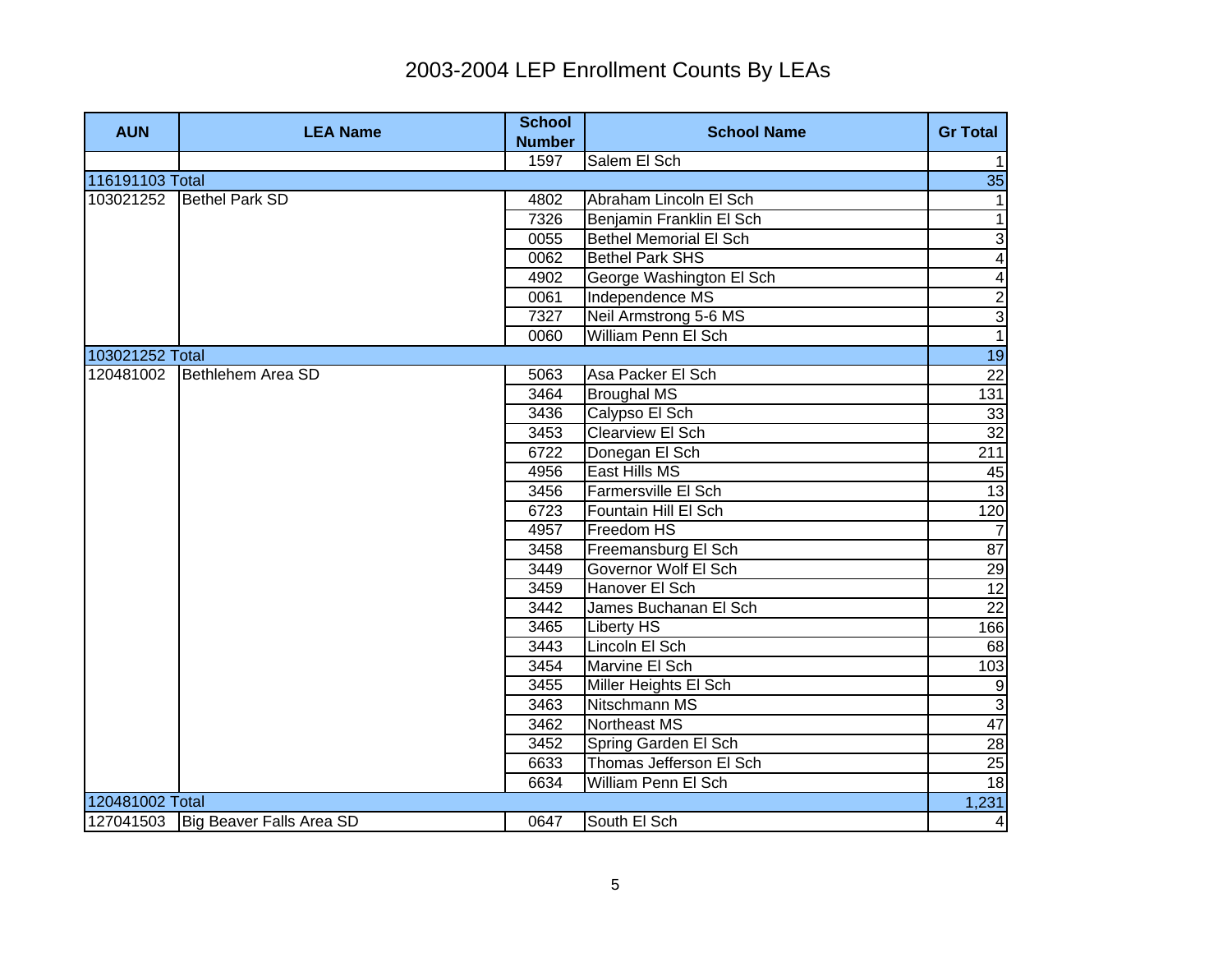# 2003-2004 LEP Enrollment Counts By LEAs

| AUN | LEA Name | School Number | School Name | Gr Total |
|---|---|---|---|---|
| | | 1597 | Salem El Sch | 1 |
| 116191103 Total | | | | 35 |
| 103021252 | Bethel Park SD | 4802 | Abraham Lincoln El Sch | 1 |
| | | 7326 | Benjamin Franklin El Sch | 1 |
| | | 0055 | Bethel Memorial El Sch | 3 |
| | | 0062 | Bethel Park SHS | 4 |
| | | 4902 | George Washington El Sch | 4 |
| | | 0061 | Independence MS | 2 |
| | | 7327 | Neil Armstrong 5-6 MS | 3 |
| | | 0060 | William Penn El Sch | 1 |
| 103021252 Total | | | | 19 |
| 120481002 | Bethlehem Area SD | 5063 | Asa Packer El Sch | 22 |
| | | 3464 | Broughal MS | 131 |
| | | 3436 | Calypso El Sch | 33 |
| | | 3453 | Clearview El Sch | 32 |
| | | 6722 | Donegan El Sch | 211 |
| | | 4956 | East Hills MS | 45 |
| | | 3456 | Farmersville El Sch | 13 |
| | | 6723 | Fountain Hill El Sch | 120 |
| | | 4957 | Freedom HS | 7 |
| | | 3458 | Freemansburg El Sch | 87 |
| | | 3449 | Governor Wolf El Sch | 29 |
| | | 3459 | Hanover El Sch | 12 |
| | | 3442 | James Buchanan El Sch | 22 |
| | | 3465 | Liberty HS | 166 |
| | | 3443 | Lincoln El Sch | 68 |
| | | 3454 | Marvine El Sch | 103 |
| | | 3455 | Miller Heights El Sch | 9 |
| | | 3463 | Nitschmann MS | 3 |
| | | 3462 | Northeast MS | 47 |
| | | 3452 | Spring Garden El Sch | 28 |
| | | 6633 | Thomas Jefferson El Sch | 25 |
| | | 6634 | William Penn El Sch | 18 |
| 120481002 Total | | | | 1,231 |
| 127041503 | Big Beaver Falls Area SD | 0647 | South El Sch | 4 |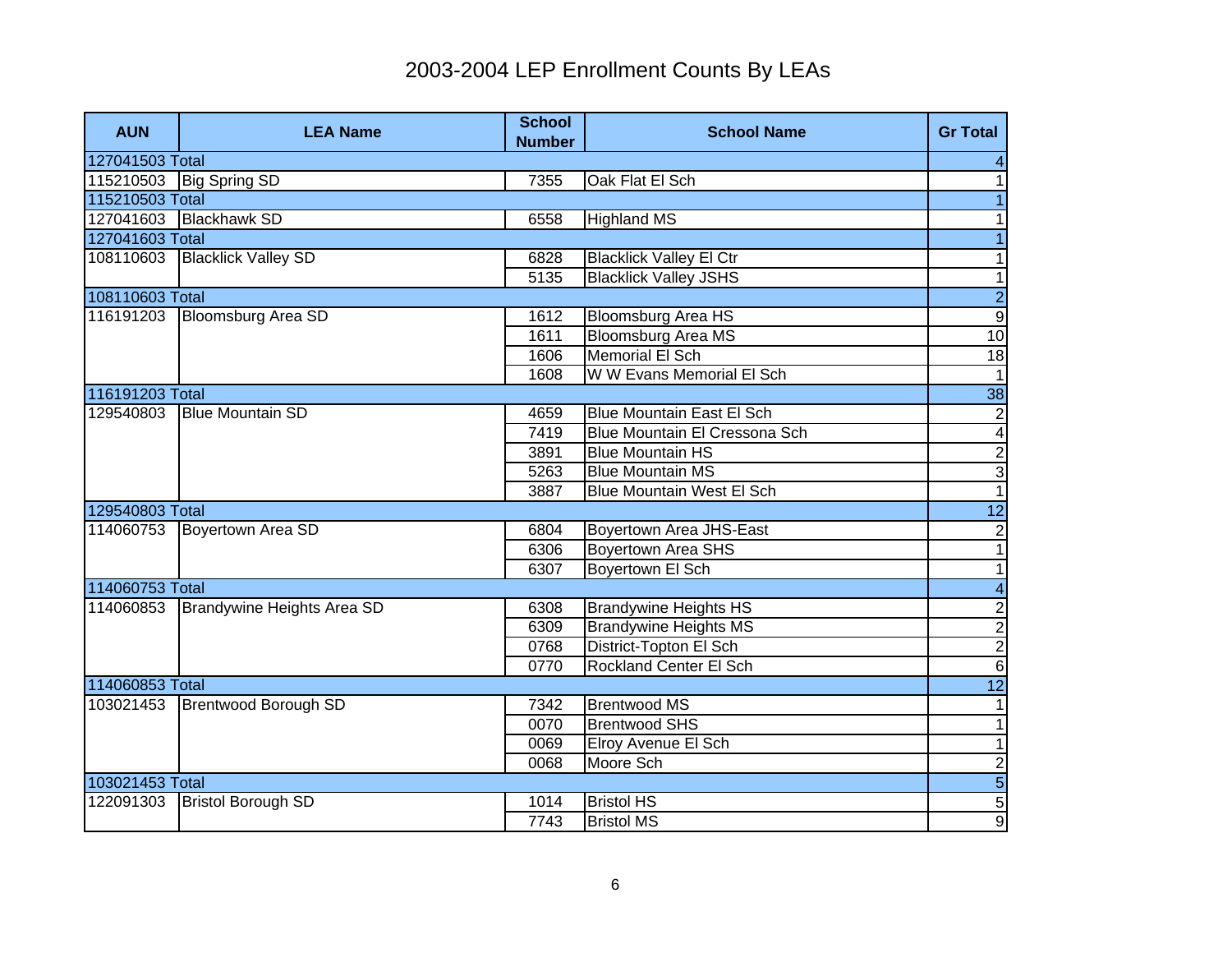# 2003-2004 LEP Enrollment Counts By LEAs

| AUN | LEA Name | School Number | School Name | Gr Total |
|---|---|---|---|---|
| 127041503 Total | | | | 4 |
| 115210503 | Big Spring SD | 7355 | Oak Flat El Sch | 1 |
| 115210503 Total | | | | 1 |
| 127041603 | Blackhawk SD | 6558 | Highland MS | 1 |
| 127041603 Total | | | | 1 |
| 108110603 | Blacklick Valley SD | 6828 | Blacklick Valley El Ctr | 1 |
| | | 5135 | Blacklick Valley JSHS | 1 |
| 108110603 Total | | | | 2 |
| 116191203 | Bloomsburg Area SD | 1612 | Bloomsburg Area HS | 9 |
| | | 1611 | Bloomsburg Area MS | 10 |
| | | 1606 | Memorial El Sch | 18 |
| | | 1608 | W W Evans Memorial El Sch | 1 |
| 116191203 Total | | | | 38 |
| 129540803 | Blue Mountain SD | 4659 | Blue Mountain East El Sch | 2 |
| | | 7419 | Blue Mountain El Cressona Sch | 4 |
| | | 3891 | Blue Mountain HS | 2 |
| | | 5263 | Blue Mountain MS | 3 |
| | | 3887 | Blue Mountain West El Sch | 1 |
| 129540803 Total | | | | 12 |
| 114060753 | Boyertown Area SD | 6804 | Boyertown Area JHS-East | 2 |
| | | 6306 | Boyertown Area SHS | 1 |
| | | 6307 | Boyertown El Sch | 1 |
| 114060753 Total | | | | 4 |
| 114060853 | Brandywine Heights Area SD | 6308 | Brandywine Heights HS | 2 |
| | | 6309 | Brandywine Heights MS | 2 |
| | | 0768 | District-Topton El Sch | 2 |
| | | 0770 | Rockland Center El Sch | 6 |
| 114060853 Total | | | | 12 |
| 103021453 | Brentwood Borough SD | 7342 | Brentwood MS | 1 |
| | | 0070 | Brentwood SHS | 1 |
| | | 0069 | Elroy Avenue El Sch | 1 |
| | | 0068 | Moore Sch | 2 |
| 103021453 Total | | | | 5 |
| 122091303 | Bristol Borough SD | 1014 | Bristol HS | 5 |
| | | 7743 | Bristol MS | 9 |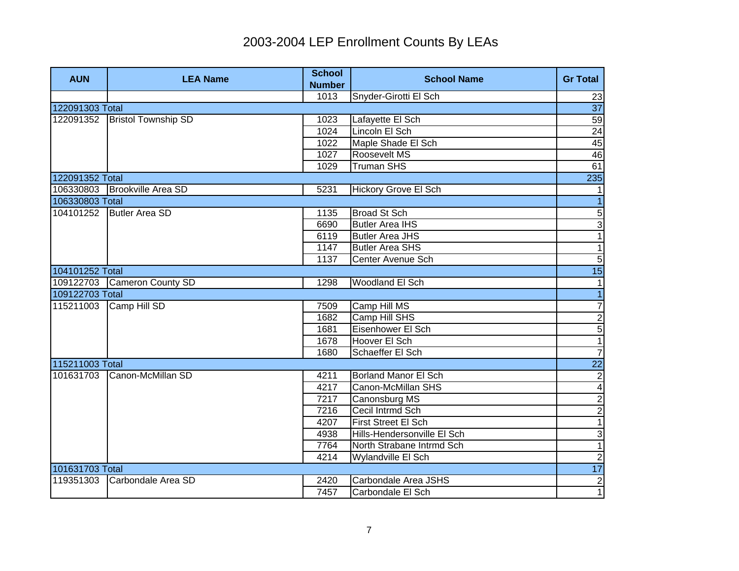# 2003-2004 LEP Enrollment Counts By LEAs

| AUN | LEA Name | School Number | School Name | Gr Total |
|---|---|---|---|---|
| | | 1013 | Snyder-Girotti El Sch | 23 |
| 122091303 Total | | | | 37 |
| 122091352 | Bristol Township SD | 1023 | Lafayette El Sch | 59 |
| | | 1024 | Lincoln El Sch | 24 |
| | | 1022 | Maple Shade El Sch | 45 |
| | | 1027 | Roosevelt MS | 46 |
| | | 1029 | Truman SHS | 61 |
| 122091352 Total | | | | 235 |
| 106330803 | Brookville Area SD | 5231 | Hickory Grove El Sch | 1 |
| 106330803 Total | | | | 1 |
| 104101252 | Butler Area SD | 1135 | Broad St Sch | 5 |
| | | 6690 | Butler Area IHS | 3 |
| | | 6119 | Butler Area JHS | 1 |
| | | 1147 | Butler Area SHS | 1 |
| | | 1137 | Center Avenue Sch | 5 |
| 104101252 Total | | | | 15 |
| 109122703 | Cameron County SD | 1298 | Woodland El Sch | 1 |
| 109122703 Total | | | | 1 |
| 115211003 | Camp Hill SD | 7509 | Camp Hill MS | 7 |
| | | 1682 | Camp Hill SHS | 2 |
| | | 1681 | Eisenhower El Sch | 5 |
| | | 1678 | Hoover El Sch | 1 |
| | | 1680 | Schaeffer El Sch | 7 |
| 115211003 Total | | | | 22 |
| 101631703 | Canon-McMillan SD | 4211 | Borland Manor El Sch | 2 |
| | | 4217 | Canon-McMillan SHS | 4 |
| | | 7217 | Canonsburg MS | 2 |
| | | 7216 | Cecil Intrmd Sch | 2 |
| | | 4207 | First Street El Sch | 1 |
| | | 4938 | Hills-Hendersonville El Sch | 3 |
| | | 7764 | North Strabane Intrmd Sch | 1 |
| | | 4214 | Wylandville El Sch | 2 |
| 101631703 Total | | | | 17 |
| 119351303 | Carbondale Area SD | 2420 | Carbondale Area JSHS | 2 |
| | | 7457 | Carbondale El Sch | 1 |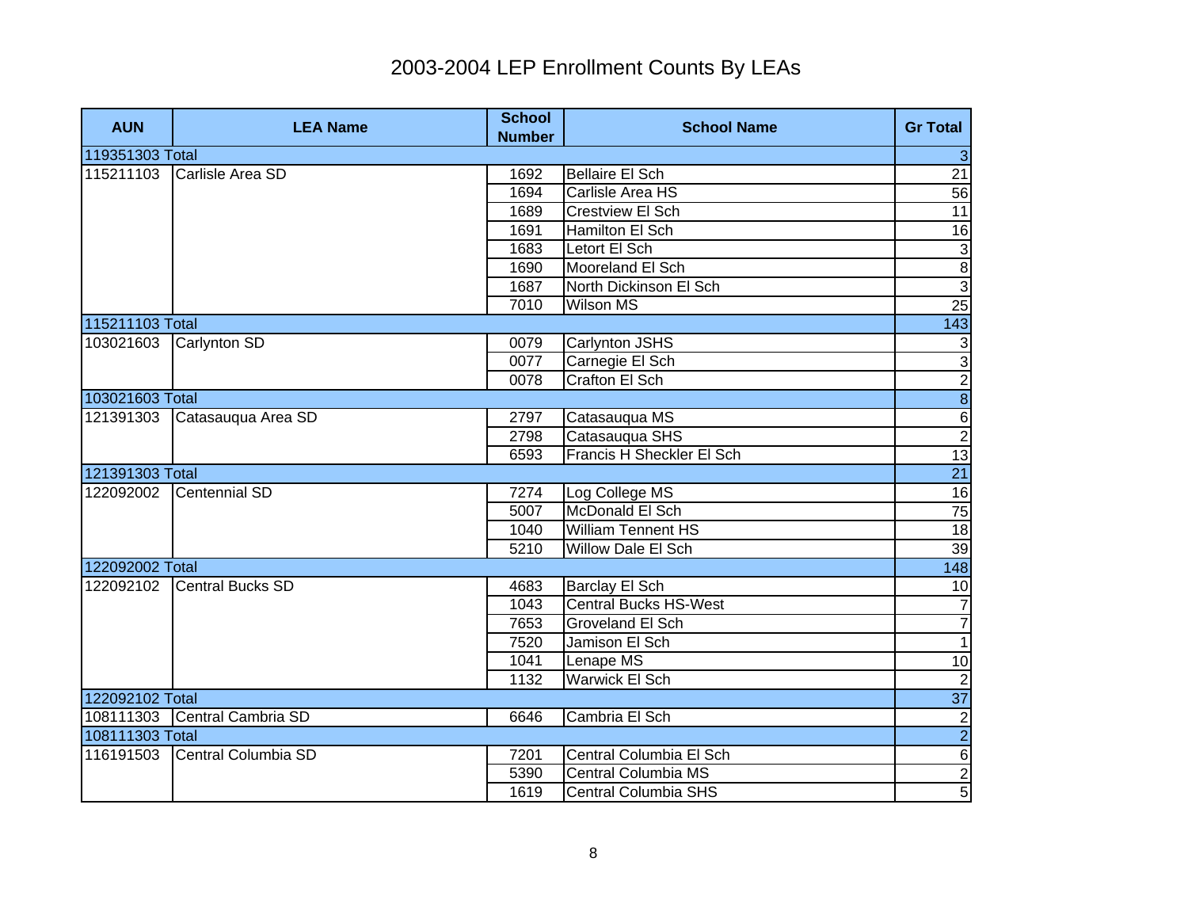# 2003-2004 LEP Enrollment Counts By LEAs

| AUN | LEA Name | School Number | School Name | Gr Total |
|---|---|---|---|---|
| 119351303 Total | | | | 3 |
| 115211103 | Carlisle Area SD | 1692 | Bellaire El Sch | 21 |
| | | 1694 | Carlisle Area HS | 56 |
| | | 1689 | Crestview El Sch | 11 |
| | | 1691 | Hamilton El Sch | 16 |
| | | 1683 | Letort El Sch | 3 |
| | | 1690 | Mooreland El Sch | 8 |
| | | 1687 | North Dickinson El Sch | 3 |
| | | 7010 | Wilson MS | 25 |
| 115211103 Total | | | | 143 |
| 103021603 | Carlynton SD | 0079 | Carlynton JSHS | 3 |
| | | 0077 | Carnegie El Sch | 3 |
| | | 0078 | Crafton El Sch | 2 |
| 103021603 Total | | | | 8 |
| 121391303 | Catasauqua Area SD | 2797 | Catasauqua MS | 6 |
| | | 2798 | Catasauqua SHS | 2 |
| | | 6593 | Francis H Sheckler El Sch | 13 |
| 121391303 Total | | | | 21 |
| 122092002 | Centennial SD | 7274 | Log College MS | 16 |
| | | 5007 | McDonald El Sch | 75 |
| | | 1040 | William Tennent HS | 18 |
| | | 5210 | Willow Dale El Sch | 39 |
| 122092002 Total | | | | 148 |
| 122092102 | Central Bucks SD | 4683 | Barclay El Sch | 10 |
| | | 1043 | Central Bucks HS-West | 7 |
| | | 7653 | Groveland El Sch | 7 |
| | | 7520 | Jamison El Sch | 1 |
| | | 1041 | Lenape MS | 10 |
| | | 1132 | Warwick El Sch | 2 |
| 122092102 Total | | | | 37 |
| 108111303 | Central Cambria SD | 6646 | Cambria El Sch | 2 |
| 108111303 Total | | | | 2 |
| 116191503 | Central Columbia SD | 7201 | Central Columbia El Sch | 6 |
| | | 5390 | Central Columbia MS | 2 |
| | | 1619 | Central Columbia SHS | 5 |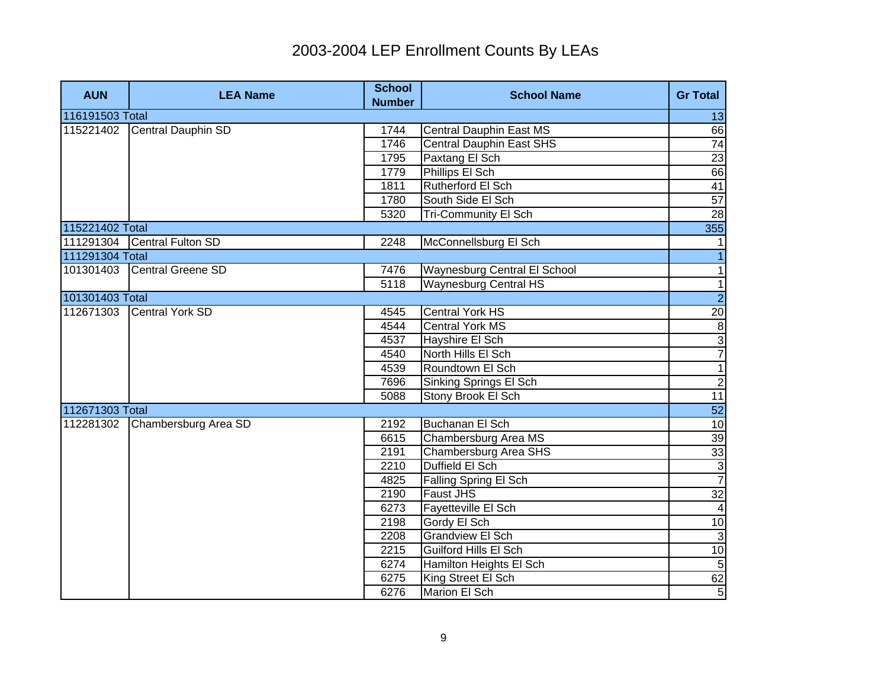# 2003-2004 LEP Enrollment Counts By LEAs

| AUN | LEA Name | School Number | School Name | Gr Total |
|---|---|---|---|---|
| 116191503 Total | | | | 13 |
| 115221402 | Central Dauphin SD | 1744 | Central Dauphin East MS | 66 |
| | | 1746 | Central Dauphin East SHS | 74 |
| | | 1795 | Paxtang El Sch | 23 |
| | | 1779 | Phillips El Sch | 66 |
| | | 1811 | Rutherford El Sch | 41 |
| | | 1780 | South Side El Sch | 57 |
| | | 5320 | Tri-Community El Sch | 28 |
| 115221402 Total | | | | 355 |
| 111291304 | Central Fulton SD | 2248 | McConnellsburg El Sch | 1 |
| 111291304 Total | | | | 1 |
| 101301403 | Central Greene SD | 7476 | Waynesburg Central El School | 1 |
| | | 5118 | Waynesburg Central HS | 1 |
| 101301403 Total | | | | 2 |
| 112671303 | Central York SD | 4545 | Central York HS | 20 |
| | | 4544 | Central York MS | 8 |
| | | 4537 | Hayshire El Sch | 3 |
| | | 4540 | North Hills El Sch | 7 |
| | | 4539 | Roundtown El Sch | 1 |
| | | 7696 | Sinking Springs El Sch | 2 |
| | | 5088 | Stony Brook El Sch | 11 |
| 112671303 Total | | | | 52 |
| 112281302 | Chambersburg Area SD | 2192 | Buchanan El Sch | 10 |
| | | 6615 | Chambersburg Area MS | 39 |
| | | 2191 | Chambersburg Area SHS | 33 |
| | | 2210 | Duffield El Sch | 3 |
| | | 4825 | Falling Spring El Sch | 7 |
| | | 2190 | Faust JHS | 32 |
| | | 6273 | Fayetteville El Sch | 4 |
| | | 2198 | Gordy El Sch | 10 |
| | | 2208 | Grandview El Sch | 3 |
| | | 2215 | Guilford Hills El Sch | 10 |
| | | 6274 | Hamilton Heights El Sch | 5 |
| | | 6275 | King Street El Sch | 62 |
| | | 6276 | Marion El Sch | 5 |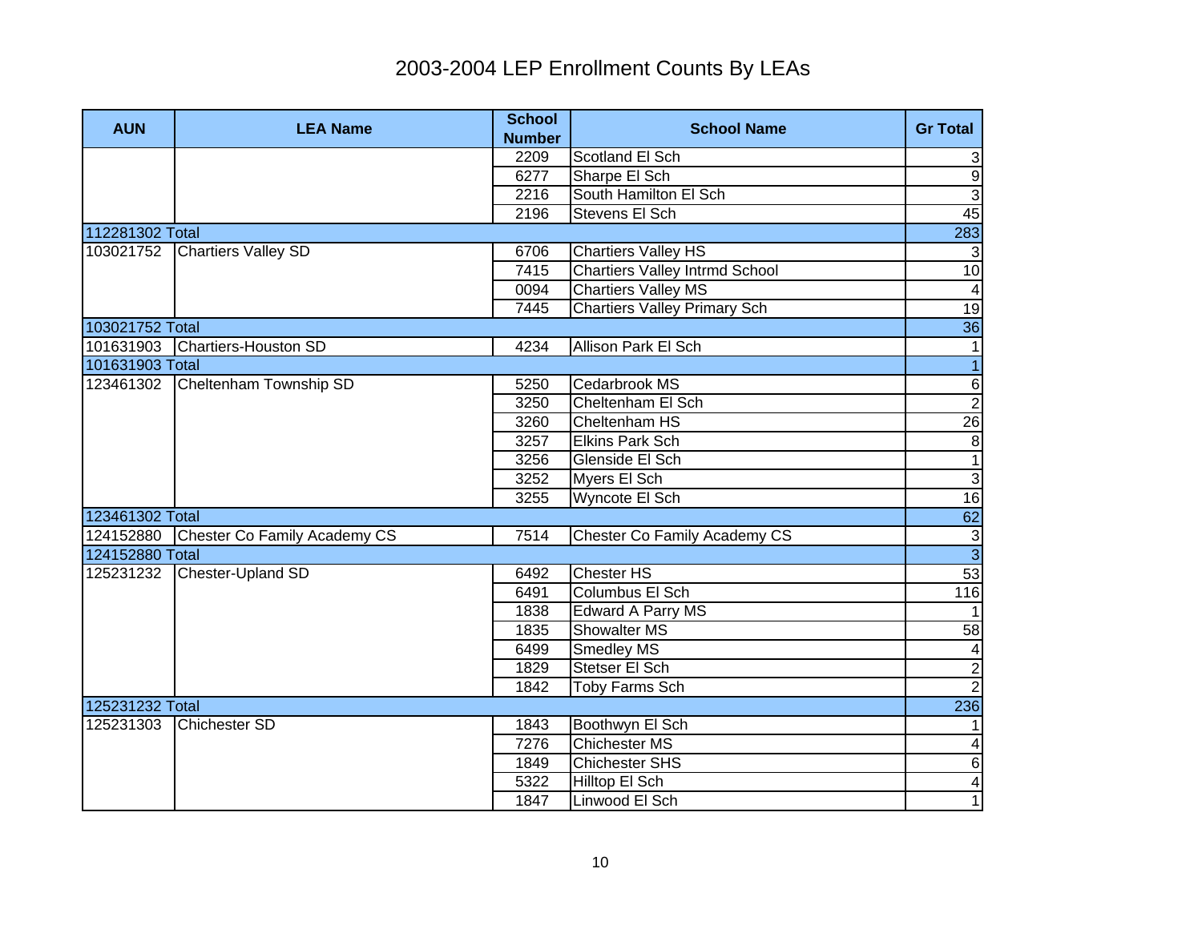# 2003-2004 LEP Enrollment Counts By LEAs

| AUN | LEA Name | School Number | School Name | Gr Total |
|---|---|---|---|---|
| | | 2209 | Scotland El Sch | 3 |
| | | 6277 | Sharpe El Sch | 9 |
| | | 2216 | South Hamilton El Sch | 3 |
| | | 2196 | Stevens El Sch | 45 |
| 112281302 Total | | | | 283 |
| 103021752 | Chartiers Valley SD | 6706 | Chartiers Valley HS | 3 |
| | | 7415 | Chartiers Valley Intrmd School | 10 |
| | | 0094 | Chartiers Valley MS | 4 |
| | | 7445 | Chartiers Valley Primary Sch | 19 |
| 103021752 Total | | | | 36 |
| 101631903 | Chartiers-Houston SD | 4234 | Allison Park El Sch | 1 |
| 101631903 Total | | | | 1 |
| 123461302 | Cheltenham Township SD | 5250 | Cedarbrook MS | 6 |
| | | 3250 | Cheltenham El Sch | 2 |
| | | 3260 | Cheltenham HS | 26 |
| | | 3257 | Elkins Park Sch | 8 |
| | | 3256 | Glenside El Sch | 1 |
| | | 3252 | Myers El Sch | 3 |
| | | 3255 | Wyncote El Sch | 16 |
| 123461302 Total | | | | 62 |
| 124152880 | Chester Co Family Academy CS | 7514 | Chester Co Family Academy CS | 3 |
| 124152880 Total | | | | 3 |
| 125231232 | Chester-Upland SD | 6492 | Chester HS | 53 |
| | | 6491 | Columbus El Sch | 116 |
| | | 1838 | Edward A Parry MS | 1 |
| | | 1835 | Showalter MS | 58 |
| | | 6499 | Smedley MS | 4 |
| | | 1829 | Stetser El Sch | 2 |
| | | 1842 | Toby Farms Sch | 2 |
| 125231232 Total | | | | 236 |
| 125231303 | Chichester SD | 1843 | Boothwyn El Sch | 1 |
| | | 7276 | Chichester MS | 4 |
| | | 1849 | Chichester SHS | 6 |
| | | 5322 | Hilltop El Sch | 4 |
| | | 1847 | Linwood El Sch | 1 |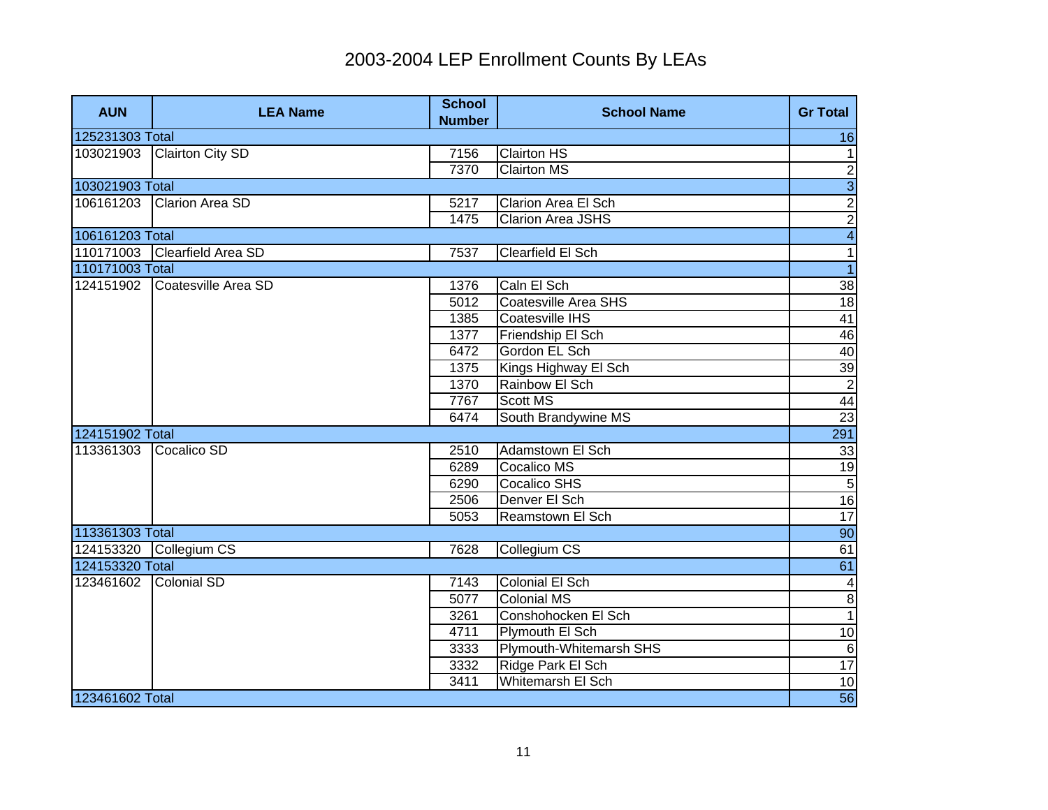# 2003-2004 LEP Enrollment Counts By LEAs

| AUN | LEA Name | School Number | School Name | Gr Total |
|---|---|---|---|---|
| 125231303 Total | | | | 16 |
| 103021903 | Clairton City SD | 7156 | Clairton HS | 1 |
| | | 7370 | Clairton MS | 2 |
| 103021903 Total | | | | 3 |
| 106161203 | Clarion Area SD | 5217 | Clarion Area El Sch | 2 |
| | | 1475 | Clarion Area JSHS | 2 |
| 106161203 Total | | | | 4 |
| 110171003 | Clearfield Area SD | 7537 | Clearfield El Sch | 1 |
| 110171003 Total | | | | 1 |
| 124151902 | Coatesville Area SD | 1376 | Caln El Sch | 38 |
| | | 5012 | Coatesville Area SHS | 18 |
| | | 1385 | Coatesville IHS | 41 |
| | | 1377 | Friendship El Sch | 46 |
| | | 6472 | Gordon EL Sch | 40 |
| | | 1375 | Kings Highway El Sch | 39 |
| | | 1370 | Rainbow El Sch | 2 |
| | | 7767 | Scott MS | 44 |
| | | 6474 | South Brandywine MS | 23 |
| 124151902 Total | | | | 291 |
| 113361303 | Cocalico SD | 2510 | Adamstown El Sch | 33 |
| | | 6289 | Cocalico MS | 19 |
| | | 6290 | Cocalico SHS | 5 |
| | | 2506 | Denver El Sch | 16 |
| | | 5053 | Reamstown El Sch | 17 |
| 113361303 Total | | | | 90 |
| 124153320 | Collegium CS | 7628 | Collegium CS | 61 |
| 124153320 Total | | | | 61 |
| 123461602 | Colonial SD | 7143 | Colonial El Sch | 4 |
| | | 5077 | Colonial MS | 8 |
| | | 3261 | Conshohocken El Sch | 1 |
| | | 4711 | Plymouth El Sch | 10 |
| | | 3333 | Plymouth-Whitemarsh SHS | 6 |
| | | 3332 | Ridge Park El Sch | 17 |
| | | 3411 | Whitemarsh El Sch | 10 |
| 123461602 Total | | | | 56 |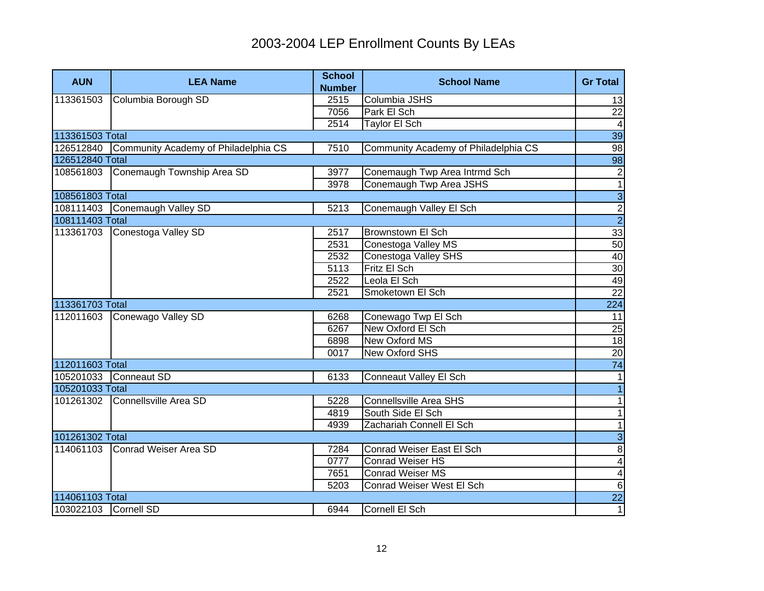# 2003-2004 LEP Enrollment Counts By LEAs

| AUN | LEA Name | School Number | School Name | Gr Total |
|---|---|---|---|---|
| 113361503 | Columbia Borough SD | 2515 | Columbia JSHS | 13 |
| | | 7056 | Park El Sch | 22 |
| | | 2514 | Taylor El Sch | 4 |
| 113361503 Total | | | | 39 |
| 126512840 | Community Academy of Philadelphia CS | 7510 | Community Academy of Philadelphia CS | 98 |
| 126512840 Total | | | | 98 |
| 108561803 | Conemaugh Township Area SD | 3977 | Conemaugh Twp Area Intrmd Sch | 2 |
| | | 3978 | Conemaugh Twp Area JSHS | 1 |
| 108561803 Total | | | | 3 |
| 108111403 | Conemaugh Valley SD | 5213 | Conemaugh Valley El Sch | 2 |
| 108111403 Total | | | | 2 |
| 113361703 | Conestoga Valley SD | 2517 | Brownstown El Sch | 33 |
| | | 2531 | Conestoga Valley MS | 50 |
| | | 2532 | Conestoga Valley SHS | 40 |
| | | 5113 | Fritz El Sch | 30 |
| | | 2522 | Leola El Sch | 49 |
| | | 2521 | Smoketown El Sch | 22 |
| 113361703 Total | | | | 224 |
| 112011603 | Conewago Valley SD | 6268 | Conewago Twp El Sch | 11 |
| | | 6267 | New Oxford El Sch | 25 |
| | | 6898 | New Oxford MS | 18 |
| | | 0017 | New Oxford SHS | 20 |
| 112011603 Total | | | | 74 |
| 105201033 | Conneaut SD | 6133 | Conneaut Valley El Sch | 1 |
| 105201033 Total | | | | 1 |
| 101261302 | Connellsville Area SD | 5228 | Connellsville Area SHS | 1 |
| | | 4819 | South Side El Sch | 1 |
| | | 4939 | Zachariah Connell El Sch | 1 |
| 101261302 Total | | | | 3 |
| 114061103 | Conrad Weiser Area SD | 7284 | Conrad Weiser East El Sch | 8 |
| | | 0777 | Conrad Weiser HS | 4 |
| | | 7651 | Conrad Weiser MS | 4 |
| | | 5203 | Conrad Weiser West El Sch | 6 |
| 114061103 Total | | | | 22 |
| 103022103 | Cornell SD | 6944 | Cornell El Sch | 1 |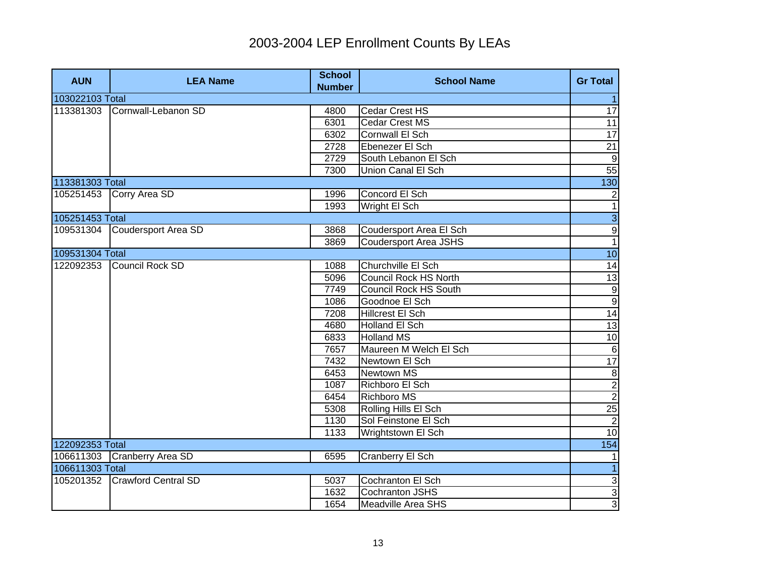# 2003-2004 LEP Enrollment Counts By LEAs

| AUN | LEA Name | School Number | School Name | Gr Total |
|---|---|---|---|---|
| 103022103 Total | | | | 1 |
| 113381303 | Cornwall-Lebanon SD | 4800 | Cedar Crest HS | 17 |
| | | 6301 | Cedar Crest MS | 11 |
| | | 6302 | Cornwall El Sch | 17 |
| | | 2728 | Ebenezer El Sch | 21 |
| | | 2729 | South Lebanon El Sch | 9 |
| | | 7300 | Union Canal El Sch | 55 |
| 113381303 Total | | | | 130 |
| 105251453 | Corry Area SD | 1996 | Concord El Sch | 2 |
| | | 1993 | Wright El Sch | 1 |
| 105251453 Total | | | | 3 |
| 109531304 | Coudersport Area SD | 3868 | Coudersport Area El Sch | 9 |
| | | 3869 | Coudersport Area JSHS | 1 |
| 109531304 Total | | | | 10 |
| 122092353 | Council Rock SD | 1088 | Churchville El Sch | 14 |
| | | 5096 | Council Rock HS North | 13 |
| | | 7749 | Council Rock HS South | 9 |
| | | 1086 | Goodnoe El Sch | 9 |
| | | 7208 | Hillcrest El Sch | 14 |
| | | 4680 | Holland El Sch | 13 |
| | | 6833 | Holland MS | 10 |
| | | 7657 | Maureen M Welch El Sch | 6 |
| | | 7432 | Newtown El Sch | 17 |
| | | 6453 | Newtown MS | 8 |
| | | 1087 | Richboro El Sch | 2 |
| | | 6454 | Richboro MS | 2 |
| | | 5308 | Rolling Hills El Sch | 25 |
| | | 1130 | Sol Feinstone El Sch | 2 |
| | | 1133 | Wrightstown El Sch | 10 |
| 122092353 Total | | | | 154 |
| 106611303 | Cranberry Area SD | 6595 | Cranberry El Sch | 1 |
| 106611303 Total | | | | 1 |
| 105201352 | Crawford Central SD | 5037 | Cochranton El Sch | 3 |
| | | 1632 | Cochranton JSHS | 3 |
| | | 1654 | Meadville Area SHS | 3 |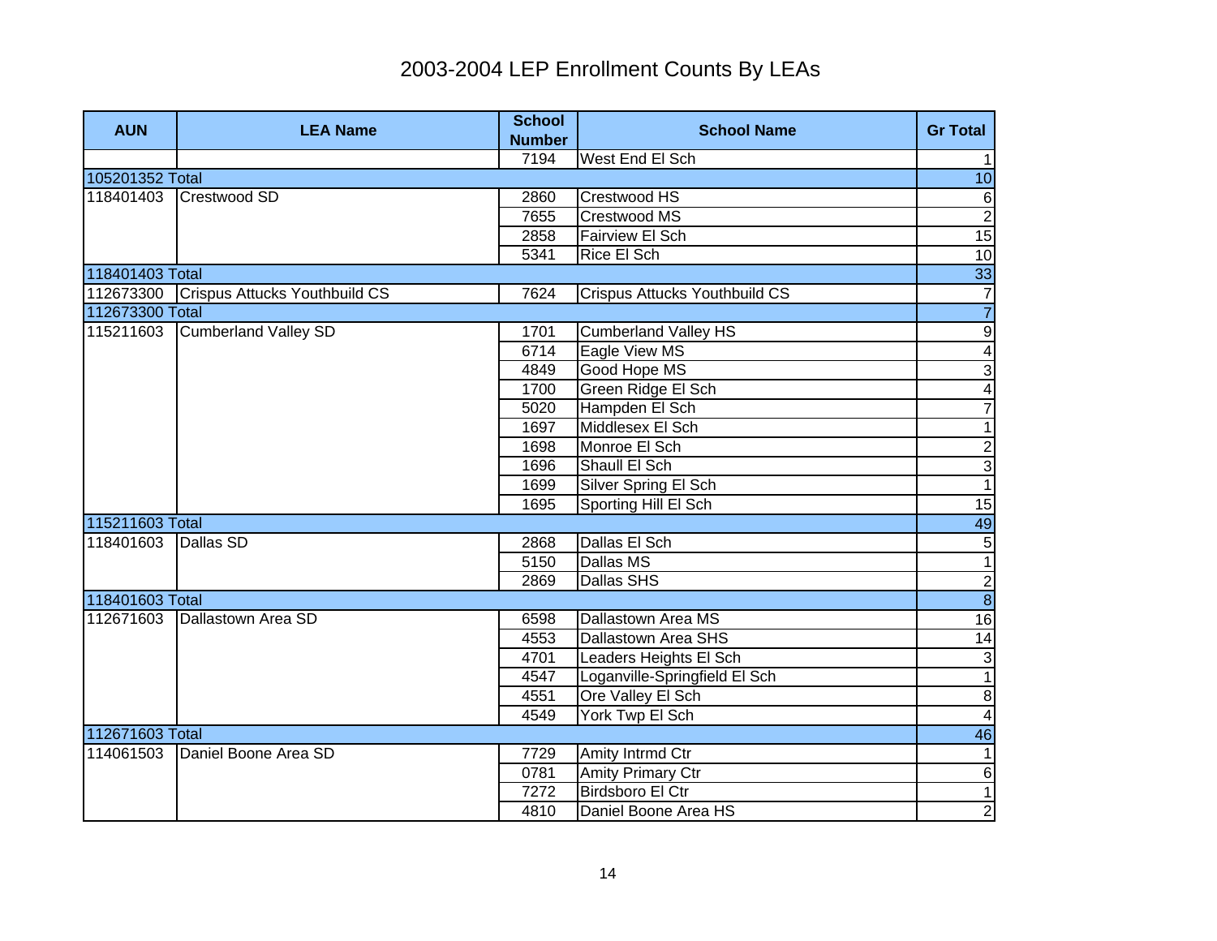# 2003-2004 LEP Enrollment Counts By LEAs

| AUN | LEA Name | School Number | School Name | Gr Total |
|---|---|---|---|---|
| | | 7194 | West End El Sch | 1 |
| 105201352 Total | | | | 10 |
| 118401403 | Crestwood SD | 2860 | Crestwood HS | 6 |
| | | 7655 | Crestwood MS | 2 |
| | | 2858 | Fairview El Sch | 15 |
| | | 5341 | Rice El Sch | 10 |
| 118401403 Total | | | | 33 |
| 112673300 | Crispus Attucks Youthbuild CS | 7624 | Crispus Attucks Youthbuild CS | 7 |
| 112673300 Total | | | | 7 |
| 115211603 | Cumberland Valley SD | 1701 | Cumberland Valley HS | 9 |
| | | 6714 | Eagle View MS | 4 |
| | | 4849 | Good Hope MS | 3 |
| | | 1700 | Green Ridge El Sch | 4 |
| | | 5020 | Hampden El Sch | 7 |
| | | 1697 | Middlesex El Sch | 1 |
| | | 1698 | Monroe El Sch | 2 |
| | | 1696 | Shaull El Sch | 3 |
| | | 1699 | Silver Spring El Sch | 1 |
| | | 1695 | Sporting Hill El Sch | 15 |
| 115211603 Total | | | | 49 |
| 118401603 | Dallas SD | 2868 | Dallas El Sch | 5 |
| | | 5150 | Dallas MS | 1 |
| | | 2869 | Dallas SHS | 2 |
| 118401603 Total | | | | 8 |
| 112671603 | Dallastown Area SD | 6598 | Dallastown Area MS | 16 |
| | | 4553 | Dallastown Area SHS | 14 |
| | | 4701 | Leaders Heights El Sch | 3 |
| | | 4547 | Loganville-Springfield El Sch | 1 |
| | | 4551 | Ore Valley El Sch | 8 |
| | | 4549 | York Twp El Sch | 4 |
| 112671603 Total | | | | 46 |
| 114061503 | Daniel Boone Area SD | 7729 | Amity Intrmd Ctr | 1 |
| | | 0781 | Amity Primary Ctr | 6 |
| | | 7272 | Birdsboro El Ctr | 1 |
| | | 4810 | Daniel Boone Area HS | 2 |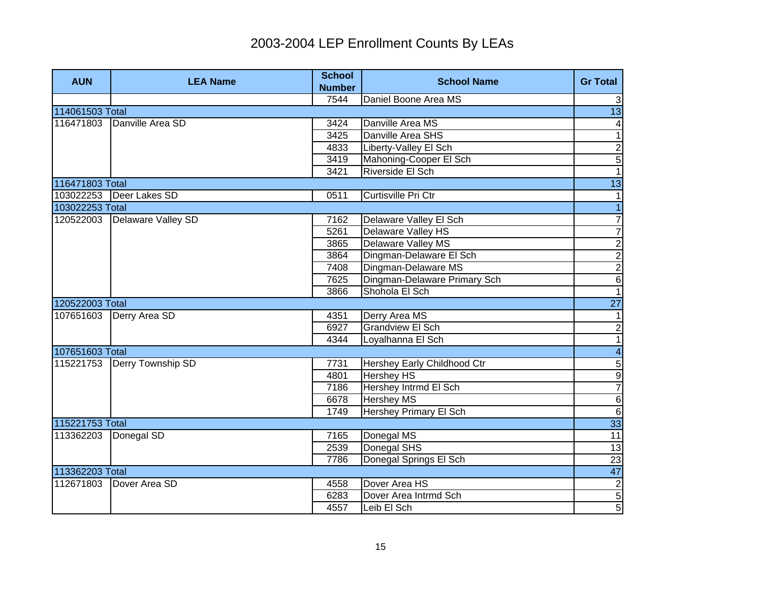# 2003-2004 LEP Enrollment Counts By LEAs

| AUN | LEA Name | School Number | School Name | Gr Total |
|---|---|---|---|---|
| | | 7544 | Daniel Boone Area MS | 3 |
| 114061503 Total | | | | 13 |
| 116471803 | Danville Area SD | 3424 | Danville Area MS | 4 |
| | | 3425 | Danville Area SHS | 1 |
| | | 4833 | Liberty-Valley El Sch | 2 |
| | | 3419 | Mahoning-Cooper El Sch | 5 |
| | | 3421 | Riverside El Sch | 1 |
| 116471803 Total | | | | 13 |
| 103022253 | Deer Lakes SD | 0511 | Curtisville Pri Ctr | 1 |
| 103022253 Total | | | | 1 |
| 120522003 | Delaware Valley SD | 7162 | Delaware Valley El Sch | 7 |
| | | 5261 | Delaware Valley HS | 7 |
| | | 3865 | Delaware Valley MS | 2 |
| | | 3864 | Dingman-Delaware El Sch | 2 |
| | | 7408 | Dingman-Delaware MS | 2 |
| | | 7625 | Dingman-Delaware Primary Sch | 6 |
| | | 3866 | Shohola El Sch | 1 |
| 120522003 Total | | | | 27 |
| 107651603 | Derry Area SD | 4351 | Derry Area MS | 1 |
| | | 6927 | Grandview El Sch | 2 |
| | | 4344 | Loyalhanna El Sch | 1 |
| 107651603 Total | | | | 4 |
| 115221753 | Derry Township SD | 7731 | Hershey Early Childhood Ctr | 5 |
| | | 4801 | Hershey HS | 9 |
| | | 7186 | Hershey Intrmd El Sch | 7 |
| | | 6678 | Hershey MS | 6 |
| | | 1749 | Hershey Primary El Sch | 6 |
| 115221753 Total | | | | 33 |
| 113362203 | Donegal SD | 7165 | Donegal MS | 11 |
| | | 2539 | Donegal SHS | 13 |
| | | 7786 | Donegal Springs El Sch | 23 |
| 113362203 Total | | | | 47 |
| 112671803 | Dover Area SD | 4558 | Dover Area HS | 2 |
| | | 6283 | Dover Area Intrmd Sch | 5 |
| | | 4557 | Leib El Sch | 5 |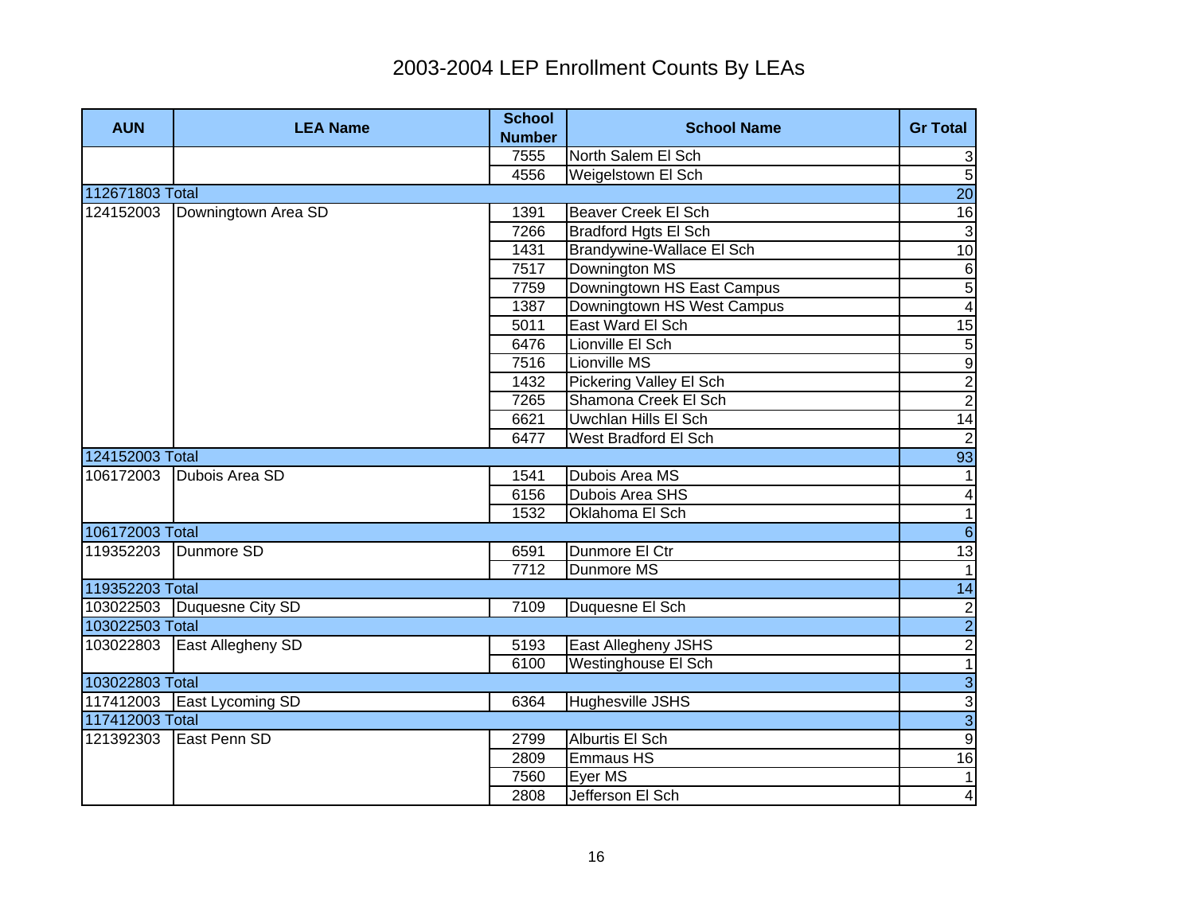# 2003-2004 LEP Enrollment Counts By LEAs

| AUN | LEA Name | School Number | School Name | Gr Total |
|---|---|---|---|---|
| | | 7555 | North Salem El Sch | 3 |
| | | 4556 | Weigelstown El Sch | 5 |
| 112671803 Total | | | | 20 |
| 124152003 | Downingtown Area SD | 1391 | Beaver Creek El Sch | 16 |
| | | 7266 | Bradford Hgts El Sch | 3 |
| | | 1431 | Brandywine-Wallace El Sch | 10 |
| | | 7517 | Downington MS | 6 |
| | | 7759 | Downingtown HS East Campus | 5 |
| | | 1387 | Downingtown HS West Campus | 4 |
| | | 5011 | East Ward El Sch | 15 |
| | | 6476 | Lionville El Sch | 5 |
| | | 7516 | Lionville MS | 9 |
| | | 1432 | Pickering Valley El Sch | 2 |
| | | 7265 | Shamona Creek El Sch | 2 |
| | | 6621 | Uwchlan Hills El Sch | 14 |
| | | 6477 | West Bradford El Sch | 2 |
| 124152003 Total | | | | 93 |
| 106172003 | Dubois Area SD | 1541 | Dubois Area MS | 1 |
| | | 6156 | Dubois Area SHS | 4 |
| | | 1532 | Oklahoma El Sch | 1 |
| 106172003 Total | | | | 6 |
| 119352203 | Dunmore SD | 6591 | Dunmore El Ctr | 13 |
| | | 7712 | Dunmore MS | 1 |
| 119352203 Total | | | | 14 |
| 103022503 | Duquesne City SD | 7109 | Duquesne El Sch | 2 |
| 103022503 Total | | | | 2 |
| 103022803 | East Allegheny SD | 5193 | East Allegheny JSHS | 2 |
| | | 6100 | Westinghouse El Sch | 1 |
| 103022803 Total | | | | 3 |
| 117412003 | East Lycoming SD | 6364 | Hughesville JSHS | 3 |
| 117412003 Total | | | | 3 |
| 121392303 | East Penn SD | 2799 | Alburtis El Sch | 9 |
| | | 2809 | Emmaus HS | 16 |
| | | 7560 | Eyer MS | 1 |
| | | 2808 | Jefferson El Sch | 4 |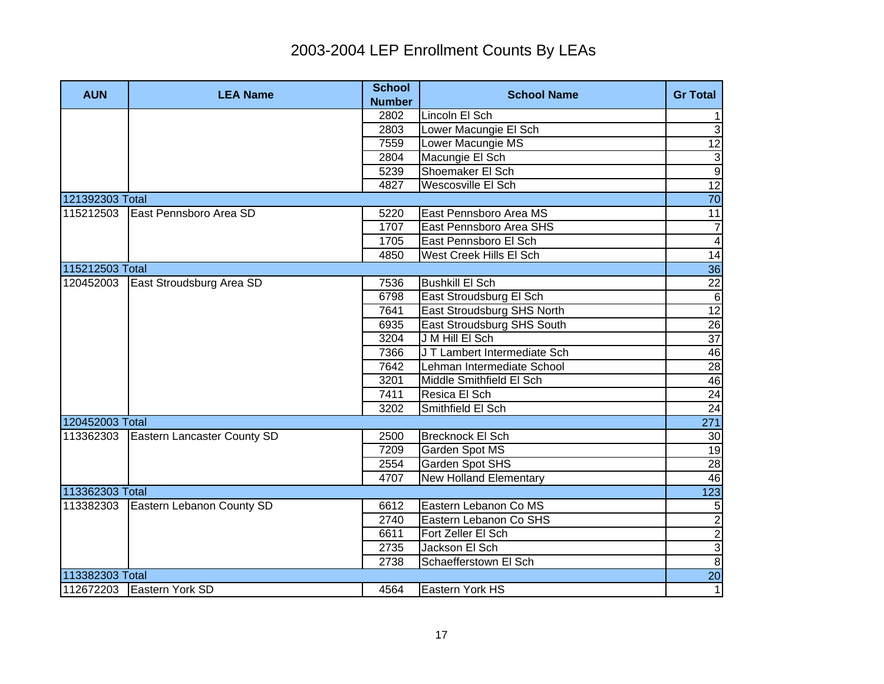# 2003-2004 LEP Enrollment Counts By LEAs

| AUN | LEA Name | School Number | School Name | Gr Total |
|---|---|---|---|---|
| | | 2802 | Lincoln El Sch | 1 |
| | | 2803 | Lower Macungie El Sch | 3 |
| | | 7559 | Lower Macungie MS | 12 |
| | | 2804 | Macungie El Sch | 3 |
| | | 5239 | Shoemaker El Sch | 9 |
| | | 4827 | Wescosville El Sch | 12 |
| 121392303 Total | | | | 70 |
| 115212503 | East Pennsboro Area SD | 5220 | East Pennsboro Area MS | 11 |
| | | 1707 | East Pennsboro Area SHS | 7 |
| | | 1705 | East Pennsboro El Sch | 4 |
| | | 4850 | West Creek Hills El Sch | 14 |
| 115212503 Total | | | | 36 |
| 120452003 | East Stroudsburg Area SD | 7536 | Bushkill El Sch | 22 |
| | | 6798 | East Stroudsburg El Sch | 6 |
| | | 7641 | East Stroudsburg SHS North | 12 |
| | | 6935 | East Stroudsburg SHS South | 26 |
| | | 3204 | J M Hill El Sch | 37 |
| | | 7366 | J T Lambert Intermediate Sch | 46 |
| | | 7642 | Lehman Intermediate School | 28 |
| | | 3201 | Middle Smithfield El Sch | 46 |
| | | 7411 | Resica El Sch | 24 |
| | | 3202 | Smithfield El Sch | 24 |
| 120452003 Total | | | | 271 |
| 113362303 | Eastern Lancaster County SD | 2500 | Brecknock El Sch | 30 |
| | | 7209 | Garden Spot MS | 19 |
| | | 2554 | Garden Spot SHS | 28 |
| | | 4707 | New Holland Elementary | 46 |
| 113362303 Total | | | | 123 |
| 113382303 | Eastern Lebanon County SD | 6612 | Eastern Lebanon Co MS | 5 |
| | | 2740 | Eastern Lebanon Co SHS | 2 |
| | | 6611 | Fort Zeller El Sch | 2 |
| | | 2735 | Jackson El Sch | 3 |
| | | 2738 | Schaefferstown El Sch | 8 |
| 113382303 Total | | | | 20 |
| 112672203 | Eastern York SD | 4564 | Eastern York HS | 1 |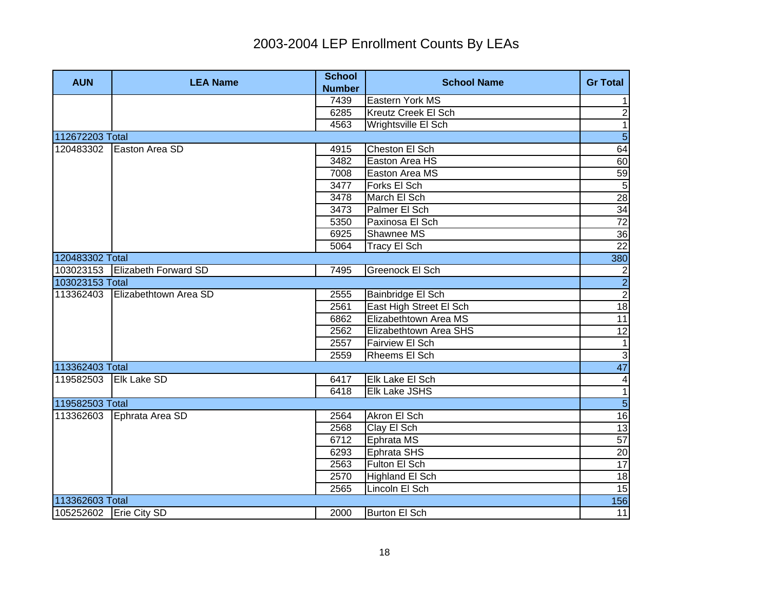# 2003-2004 LEP Enrollment Counts By LEAs

| AUN | LEA Name | School Number | School Name | Gr Total |
|---|---|---|---|---|
| | | 7439 | Eastern York MS | 1 |
| | | 6285 | Kreutz Creek El Sch | 2 |
| | | 4563 | Wrightsville El Sch | 1 |
| 112672203 Total | | | | 5 |
| 120483302 | Easton Area SD | 4915 | Cheston El Sch | 64 |
| | | 3482 | Easton Area HS | 60 |
| | | 7008 | Easton Area MS | 59 |
| | | 3477 | Forks El Sch | 5 |
| | | 3478 | March El Sch | 28 |
| | | 3473 | Palmer El Sch | 34 |
| | | 5350 | Paxinosa El Sch | 72 |
| | | 6925 | Shawnee MS | 36 |
| | | 5064 | Tracy El Sch | 22 |
| 120483302 Total | | | | 380 |
| 103023153 | Elizabeth Forward SD | 7495 | Greenock El Sch | 2 |
| 103023153 Total | | | | 2 |
| 113362403 | Elizabethtown Area SD | 2555 | Bainbridge El Sch | 2 |
| | | 2561 | East High Street El Sch | 18 |
| | | 6862 | Elizabethtown Area MS | 11 |
| | | 2562 | Elizabethtown Area SHS | 12 |
| | | 2557 | Fairview El Sch | 1 |
| | | 2559 | Rheems El Sch | 3 |
| 113362403 Total | | | | 47 |
| 119582503 | Elk Lake SD | 6417 | Elk Lake El Sch | 4 |
| | | 6418 | Elk Lake JSHS | 1 |
| 119582503 Total | | | | 5 |
| 113362603 | Ephrata Area SD | 2564 | Akron El Sch | 16 |
| | | 2568 | Clay El Sch | 13 |
| | | 6712 | Ephrata MS | 57 |
| | | 6293 | Ephrata SHS | 20 |
| | | 2563 | Fulton El Sch | 17 |
| | | 2570 | Highland El Sch | 18 |
| | | 2565 | Lincoln El Sch | 15 |
| 113362603 Total | | | | 156 |
| 105252602 | Erie City SD | 2000 | Burton El Sch | 11 |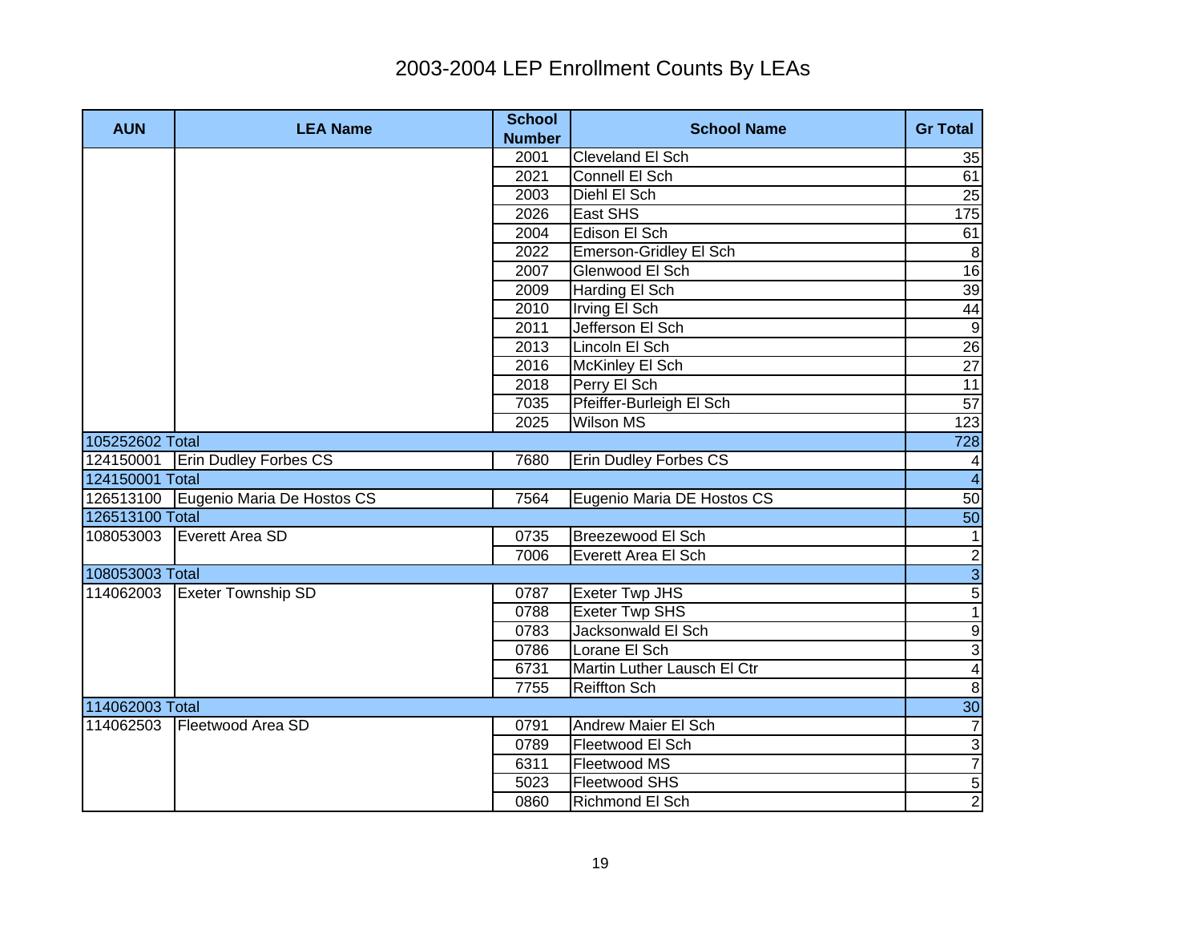# 2003-2004 LEP Enrollment Counts By LEAs

| AUN | LEA Name | School Number | School Name | Gr Total |
|---|---|---|---|---|
| | | 2001 | Cleveland El Sch | 35 |
| | | 2021 | Connell El Sch | 61 |
| | | 2003 | Diehl El Sch | 25 |
| | | 2026 | East SHS | 175 |
| | | 2004 | Edison El Sch | 61 |
| | | 2022 | Emerson-Gridley El Sch | 8 |
| | | 2007 | Glenwood El Sch | 16 |
| | | 2009 | Harding El Sch | 39 |
| | | 2010 | Irving El Sch | 44 |
| | | 2011 | Jefferson El Sch | 9 |
| | | 2013 | Lincoln El Sch | 26 |
| | | 2016 | McKinley El Sch | 27 |
| | | 2018 | Perry El Sch | 11 |
| | | 7035 | Pfeiffer-Burleigh El Sch | 57 |
| | | 2025 | Wilson MS | 123 |
| 105252602 Total | | | | 728 |
| 124150001 | Erin Dudley Forbes CS | 7680 | Erin Dudley Forbes CS | 4 |
| 124150001 Total | | | | 4 |
| 126513100 | Eugenio Maria De Hostos CS | 7564 | Eugenio Maria DE Hostos CS | 50 |
| 126513100 Total | | | | 50 |
| 108053003 | Everett Area SD | 0735 | Breezewood El Sch | 1 |
| | | 7006 | Everett Area El Sch | 2 |
| 108053003 Total | | | | 3 |
| 114062003 | Exeter Township SD | 0787 | Exeter Twp JHS | 5 |
| | | 0788 | Exeter Twp SHS | 1 |
| | | 0783 | Jacksonwald El Sch | 9 |
| | | 0786 | Lorane El Sch | 3 |
| | | 6731 | Martin Luther Lausch El Ctr | 4 |
| | | 7755 | Reiffton Sch | 8 |
| 114062003 Total | | | | 30 |
| 114062503 | Fleetwood Area SD | 0791 | Andrew Maier El Sch | 7 |
| | | 0789 | Fleetwood El Sch | 3 |
| | | 6311 | Fleetwood MS | 7 |
| | | 5023 | Fleetwood SHS | 5 |
| | | 0860 | Richmond El Sch | 2 |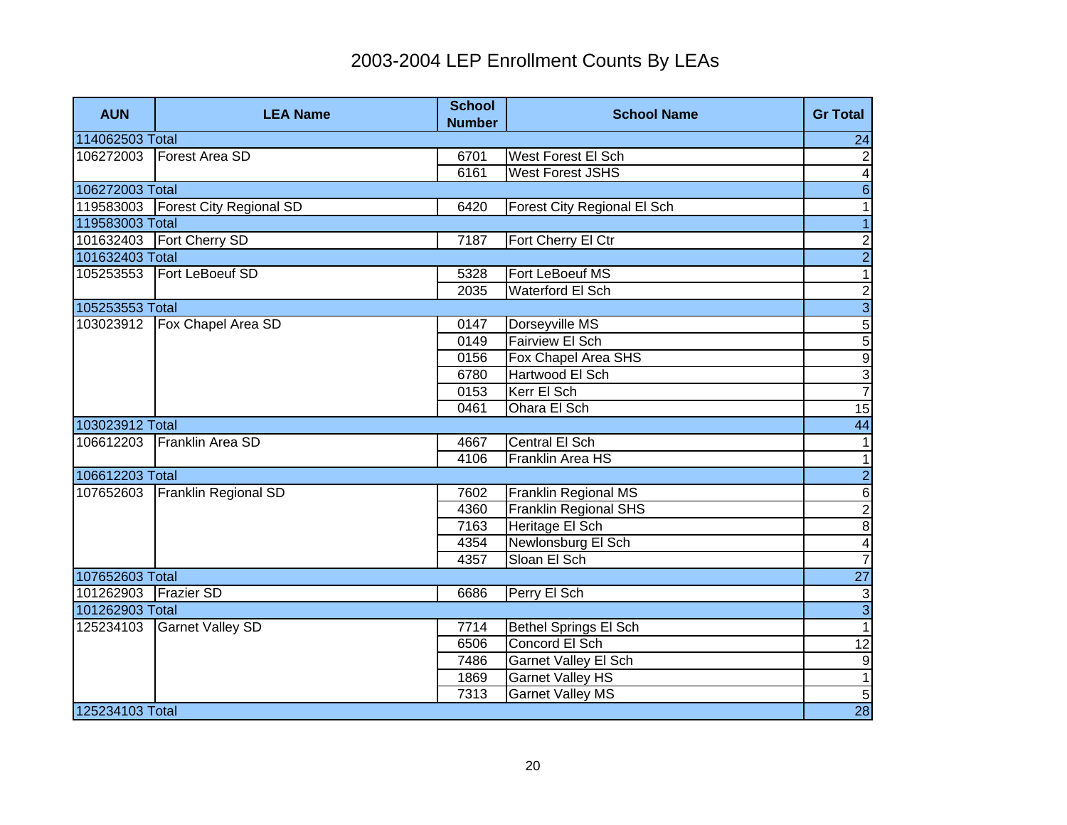# 2003-2004 LEP Enrollment Counts By LEAs

| AUN | LEA Name | School Number | School Name | Gr Total |
|---|---|---|---|---|
| 114062503 Total | | | | 24 |
| 106272003 | Forest Area SD | 6701 | West Forest El Sch | 2 |
| | | 6161 | West Forest JSHS | 4 |
| 106272003 Total | | | | 6 |
| 119583003 | Forest City Regional SD | 6420 | Forest City Regional El Sch | 1 |
| 119583003 Total | | | | 1 |
| 101632403 | Fort Cherry SD | 7187 | Fort Cherry El Ctr | 2 |
| 101632403 Total | | | | 2 |
| 105253553 | Fort LeBoeuf SD | 5328 | Fort LeBoeuf MS | 1 |
| | | 2035 | Waterford El Sch | 2 |
| 105253553 Total | | | | 3 |
| 103023912 | Fox Chapel Area SD | 0147 | Dorseyville MS | 5 |
| | | 0149 | Fairview El Sch | 5 |
| | | 0156 | Fox Chapel Area SHS | 9 |
| | | 6780 | Hartwood El Sch | 3 |
| | | 0153 | Kerr El Sch | 7 |
| | | 0461 | Ohara El Sch | 15 |
| 103023912 Total | | | | 44 |
| 106612203 | Franklin Area SD | 4667 | Central El Sch | 1 |
| | | 4106 | Franklin Area HS | 1 |
| 106612203 Total | | | | 2 |
| 107652603 | Franklin Regional SD | 7602 | Franklin Regional MS | 6 |
| | | 4360 | Franklin Regional SHS | 2 |
| | | 7163 | Heritage El Sch | 8 |
| | | 4354 | Newlonsburg El Sch | 4 |
| | | 4357 | Sloan El Sch | 7 |
| 107652603 Total | | | | 27 |
| 101262903 | Frazier SD | 6686 | Perry El Sch | 3 |
| 101262903 Total | | | | 3 |
| 125234103 | Garnet Valley SD | 7714 | Bethel Springs El Sch | 1 |
| | | 6506 | Concord El Sch | 12 |
| | | 7486 | Garnet Valley El Sch | 9 |
| | | 1869 | Garnet Valley HS | 1 |
| | | 7313 | Garnet Valley MS | 5 |
| 125234103 Total | | | | 28 |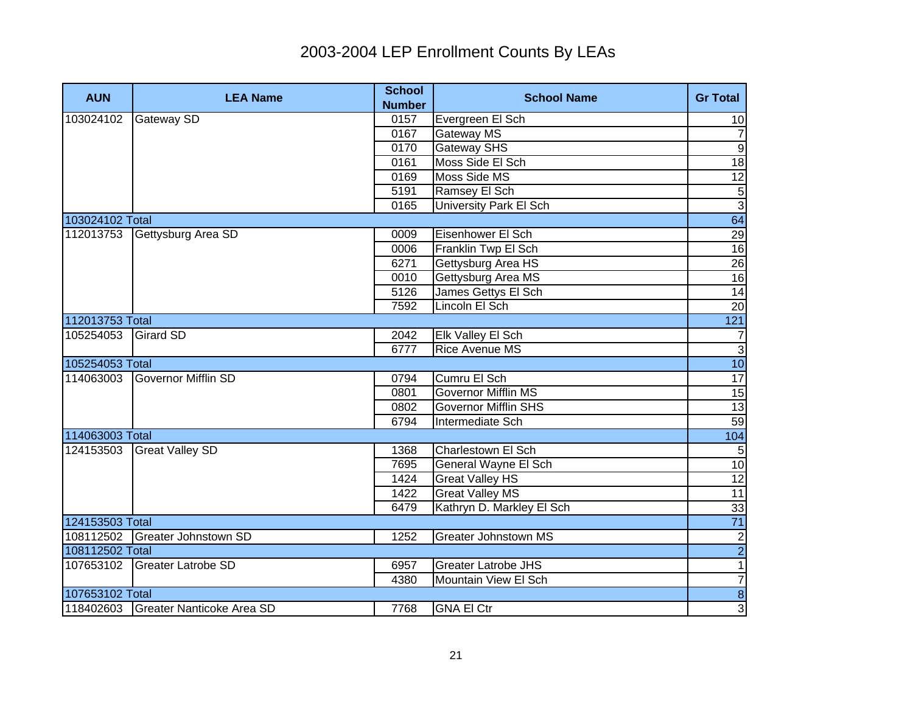# 2003-2004 LEP Enrollment Counts By LEAs

| AUN | LEA Name | School Number | School Name | Gr Total |
|---|---|---|---|---|
| 103024102 | Gateway SD | 0157 | Evergreen El Sch | 10 |
| | | 0167 | Gateway MS | 7 |
| | | 0170 | Gateway SHS | 9 |
| | | 0161 | Moss Side El Sch | 18 |
| | | 0169 | Moss Side MS | 12 |
| | | 5191 | Ramsey El Sch | 5 |
| | | 0165 | University Park El Sch | 3 |
| 103024102 Total | | | | 64 |
| 112013753 | Gettysburg Area SD | 0009 | Eisenhower El Sch | 29 |
| | | 0006 | Franklin Twp El Sch | 16 |
| | | 6271 | Gettysburg Area HS | 26 |
| | | 0010 | Gettysburg Area MS | 16 |
| | | 5126 | James Gettys El Sch | 14 |
| | | 7592 | Lincoln El Sch | 20 |
| 112013753 Total | | | | 121 |
| 105254053 | Girard SD | 2042 | Elk Valley El Sch | 7 |
| | | 6777 | Rice Avenue MS | 3 |
| 105254053 Total | | | | 10 |
| 114063003 | Governor Mifflin SD | 0794 | Cumru El Sch | 17 |
| | | 0801 | Governor Mifflin MS | 15 |
| | | 0802 | Governor Mifflin SHS | 13 |
| | | 6794 | Intermediate Sch | 59 |
| 114063003 Total | | | | 104 |
| 124153503 | Great Valley SD | 1368 | Charlestown El Sch | 5 |
| | | 7695 | General Wayne El Sch | 10 |
| | | 1424 | Great Valley HS | 12 |
| | | 1422 | Great Valley MS | 11 |
| | | 6479 | Kathryn D. Markley El Sch | 33 |
| 124153503 Total | | | | 71 |
| 108112502 | Greater Johnstown SD | 1252 | Greater Johnstown MS | 2 |
| 108112502 Total | | | | 2 |
| 107653102 | Greater Latrobe SD | 6957 | Greater Latrobe JHS | 1 |
| | | 4380 | Mountain View El Sch | 7 |
| 107653102 Total | | | | 8 |
| 118402603 | Greater Nanticoke Area SD | 7768 | GNA El Ctr | 3 |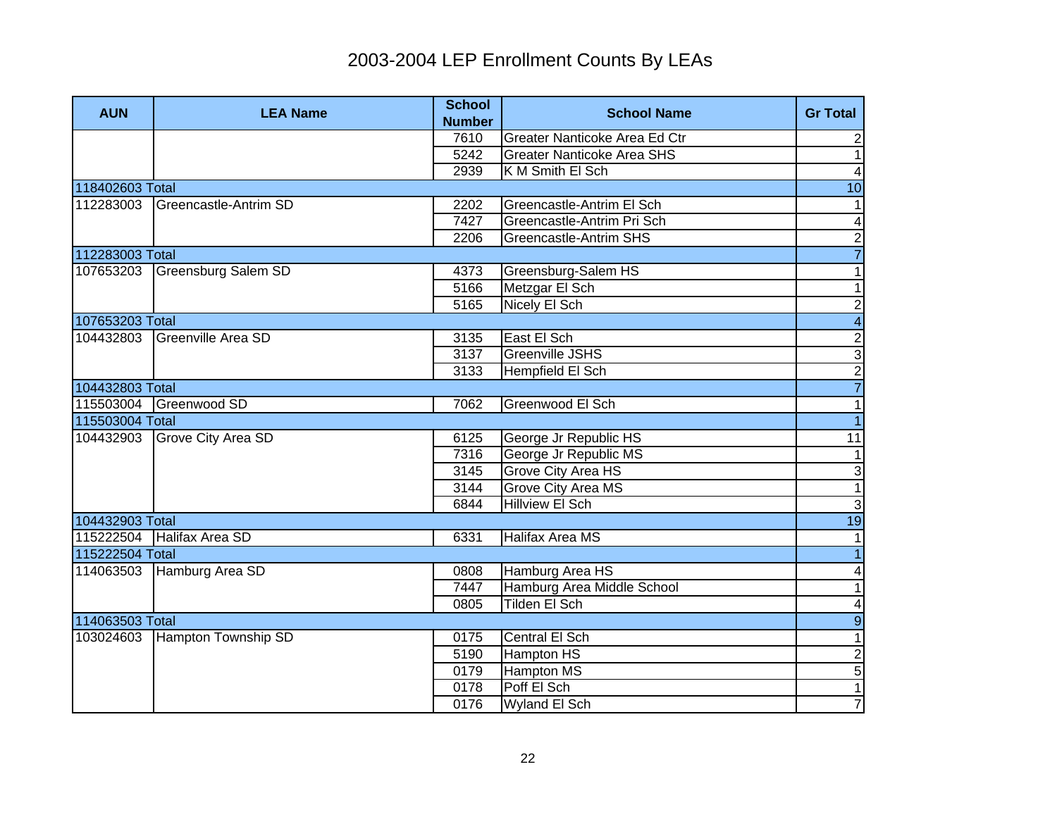# 2003-2004 LEP Enrollment Counts By LEAs

| AUN | LEA Name | School Number | School Name | Gr Total |
|---|---|---|---|---|
| | | 7610 | Greater Nanticoke Area Ed Ctr | 2 |
| | | 5242 | Greater Nanticoke Area SHS | 1 |
| | | 2939 | K M Smith El Sch | 4 |
| 118402603 Total | | | | 10 |
| 112283003 | Greencastle-Antrim SD | 2202 | Greencastle-Antrim El Sch | 1 |
| | | 7427 | Greencastle-Antrim Pri Sch | 4 |
| | | 2206 | Greencastle-Antrim SHS | 2 |
| 112283003 Total | | | | 7 |
| 107653203 | Greensburg Salem SD | 4373 | Greensburg-Salem HS | 1 |
| | | 5166 | Metzgar El Sch | 1 |
| | | 5165 | Nicely El Sch | 2 |
| 107653203 Total | | | | 4 |
| 104432803 | Greenville Area SD | 3135 | East El Sch | 2 |
| | | 3137 | Greenville JSHS | 3 |
| | | 3133 | Hempfield El Sch | 2 |
| 104432803 Total | | | | 7 |
| 115503004 | Greenwood SD | 7062 | Greenwood El Sch | 1 |
| 115503004 Total | | | | 1 |
| 104432903 | Grove City Area SD | 6125 | George Jr Republic HS | 11 |
| | | 7316 | George Jr Republic MS | 1 |
| | | 3145 | Grove City Area HS | 3 |
| | | 3144 | Grove City Area MS | 1 |
| | | 6844 | Hillview El Sch | 3 |
| 104432903 Total | | | | 19 |
| 115222504 | Halifax Area SD | 6331 | Halifax Area MS | 1 |
| 115222504 Total | | | | 1 |
| 114063503 | Hamburg Area SD | 0808 | Hamburg Area HS | 4 |
| | | 7447 | Hamburg Area Middle School | 1 |
| | | 0805 | Tilden El Sch | 4 |
| 114063503 Total | | | | 9 |
| 103024603 | Hampton Township SD | 0175 | Central El Sch | 1 |
| | | 5190 | Hampton HS | 2 |
| | | 0179 | Hampton MS | 5 |
| | | 0178 | Poff El Sch | 1 |
| | | 0176 | Wyland El Sch | 7 |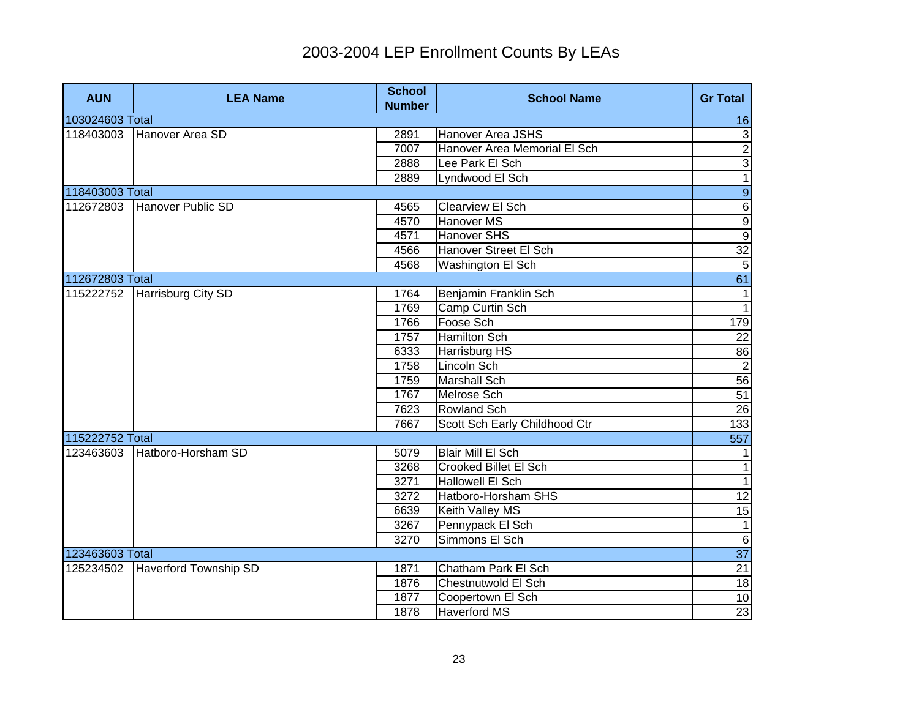# 2003-2004 LEP Enrollment Counts By LEAs

| AUN | LEA Name | School Number | School Name | Gr Total |
|---|---|---|---|---|
| 103024603 Total | | | | 16 |
| 118403003 | Hanover Area SD | 2891 | Hanover Area JSHS | 3 |
| | | 7007 | Hanover Area Memorial El Sch | 2 |
| | | 2888 | Lee Park El Sch | 3 |
| | | 2889 | Lyndwood El Sch | 1 |
| 118403003 Total | | | | 9 |
| 112672803 | Hanover Public SD | 4565 | Clearview El Sch | 6 |
| | | 4570 | Hanover MS | 9 |
| | | 4571 | Hanover SHS | 9 |
| | | 4566 | Hanover Street El Sch | 32 |
| | | 4568 | Washington El Sch | 5 |
| 112672803 Total | | | | 61 |
| 115222752 | Harrisburg City SD | 1764 | Benjamin Franklin Sch | 1 |
| | | 1769 | Camp Curtin Sch | 1 |
| | | 1766 | Foose Sch | 179 |
| | | 1757 | Hamilton Sch | 22 |
| | | 6333 | Harrisburg HS | 86 |
| | | 1758 | Lincoln Sch | 2 |
| | | 1759 | Marshall Sch | 56 |
| | | 1767 | Melrose Sch | 51 |
| | | 7623 | Rowland Sch | 26 |
| | | 7667 | Scott Sch Early Childhood Ctr | 133 |
| 115222752 Total | | | | 557 |
| 123463603 | Hatboro-Horsham SD | 5079 | Blair Mill El Sch | 1 |
| | | 3268 | Crooked Billet El Sch | 1 |
| | | 3271 | Hallowell El Sch | 1 |
| | | 3272 | Hatboro-Horsham SHS | 12 |
| | | 6639 | Keith Valley MS | 15 |
| | | 3267 | Pennypack El Sch | 1 |
| | | 3270 | Simmons El Sch | 6 |
| 123463603 Total | | | | 37 |
| 125234502 | Haverford Township SD | 1871 | Chatham Park El Sch | 21 |
| | | 1876 | Chestnutwold El Sch | 18 |
| | | 1877 | Coopertown El Sch | 10 |
| | | 1878 | Haverford MS | 23 |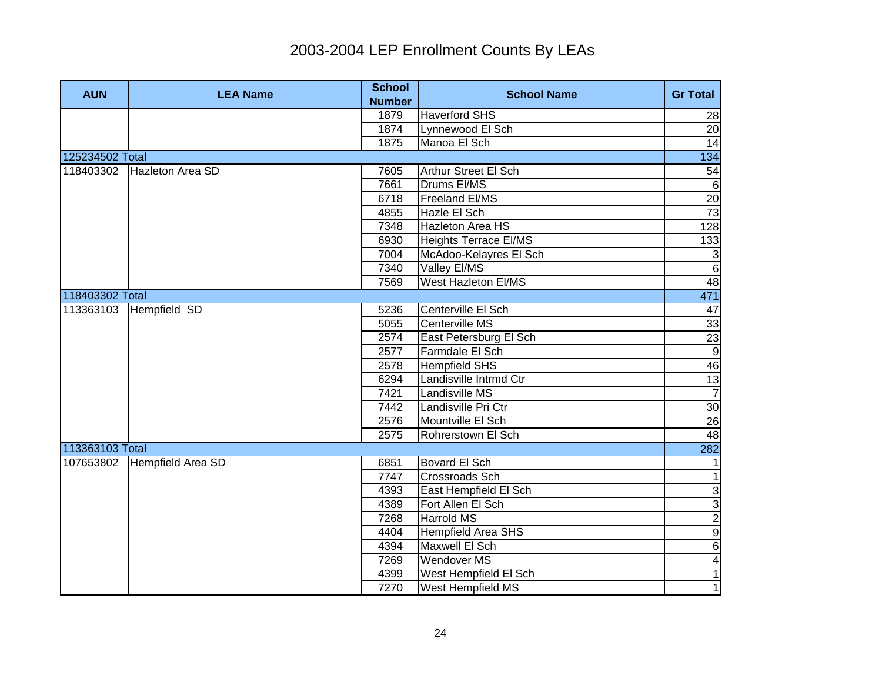# 2003-2004 LEP Enrollment Counts By LEAs

| AUN | LEA Name | School Number | School Name | Gr Total |
|---|---|---|---|---|
| | | 1879 | Haverford SHS | 28 |
| | | 1874 | Lynnewood El Sch | 20 |
| | | 1875 | Manoa El Sch | 14 |
| 125234502 Total | | | | 134 |
| 118403302 | Hazleton Area SD | 7605 | Arthur Street El Sch | 54 |
| | | 7661 | Drums El/MS | 6 |
| | | 6718 | Freeland El/MS | 20 |
| | | 4855 | Hazle El Sch | 73 |
| | | 7348 | Hazleton Area HS | 128 |
| | | 6930 | Heights Terrace El/MS | 133 |
| | | 7004 | McAdoo-Kelayres El Sch | 3 |
| | | 7340 | Valley El/MS | 6 |
| | | 7569 | West Hazleton El/MS | 48 |
| 118403302 Total | | | | 471 |
| 113363103 | Hempfield  SD | 5236 | Centerville El Sch | 47 |
| | | 5055 | Centerville MS | 33 |
| | | 2574 | East Petersburg El Sch | 23 |
| | | 2577 | Farmdale El Sch | 9 |
| | | 2578 | Hempfield SHS | 46 |
| | | 6294 | Landisville Intrmd Ctr | 13 |
| | | 7421 | Landisville MS | 7 |
| | | 7442 | Landisville Pri Ctr | 30 |
| | | 2576 | Mountville El Sch | 26 |
| | | 2575 | Rohrerstown El Sch | 48 |
| 113363103 Total | | | | 282 |
| 107653802 | Hempfield Area SD | 6851 | Bovard El Sch | 1 |
| | | 7747 | Crossroads Sch | 1 |
| | | 4393 | East Hempfield El Sch | 3 |
| | | 4389 | Fort Allen El Sch | 3 |
| | | 7268 | Harrold MS | 2 |
| | | 4404 | Hempfield Area SHS | 9 |
| | | 4394 | Maxwell El Sch | 6 |
| | | 7269 | Wendover MS | 4 |
| | | 4399 | West Hempfield El Sch | 1 |
| | | 7270 | West Hempfield MS | 1 |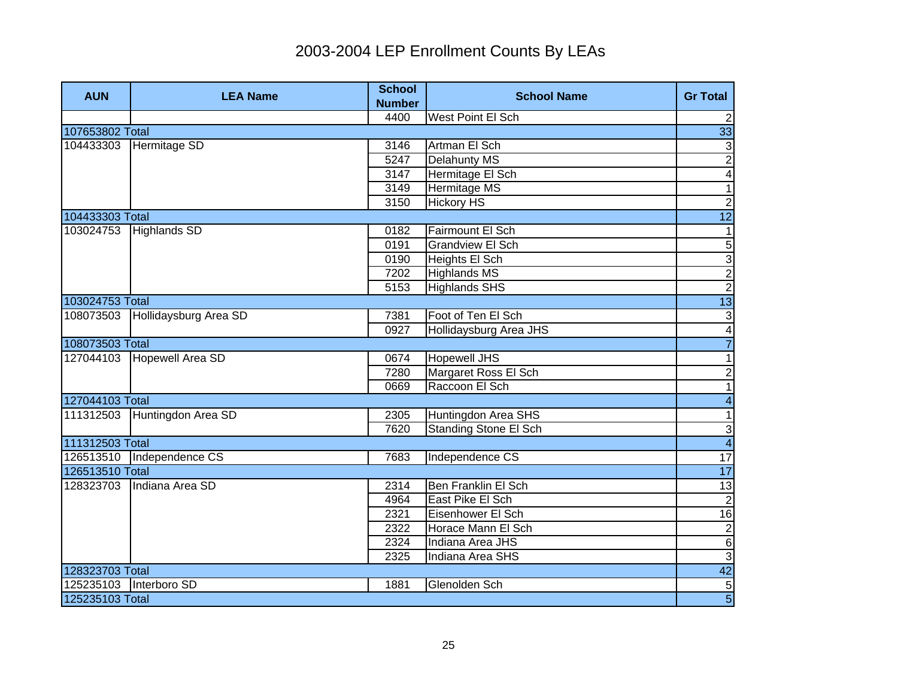# 2003-2004 LEP Enrollment Counts By LEAs

| AUN | LEA Name | School Number | School Name | Gr Total |
|---|---|---|---|---|
| | | 4400 | West Point El Sch | 2 |
| 107653802 Total | | | | 33 |
| 104433303 | Hermitage SD | 3146 | Artman El Sch | 3 |
| | | 5247 | Delahunty MS | 2 |
| | | 3147 | Hermitage El Sch | 4 |
| | | 3149 | Hermitage MS | 1 |
| | | 3150 | Hickory HS | 2 |
| 104433303 Total | | | | 12 |
| 103024753 | Highlands SD | 0182 | Fairmount El Sch | 1 |
| | | 0191 | Grandview El Sch | 5 |
| | | 0190 | Heights El Sch | 3 |
| | | 7202 | Highlands MS | 2 |
| | | 5153 | Highlands SHS | 2 |
| 103024753 Total | | | | 13 |
| 108073503 | Hollidaysburg Area SD | 7381 | Foot of Ten El Sch | 3 |
| | | 0927 | Hollidaysburg Area JHS | 4 |
| 108073503 Total | | | | 7 |
| 127044103 | Hopewell Area SD | 0674 | Hopewell JHS | 1 |
| | | 7280 | Margaret Ross El Sch | 2 |
| | | 0669 | Raccoon El Sch | 1 |
| 127044103 Total | | | | 4 |
| 111312503 | Huntingdon Area SD | 2305 | Huntingdon Area SHS | 1 |
| | | 7620 | Standing Stone El Sch | 3 |
| 111312503 Total | | | | 4 |
| 126513510 | Independence CS | 7683 | Independence CS | 17 |
| 126513510 Total | | | | 17 |
| 128323703 | Indiana Area SD | 2314 | Ben Franklin El Sch | 13 |
| | | 4964 | East Pike El Sch | 2 |
| | | 2321 | Eisenhower El Sch | 16 |
| | | 2322 | Horace Mann El Sch | 2 |
| | | 2324 | Indiana Area JHS | 6 |
| | | 2325 | Indiana Area SHS | 3 |
| 128323703 Total | | | | 42 |
| 125235103 | Interboro SD | 1881 | Glenolden Sch | 5 |
| 125235103 Total | | | | 5 |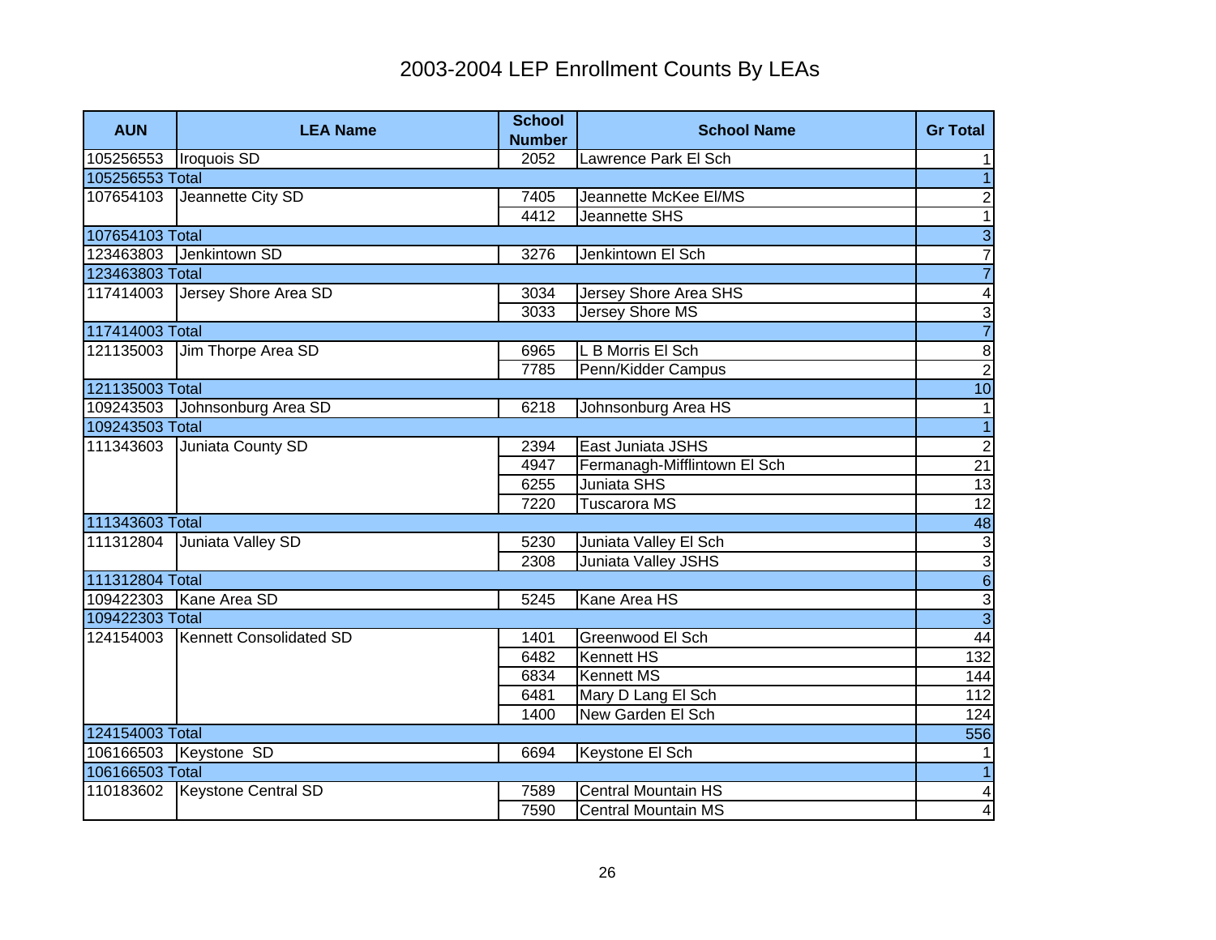# 2003-2004 LEP Enrollment Counts By LEAs

| AUN | LEA Name | School Number | School Name | Gr Total |
|---|---|---|---|---|
| 105256553 | Iroquois SD | 2052 | Lawrence Park El Sch | 1 |
| 105256553 Total | | | | 1 |
| 107654103 | Jeannette City SD | 7405 | Jeannette McKee El/MS | 2 |
| | | 4412 | Jeannette SHS | 1 |
| 107654103 Total | | | | 3 |
| 123463803 | Jenkintown SD | 3276 | Jenkintown El Sch | 7 |
| 123463803 Total | | | | 7 |
| 117414003 | Jersey Shore Area SD | 3034 | Jersey Shore Area SHS | 4 |
| | | 3033 | Jersey Shore MS | 3 |
| 117414003 Total | | | | 7 |
| 121135003 | Jim Thorpe Area SD | 6965 | L B Morris El Sch | 8 |
| | | 7785 | Penn/Kidder Campus | 2 |
| 121135003 Total | | | | 10 |
| 109243503 | Johnsonburg Area SD | 6218 | Johnsonburg Area HS | 1 |
| 109243503 Total | | | | 1 |
| 111343603 | Juniata County SD | 2394 | East Juniata JSHS | 2 |
| | | 4947 | Fermanagh-Mifflintown El Sch | 21 |
| | | 6255 | Juniata SHS | 13 |
| | | 7220 | Tuscarora MS | 12 |
| 111343603 Total | | | | 48 |
| 111312804 | Juniata Valley SD | 5230 | Juniata Valley El Sch | 3 |
| | | 2308 | Juniata Valley JSHS | 3 |
| 111312804 Total | | | | 6 |
| 109422303 | Kane Area SD | 5245 | Kane Area HS | 3 |
| 109422303 Total | | | | 3 |
| 124154003 | Kennett Consolidated SD | 1401 | Greenwood El Sch | 44 |
| | | 6482 | Kennett HS | 132 |
| | | 6834 | Kennett MS | 144 |
| | | 6481 | Mary D Lang El Sch | 112 |
| | | 1400 | New Garden El Sch | 124 |
| 124154003 Total | | | | 556 |
| 106166503 | Keystone SD | 6694 | Keystone El Sch | 1 |
| 106166503 Total | | | | 1 |
| 110183602 | Keystone Central SD | 7589 | Central Mountain HS | 4 |
| | | 7590 | Central Mountain MS | 4 |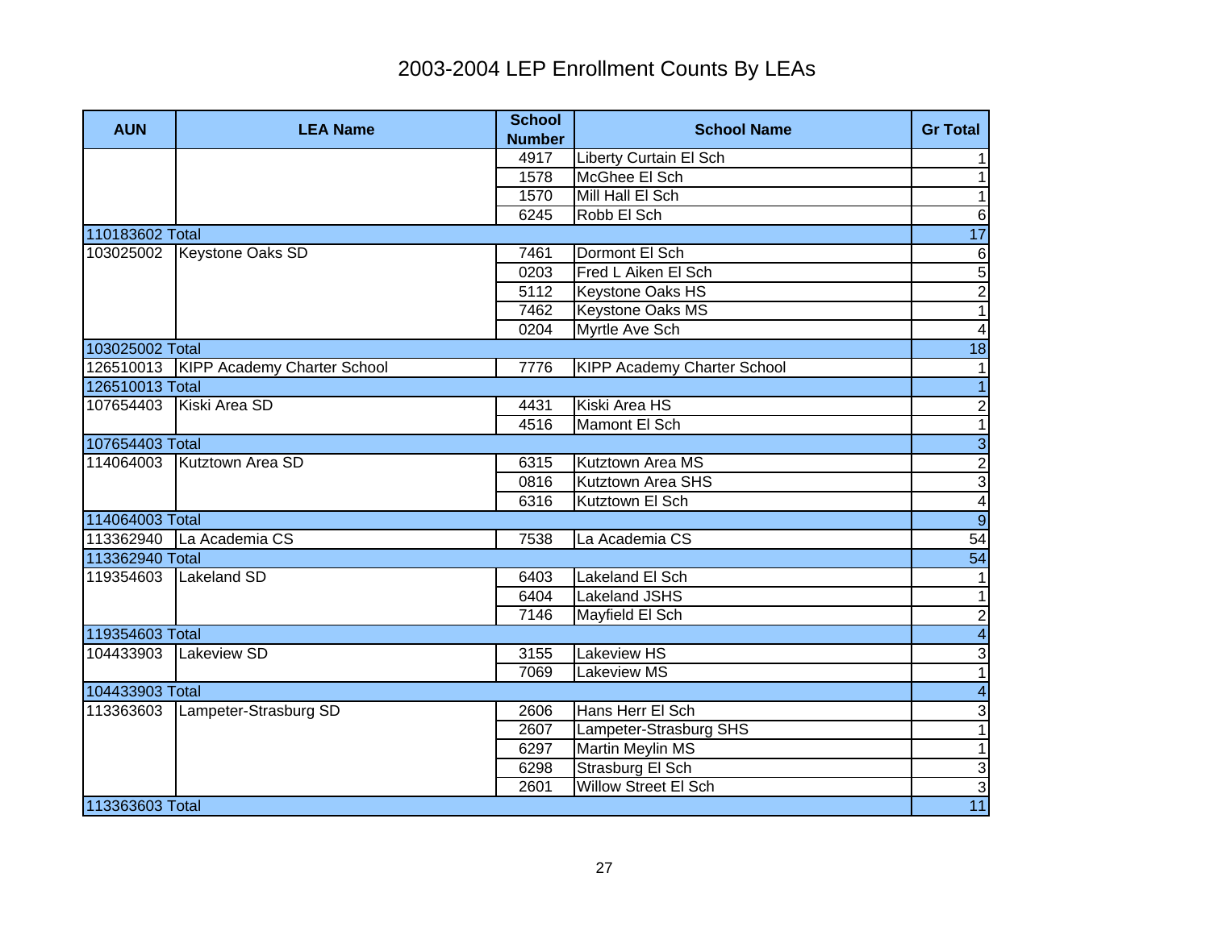# 2003-2004 LEP Enrollment Counts By LEAs

| AUN | LEA Name | School Number | School Name | Gr Total |
|---|---|---|---|---|
| | | 4917 | Liberty Curtain El Sch | 1 |
| | | 1578 | McGhee El Sch | 1 |
| | | 1570 | Mill Hall El Sch | 1 |
| | | 6245 | Robb El Sch | 6 |
| 110183602 Total | | | | 17 |
| 103025002 | Keystone Oaks SD | 7461 | Dormont El Sch | 6 |
| | | 0203 | Fred L Aiken El Sch | 5 |
| | | 5112 | Keystone Oaks HS | 2 |
| | | 7462 | Keystone Oaks MS | 1 |
| | | 0204 | Myrtle Ave Sch | 4 |
| 103025002 Total | | | | 18 |
| 126510013 | KIPP Academy Charter School | 7776 | KIPP Academy Charter School | 1 |
| 126510013 Total | | | | 1 |
| 107654403 | Kiski Area SD | 4431 | Kiski Area HS | 2 |
| | | 4516 | Mamont El Sch | 1 |
| 107654403 Total | | | | 3 |
| 114064003 | Kutztown Area SD | 6315 | Kutztown Area MS | 2 |
| | | 0816 | Kutztown Area SHS | 3 |
| | | 6316 | Kutztown El Sch | 4 |
| 114064003 Total | | | | 9 |
| 113362940 | La Academia CS | 7538 | La Academia CS | 54 |
| 113362940 Total | | | | 54 |
| 119354603 | Lakeland SD | 6403 | Lakeland El Sch | 1 |
| | | 6404 | Lakeland JSHS | 1 |
| | | 7146 | Mayfield El Sch | 2 |
| 119354603 Total | | | | 4 |
| 104433903 | Lakeview SD | 3155 | Lakeview HS | 3 |
| | | 7069 | Lakeview MS | 1 |
| 104433903 Total | | | | 4 |
| 113363603 | Lampeter-Strasburg SD | 2606 | Hans Herr El Sch | 3 |
| | | 2607 | Lampeter-Strasburg SHS | 1 |
| | | 6297 | Martin Meylin MS | 1 |
| | | 6298 | Strasburg El Sch | 3 |
| | | 2601 | Willow Street El Sch | 3 |
| 113363603 Total | | | | 11 |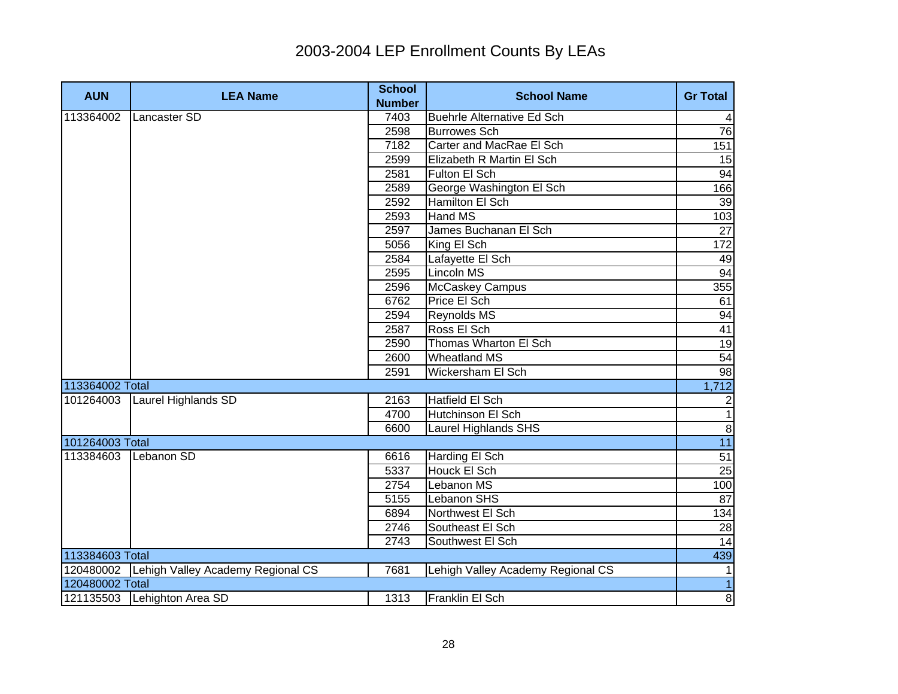# 2003-2004 LEP Enrollment Counts By LEAs

| AUN | LEA Name | School Number | School Name | Gr Total |
|---|---|---|---|---|
| 113364002 | Lancaster SD | 7403 | Buehrle Alternative Ed Sch | 4 |
| | | 2598 | Burrowes Sch | 76 |
| | | 7182 | Carter and MacRae El Sch | 151 |
| | | 2599 | Elizabeth R Martin El Sch | 15 |
| | | 2581 | Fulton El Sch | 94 |
| | | 2589 | George Washington El Sch | 166 |
| | | 2592 | Hamilton El Sch | 39 |
| | | 2593 | Hand MS | 103 |
| | | 2597 | James Buchanan El Sch | 27 |
| | | 5056 | King El Sch | 172 |
| | | 2584 | Lafayette El Sch | 49 |
| | | 2595 | Lincoln MS | 94 |
| | | 2596 | McCaskey Campus | 355 |
| | | 6762 | Price El Sch | 61 |
| | | 2594 | Reynolds MS | 94 |
| | | 2587 | Ross El Sch | 41 |
| | | 2590 | Thomas Wharton El Sch | 19 |
| | | 2600 | Wheatland MS | 54 |
| | | 2591 | Wickersham El Sch | 98 |
| 113364002 Total | | | | 1,712 |
| 101264003 | Laurel Highlands SD | 2163 | Hatfield El Sch | 2 |
| | | 4700 | Hutchinson El Sch | 1 |
| | | 6600 | Laurel Highlands SHS | 8 |
| 101264003 Total | | | | 11 |
| 113384603 | Lebanon SD | 6616 | Harding El Sch | 51 |
| | | 5337 | Houck El Sch | 25 |
| | | 2754 | Lebanon MS | 100 |
| | | 5155 | Lebanon SHS | 87 |
| | | 6894 | Northwest El Sch | 134 |
| | | 2746 | Southeast El Sch | 28 |
| | | 2743 | Southwest El Sch | 14 |
| 113384603 Total | | | | 439 |
| 120480002 | Lehigh Valley Academy Regional CS | 7681 | Lehigh Valley Academy Regional CS | 1 |
| 120480002 Total | | | | 1 |
| 121135503 | Lehighton Area SD | 1313 | Franklin El Sch | 8 |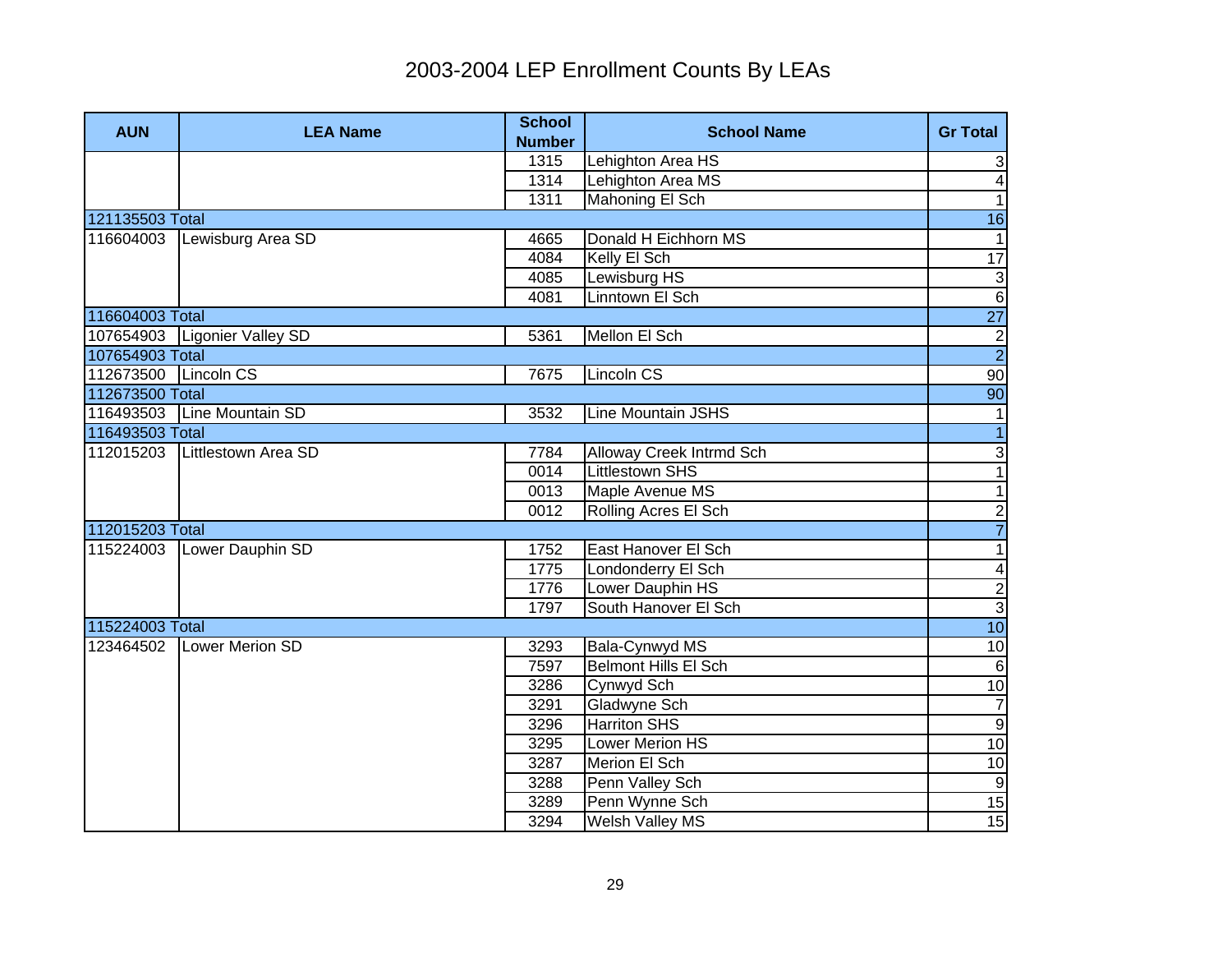# 2003-2004 LEP Enrollment Counts By LEAs

| AUN | LEA Name | School Number | School Name | Gr Total |
|---|---|---|---|---|
| | | 1315 | Lehighton Area HS | 3 |
| | | 1314 | Lehighton Area MS | 4 |
| | | 1311 | Mahoning El Sch | 1 |
| 121135503 Total | | | | 16 |
| 116604003 | Lewisburg Area SD | 4665 | Donald H Eichhorn MS | 1 |
| | | 4084 | Kelly El Sch | 17 |
| | | 4085 | Lewisburg HS | 3 |
| | | 4081 | Linntown El Sch | 6 |
| 116604003 Total | | | | 27 |
| 107654903 | Ligonier Valley SD | 5361 | Mellon El Sch | 2 |
| 107654903 Total | | | | 2 |
| 112673500 | Lincoln CS | 7675 | Lincoln CS | 90 |
| 112673500 Total | | | | 90 |
| 116493503 | Line Mountain SD | 3532 | Line Mountain JSHS | 1 |
| 116493503 Total | | | | 1 |
| 112015203 | Littlestown Area SD | 7784 | Alloway Creek Intrmd Sch | 3 |
| | | 0014 | Littlestown SHS | 1 |
| | | 0013 | Maple Avenue MS | 1 |
| | | 0012 | Rolling Acres El Sch | 2 |
| 112015203 Total | | | | 7 |
| 115224003 | Lower Dauphin SD | 1752 | East Hanover El Sch | 1 |
| | | 1775 | Londonderry El Sch | 4 |
| | | 1776 | Lower Dauphin HS | 2 |
| | | 1797 | South Hanover El Sch | 3 |
| 115224003 Total | | | | 10 |
| 123464502 | Lower Merion SD | 3293 | Bala-Cynwyd MS | 10 |
| | | 7597 | Belmont Hills El Sch | 6 |
| | | 3286 | Cynwyd Sch | 10 |
| | | 3291 | Gladwyne Sch | 7 |
| | | 3296 | Harriton SHS | 9 |
| | | 3295 | Lower Merion HS | 10 |
| | | 3287 | Merion El Sch | 10 |
| | | 3288 | Penn Valley Sch | 9 |
| | | 3289 | Penn Wynne Sch | 15 |
| | | 3294 | Welsh Valley MS | 15 |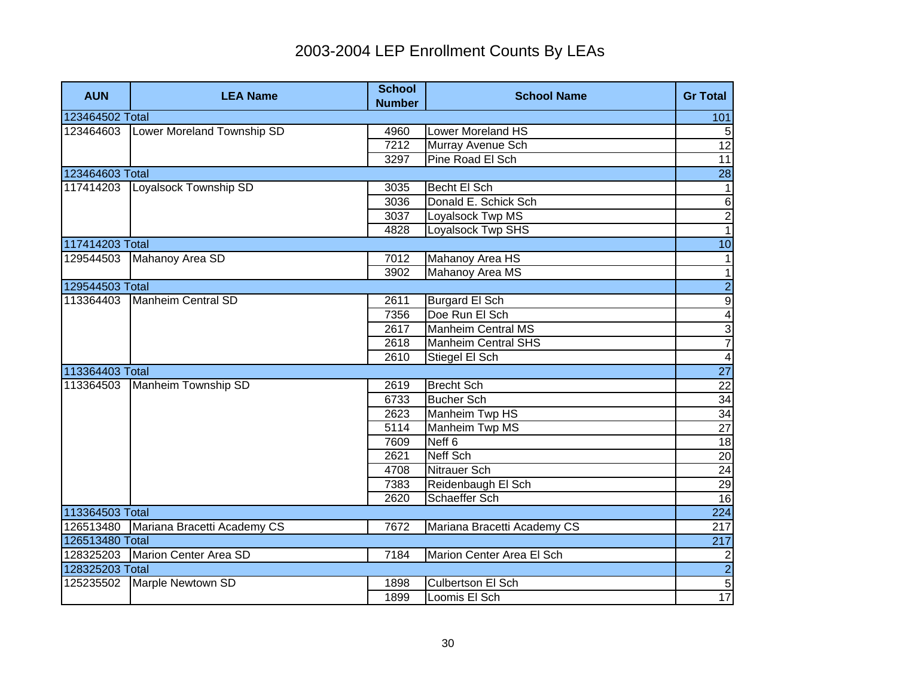# 2003-2004 LEP Enrollment Counts By LEAs

| AUN | LEA Name | School Number | School Name | Gr Total |
|---|---|---|---|---|
| 123464502 Total | | | | 101 |
| 123464603 | Lower Moreland Township SD | 4960 | Lower Moreland HS | 5 |
| | | 7212 | Murray Avenue Sch | 12 |
| | | 3297 | Pine Road El Sch | 11 |
| 123464603 Total | | | | 28 |
| 117414203 | Loyalsock Township SD | 3035 | Becht El Sch | 1 |
| | | 3036 | Donald E. Schick Sch | 6 |
| | | 3037 | Loyalsock Twp MS | 2 |
| | | 4828 | Loyalsock Twp SHS | 1 |
| 117414203 Total | | | | 10 |
| 129544503 | Mahanoy Area SD | 7012 | Mahanoy Area HS | 1 |
| | | 3902 | Mahanoy Area MS | 1 |
| 129544503 Total | | | | 2 |
| 113364403 | Manheim Central SD | 2611 | Burgard El Sch | 9 |
| | | 7356 | Doe Run El Sch | 4 |
| | | 2617 | Manheim Central MS | 3 |
| | | 2618 | Manheim Central SHS | 7 |
| | | 2610 | Stiegel El Sch | 4 |
| 113364403 Total | | | | 27 |
| 113364503 | Manheim Township SD | 2619 | Brecht Sch | 22 |
| | | 6733 | Bucher Sch | 34 |
| | | 2623 | Manheim Twp HS | 34 |
| | | 5114 | Manheim Twp MS | 27 |
| | | 7609 | Neff 6 | 18 |
| | | 2621 | Neff Sch | 20 |
| | | 4708 | Nitrauer Sch | 24 |
| | | 7383 | Reidenbaugh El Sch | 29 |
| | | 2620 | Schaeffer Sch | 16 |
| 113364503 Total | | | | 224 |
| 126513480 | Mariana Bracetti Academy CS | 7672 | Mariana Bracetti Academy CS | 217 |
| 126513480 Total | | | | 217 |
| 128325203 | Marion Center Area SD | 7184 | Marion Center Area El Sch | 2 |
| 128325203 Total | | | | 2 |
| 125235502 | Marple Newtown SD | 1898 | Culbertson El Sch | 5 |
| | | 1899 | Loomis El Sch | 17 |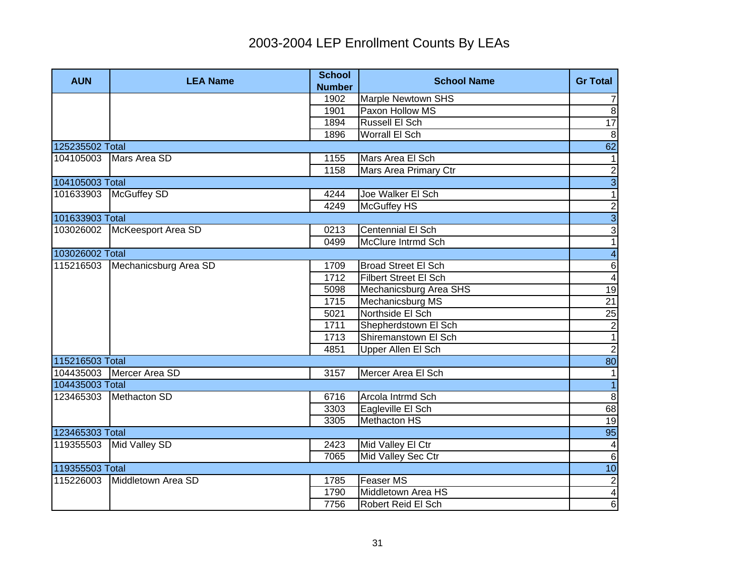# 2003-2004 LEP Enrollment Counts By LEAs

| AUN | LEA Name | School Number | School Name | Gr Total |
|---|---|---|---|---|
| | | 1902 | Marple Newtown SHS | 7 |
| | | 1901 | Paxon Hollow MS | 8 |
| | | 1894 | Russell El Sch | 17 |
| | | 1896 | Worrall El Sch | 8 |
| 125235502 Total | | | | 62 |
| 104105003 | Mars Area SD | 1155 | Mars Area El Sch | 1 |
| | | 1158 | Mars Area Primary Ctr | 2 |
| 104105003 Total | | | | 3 |
| 101633903 | McGuffey SD | 4244 | Joe Walker El Sch | 1 |
| | | 4249 | McGuffey HS | 2 |
| 101633903 Total | | | | 3 |
| 103026002 | McKeesport Area SD | 0213 | Centennial El Sch | 3 |
| | | 0499 | McClure Intrmd Sch | 1 |
| 103026002 Total | | | | 4 |
| 115216503 | Mechanicsburg Area SD | 1709 | Broad Street El Sch | 6 |
| | | 1712 | Filbert Street El Sch | 4 |
| | | 5098 | Mechanicsburg Area SHS | 19 |
| | | 1715 | Mechanicsburg MS | 21 |
| | | 5021 | Northside El Sch | 25 |
| | | 1711 | Shepherdstown El Sch | 2 |
| | | 1713 | Shiremanstown El Sch | 1 |
| | | 4851 | Upper Allen El Sch | 2 |
| 115216503 Total | | | | 80 |
| 104435003 | Mercer Area SD | 3157 | Mercer Area El Sch | 1 |
| 104435003 Total | | | | 1 |
| 123465303 | Methacton SD | 6716 | Arcola Intrmd Sch | 8 |
| | | 3303 | Eagleville El Sch | 68 |
| | | 3305 | Methacton HS | 19 |
| 123465303 Total | | | | 95 |
| 119355503 | Mid Valley SD | 2423 | Mid Valley El Ctr | 4 |
| | | 7065 | Mid Valley Sec Ctr | 6 |
| 119355503 Total | | | | 10 |
| 115226003 | Middletown Area SD | 1785 | Feaser MS | 2 |
| | | 1790 | Middletown Area HS | 4 |
| | | 7756 | Robert Reid El Sch | 6 |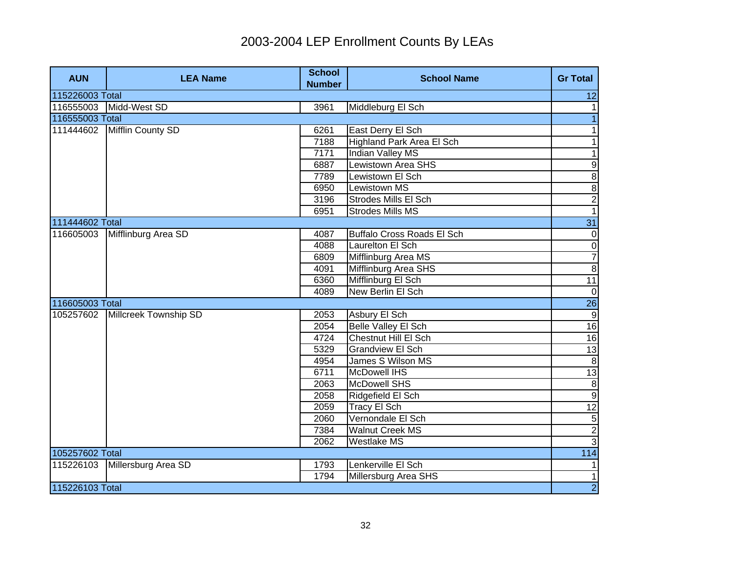# 2003-2004 LEP Enrollment Counts By LEAs

| AUN | LEA Name | School Number | School Name | Gr Total |
|---|---|---|---|---|
| 115226003 Total | | | | 12 |
| 116555003 | Midd-West SD | 3961 | Middleburg El Sch | 1 |
| 116555003 Total | | | | 1 |
| 111444602 | Mifflin County SD | 6261 | East Derry El Sch | 1 |
| | | 7188 | Highland Park Area El Sch | 1 |
| | | 7171 | Indian Valley MS | 1 |
| | | 6887 | Lewistown Area SHS | 9 |
| | | 7789 | Lewistown El Sch | 8 |
| | | 6950 | Lewistown MS | 8 |
| | | 3196 | Strodes Mills El Sch | 2 |
| | | 6951 | Strodes Mills MS | 1 |
| 111444602 Total | | | | 31 |
| 116605003 | Mifflinburg Area SD | 4087 | Buffalo Cross Roads El Sch | 0 |
| | | 4088 | Laurelton El Sch | 0 |
| | | 6809 | Mifflinburg Area MS | 7 |
| | | 4091 | Mifflinburg Area SHS | 8 |
| | | 6360 | Mifflinburg El Sch | 11 |
| | | 4089 | New Berlin El Sch | 0 |
| 116605003 Total | | | | 26 |
| 105257602 | Millcreek Township SD | 2053 | Asbury El Sch | 9 |
| | | 2054 | Belle Valley El Sch | 16 |
| | | 4724 | Chestnut Hill El Sch | 16 |
| | | 5329 | Grandview El Sch | 13 |
| | | 4954 | James S Wilson MS | 8 |
| | | 6711 | McDowell IHS | 13 |
| | | 2063 | McDowell SHS | 8 |
| | | 2058 | Ridgefield El Sch | 9 |
| | | 2059 | Tracy El Sch | 12 |
| | | 2060 | Vernondale El Sch | 5 |
| | | 7384 | Walnut Creek MS | 2 |
| | | 2062 | Westlake MS | 3 |
| 105257602 Total | | | | 114 |
| 115226103 | Millersburg Area SD | 1793 | Lenkerville El Sch | 1 |
| | | 1794 | Millersburg Area SHS | 1 |
| 115226103 Total | | | | 2 |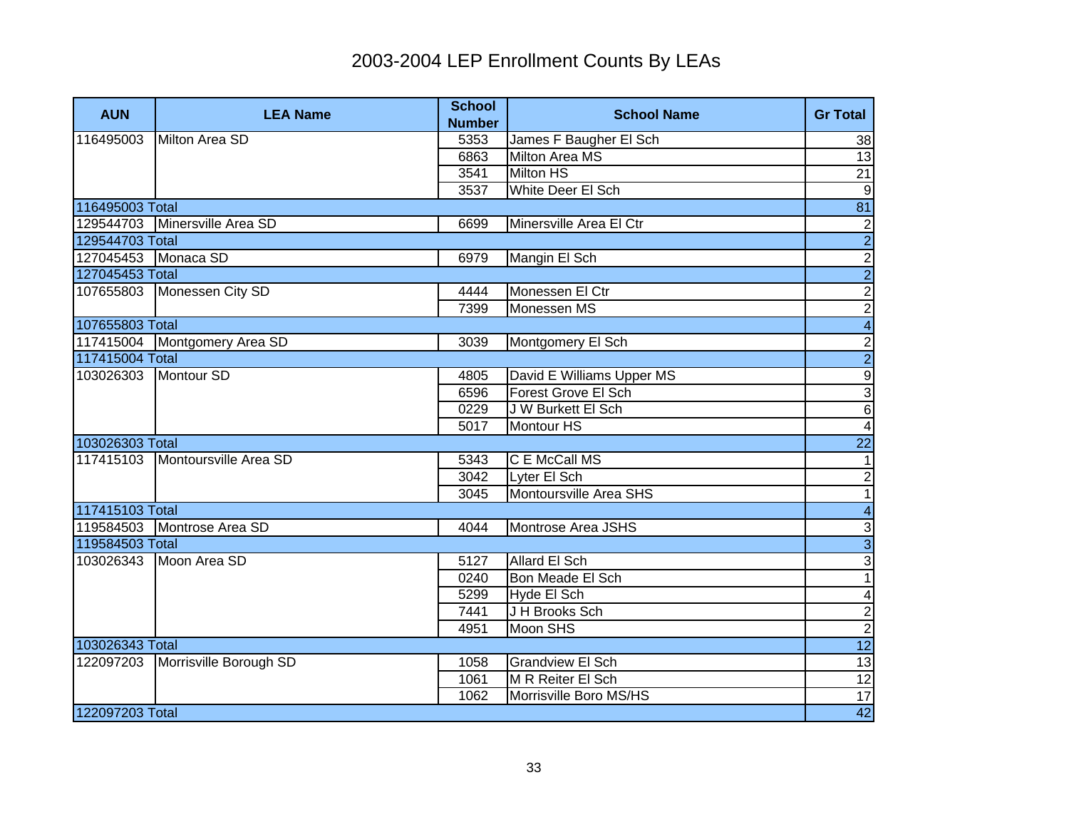# 2003-2004 LEP Enrollment Counts By LEAs

| AUN | LEA Name | School Number | School Name | Gr Total |
|---|---|---|---|---|
| 116495003 | Milton Area SD | 5353 | James F Baugher El Sch | 38 |
| | | 6863 | Milton Area MS | 13 |
| | | 3541 | Milton HS | 21 |
| | | 3537 | White Deer El Sch | 9 |
| 116495003 Total | | | | 81 |
| 129544703 | Minersville Area SD | 6699 | Minersville Area El Ctr | 2 |
| 129544703 Total | | | | 2 |
| 127045453 | Monaca SD | 6979 | Mangin El Sch | 2 |
| 127045453 Total | | | | 2 |
| 107655803 | Monessen City SD | 4444 | Monessen El Ctr | 2 |
| | | 7399 | Monessen MS | 2 |
| 107655803 Total | | | | 4 |
| 117415004 | Montgomery Area SD | 3039 | Montgomery El Sch | 2 |
| 117415004 Total | | | | 2 |
| 103026303 | Montour SD | 4805 | David E Williams Upper MS | 9 |
| | | 6596 | Forest Grove El Sch | 3 |
| | | 0229 | J W Burkett El Sch | 6 |
| | | 5017 | Montour HS | 4 |
| 103026303 Total | | | | 22 |
| 117415103 | Montoursville Area SD | 5343 | C E McCall MS | 1 |
| | | 3042 | Lyter El Sch | 2 |
| | | 3045 | Montoursville Area SHS | 1 |
| 117415103 Total | | | | 4 |
| 119584503 | Montrose Area SD | 4044 | Montrose Area JSHS | 3 |
| 119584503 Total | | | | 3 |
| 103026343 | Moon Area SD | 5127 | Allard El Sch | 3 |
| | | 0240 | Bon Meade El Sch | 1 |
| | | 5299 | Hyde El Sch | 4 |
| | | 7441 | J H Brooks Sch | 2 |
| | | 4951 | Moon SHS | 2 |
| 103026343 Total | | | | 12 |
| 122097203 | Morrisville Borough SD | 1058 | Grandview El Sch | 13 |
| | | 1061 | M R Reiter El Sch | 12 |
| | | 1062 | Morrisville Boro MS/HS | 17 |
| 122097203 Total | | | | 42 |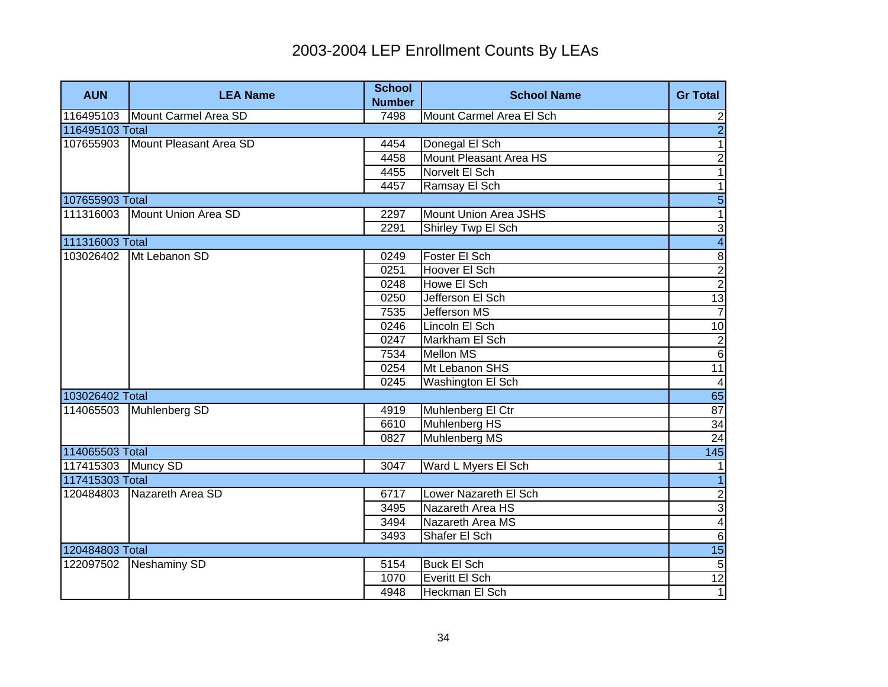# 2003-2004 LEP Enrollment Counts By LEAs

| AUN | LEA Name | School Number | School Name | Gr Total |
|---|---|---|---|---|
| 116495103 | Mount Carmel Area SD | 7498 | Mount Carmel Area El Sch | 2 |
| 116495103 Total | | | | 2 |
| 107655903 | Mount Pleasant Area SD | 4454 | Donegal El Sch | 1 |
| | | 4458 | Mount Pleasant Area HS | 2 |
| | | 4455 | Norvelt El Sch | 1 |
| | | 4457 | Ramsay El Sch | 1 |
| 107655903 Total | | | | 5 |
| 111316003 | Mount Union Area SD | 2297 | Mount Union Area JSHS | 1 |
| | | 2291 | Shirley Twp El Sch | 3 |
| 111316003 Total | | | | 4 |
| 103026402 | Mt Lebanon SD | 0249 | Foster El Sch | 8 |
| | | 0251 | Hoover El Sch | 2 |
| | | 0248 | Howe El Sch | 2 |
| | | 0250 | Jefferson El Sch | 13 |
| | | 7535 | Jefferson MS | 7 |
| | | 0246 | Lincoln El Sch | 10 |
| | | 0247 | Markham El Sch | 2 |
| | | 7534 | Mellon MS | 6 |
| | | 0254 | Mt Lebanon SHS | 11 |
| | | 0245 | Washington El Sch | 4 |
| 103026402 Total | | | | 65 |
| 114065503 | Muhlenberg SD | 4919 | Muhlenberg El Ctr | 87 |
| | | 6610 | Muhlenberg HS | 34 |
| | | 0827 | Muhlenberg MS | 24 |
| 114065503 Total | | | | 145 |
| 117415303 | Muncy SD | 3047 | Ward L Myers El Sch | 1 |
| 117415303 Total | | | | 1 |
| 120484803 | Nazareth Area SD | 6717 | Lower Nazareth El Sch | 2 |
| | | 3495 | Nazareth Area HS | 3 |
| | | 3494 | Nazareth Area MS | 4 |
| | | 3493 | Shafer El Sch | 6 |
| 120484803 Total | | | | 15 |
| 122097502 | Neshaminy SD | 5154 | Buck El Sch | 5 |
| | | 1070 | Everitt El Sch | 12 |
| | | 4948 | Heckman El Sch | 1 |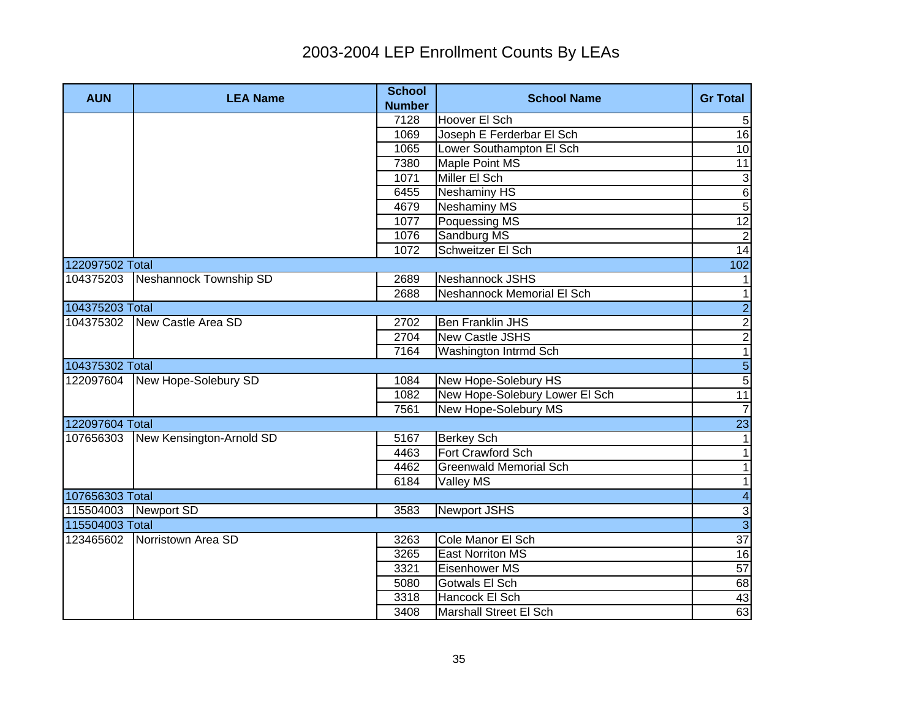# 2003-2004 LEP Enrollment Counts By LEAs

| AUN | LEA Name | School Number | School Name | Gr Total |
|---|---|---|---|---|
| | | 7128 | Hoover El Sch | 5 |
| | | 1069 | Joseph E Ferderbar El Sch | 16 |
| | | 1065 | Lower Southampton El Sch | 10 |
| | | 7380 | Maple Point MS | 11 |
| | | 1071 | Miller El Sch | 3 |
| | | 6455 | Neshaminy HS | 6 |
| | | 4679 | Neshaminy MS | 5 |
| | | 1077 | Poquessing MS | 12 |
| | | 1076 | Sandburg MS | 2 |
| | | 1072 | Schweitzer El Sch | 14 |
| 122097502 Total | | | | 102 |
| 104375203 | Neshannock Township SD | 2689 | Neshannock JSHS | 1 |
| | | 2688 | Neshannock Memorial El Sch | 1 |
| 104375203 Total | | | | 2 |
| 104375302 | New Castle Area SD | 2702 | Ben Franklin JHS | 2 |
| | | 2704 | New Castle JSHS | 2 |
| | | 7164 | Washington Intrmd Sch | 1 |
| 104375302 Total | | | | 5 |
| 122097604 | New Hope-Solebury SD | 1084 | New Hope-Solebury HS | 5 |
| | | 1082 | New Hope-Solebury Lower El Sch | 11 |
| | | 7561 | New Hope-Solebury MS | 7 |
| 122097604 Total | | | | 23 |
| 107656303 | New Kensington-Arnold SD | 5167 | Berkey Sch | 1 |
| | | 4463 | Fort Crawford Sch | 1 |
| | | 4462 | Greenwald Memorial Sch | 1 |
| | | 6184 | Valley MS | 1 |
| 107656303 Total | | | | 4 |
| 115504003 | Newport SD | 3583 | Newport JSHS | 3 |
| 115504003 Total | | | | 3 |
| 123465602 | Norristown Area SD | 3263 | Cole Manor El Sch | 37 |
| | | 3265 | East Norriton MS | 16 |
| | | 3321 | Eisenhower MS | 57 |
| | | 5080 | Gotwals El Sch | 68 |
| | | 3318 | Hancock El Sch | 43 |
| | | 3408 | Marshall Street El Sch | 63 |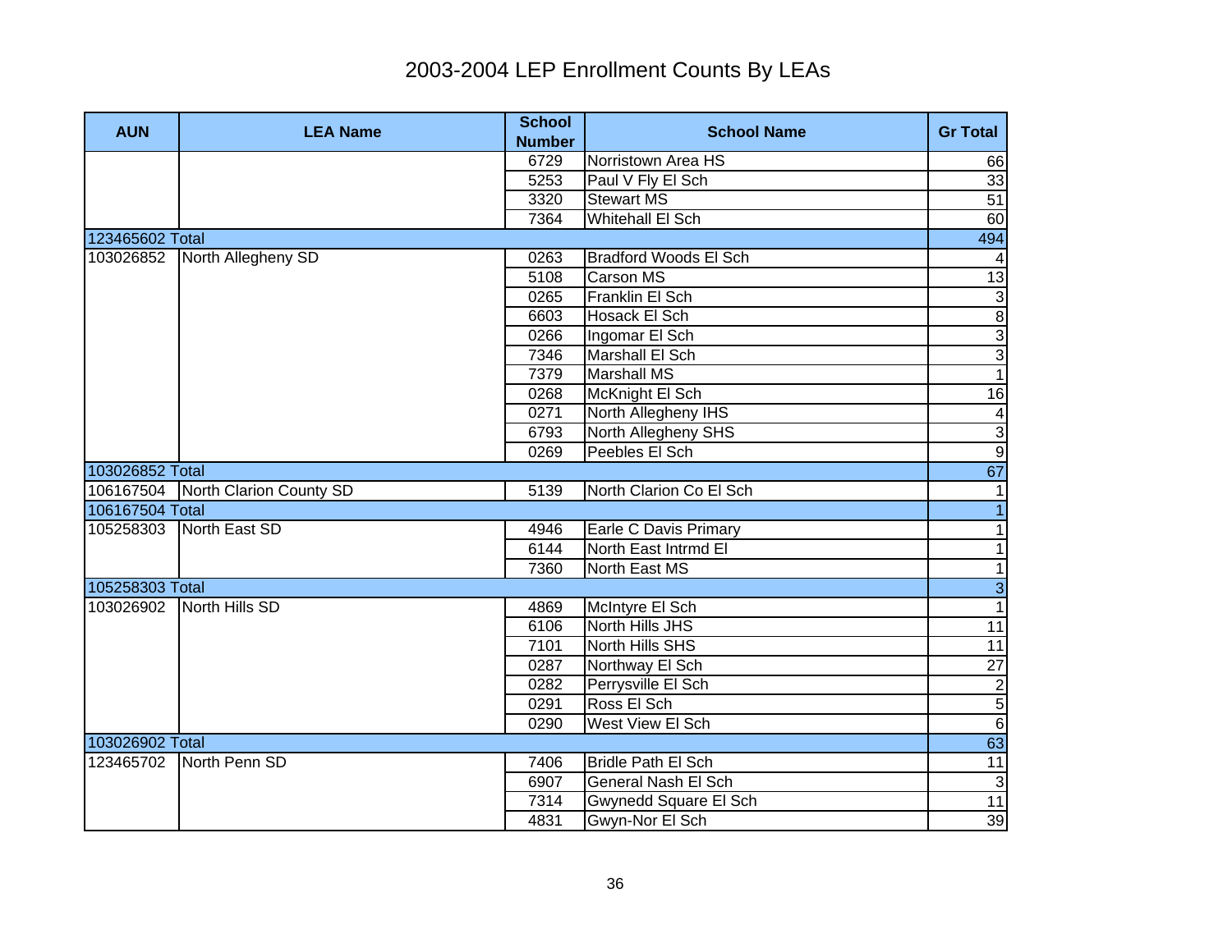# 2003-2004 LEP Enrollment Counts By LEAs

| AUN | LEA Name | School Number | School Name | Gr Total |
|---|---|---|---|---|
| | | 6729 | Norristown Area HS | 66 |
| | | 5253 | Paul V Fly El Sch | 33 |
| | | 3320 | Stewart MS | 51 |
| | | 7364 | Whitehall El Sch | 60 |
| 123465602 Total | | | | 494 |
| 103026852 | North Allegheny SD | 0263 | Bradford Woods El Sch | 4 |
| | | 5108 | Carson MS | 13 |
| | | 0265 | Franklin El Sch | 3 |
| | | 6603 | Hosack El Sch | 8 |
| | | 0266 | Ingomar El Sch | 3 |
| | | 7346 | Marshall El Sch | 3 |
| | | 7379 | Marshall MS | 1 |
| | | 0268 | McKnight El Sch | 16 |
| | | 0271 | North Allegheny IHS | 4 |
| | | 6793 | North Allegheny SHS | 3 |
| | | 0269 | Peebles El Sch | 9 |
| 103026852 Total | | | | 67 |
| 106167504 | North Clarion County SD | 5139 | North Clarion Co El Sch | 1 |
| 106167504 Total | | | | 1 |
| 105258303 | North East SD | 4946 | Earle C Davis Primary | 1 |
| | | 6144 | North East Intrmd El | 1 |
| | | 7360 | North East MS | 1 |
| 105258303 Total | | | | 3 |
| 103026902 | North Hills SD | 4869 | McIntyre El Sch | 1 |
| | | 6106 | North Hills JHS | 11 |
| | | 7101 | North Hills SHS | 11 |
| | | 0287 | Northway El Sch | 27 |
| | | 0282 | Perrysville El Sch | 2 |
| | | 0291 | Ross El Sch | 5 |
| | | 0290 | West View El Sch | 6 |
| 103026902 Total | | | | 63 |
| 123465702 | North Penn SD | 7406 | Bridle Path El Sch | 11 |
| | | 6907 | General Nash El Sch | 3 |
| | | 7314 | Gwynedd Square El Sch | 11 |
| | | 4831 | Gwyn-Nor El Sch | 39 |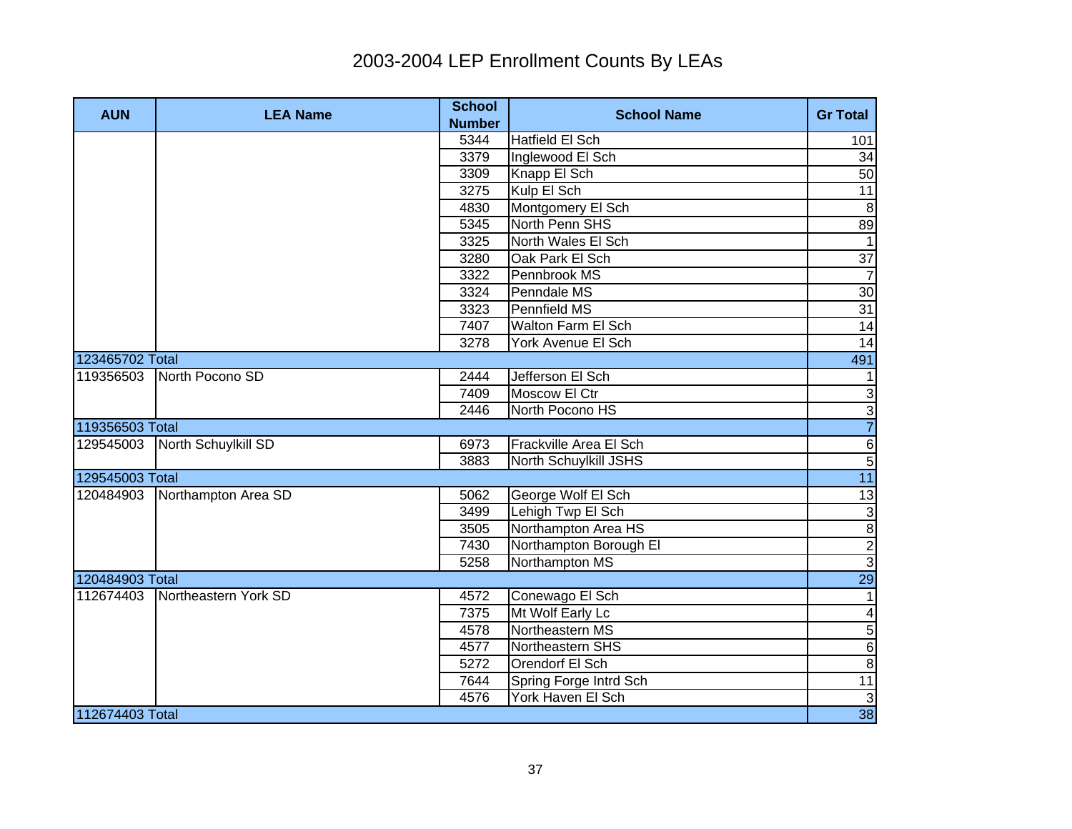# 2003-2004 LEP Enrollment Counts By LEAs

| AUN | LEA Name | School Number | School Name | Gr Total |
|---|---|---|---|---|
| | | 5344 | Hatfield El Sch | 101 |
| | | 3379 | Inglewood El Sch | 34 |
| | | 3309 | Knapp El Sch | 50 |
| | | 3275 | Kulp El Sch | 11 |
| | | 4830 | Montgomery El Sch | 8 |
| | | 5345 | North Penn SHS | 89 |
| | | 3325 | North Wales El Sch | 1 |
| | | 3280 | Oak Park El Sch | 37 |
| | | 3322 | Pennbrook MS | 7 |
| | | 3324 | Penndale MS | 30 |
| | | 3323 | Pennfield MS | 31 |
| | | 7407 | Walton Farm El Sch | 14 |
| | | 3278 | York Avenue El Sch | 14 |
| 123465702 Total | | | | 491 |
| 119356503 | North Pocono SD | 2444 | Jefferson El Sch | 1 |
| | | 7409 | Moscow El Ctr | 3 |
| | | 2446 | North Pocono HS | 3 |
| 119356503 Total | | | | 7 |
| 129545003 | North Schuylkill SD | 6973 | Frackville Area El Sch | 6 |
| | | 3883 | North Schuylkill JSHS | 5 |
| 129545003 Total | | | | 11 |
| 120484903 | Northampton Area SD | 5062 | George Wolf El Sch | 13 |
| | | 3499 | Lehigh Twp El Sch | 3 |
| | | 3505 | Northampton Area HS | 8 |
| | | 7430 | Northampton Borough El | 2 |
| | | 5258 | Northampton MS | 3 |
| 120484903 Total | | | | 29 |
| 112674403 | Northeastern York SD | 4572 | Conewago El Sch | 1 |
| | | 7375 | Mt Wolf Early Lc | 4 |
| | | 4578 | Northeastern MS | 5 |
| | | 4577 | Northeastern SHS | 6 |
| | | 5272 | Orendorf El Sch | 8 |
| | | 7644 | Spring Forge Intrd Sch | 11 |
| | | 4576 | York Haven El Sch | 3 |
| 112674403 Total | | | | 38 |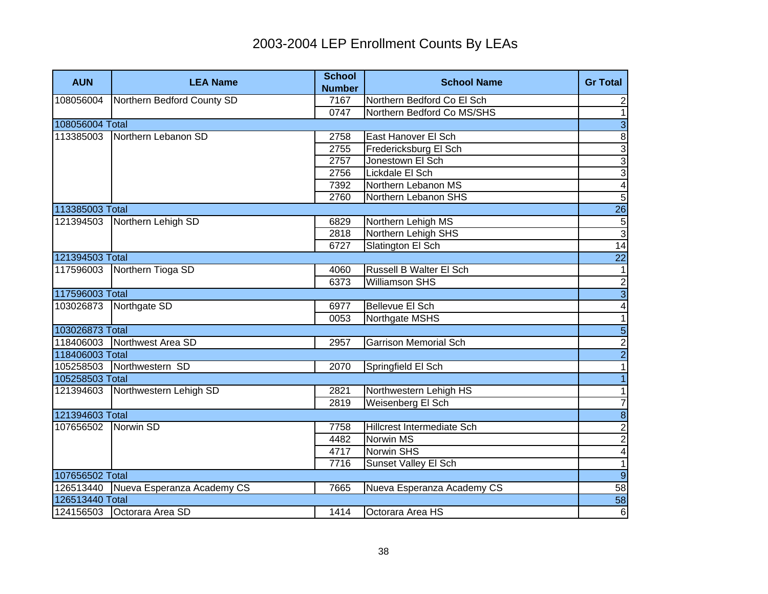# 2003-2004 LEP Enrollment Counts By LEAs

| AUN | LEA Name | School Number | School Name | Gr Total |
|---|---|---|---|---|
| 108056004 | Northern Bedford County SD | 7167 | Northern Bedford Co El Sch | 2 |
| | | 0747 | Northern Bedford Co MS/SHS | 1 |
| 108056004 Total | | | | 3 |
| 113385003 | Northern Lebanon SD | 2758 | East Hanover El Sch | 8 |
| | | 2755 | Fredericksburg El Sch | 3 |
| | | 2757 | Jonestown El Sch | 3 |
| | | 2756 | Lickdale El Sch | 3 |
| | | 7392 | Northern Lebanon MS | 4 |
| | | 2760 | Northern Lebanon SHS | 5 |
| 113385003 Total | | | | 26 |
| 121394503 | Northern Lehigh SD | 6829 | Northern Lehigh MS | 5 |
| | | 2818 | Northern Lehigh SHS | 3 |
| | | 6727 | Slatington El Sch | 14 |
| 121394503 Total | | | | 22 |
| 117596003 | Northern Tioga SD | 4060 | Russell B Walter El Sch | 1 |
| | | 6373 | Williamson SHS | 2 |
| 117596003 Total | | | | 3 |
| 103026873 | Northgate SD | 6977 | Bellevue El Sch | 4 |
| | | 0053 | Northgate MSHS | 1 |
| 103026873 Total | | | | 5 |
| 118406003 | Northwest Area SD | 2957 | Garrison Memorial Sch | 2 |
| 118406003 Total | | | | 2 |
| 105258503 | Northwestern SD | 2070 | Springfield El Sch | 1 |
| 105258503 Total | | | | 1 |
| 121394603 | Northwestern Lehigh SD | 2821 | Northwestern Lehigh HS | 1 |
| | | 2819 | Weisenberg El Sch | 7 |
| 121394603 Total | | | | 8 |
| 107656502 | Norwin SD | 7758 | Hillcrest Intermediate Sch | 2 |
| | | 4482 | Norwin MS | 2 |
| | | 4717 | Norwin SHS | 4 |
| | | 7716 | Sunset Valley El Sch | 1 |
| 107656502 Total | | | | 9 |
| 126513440 | Nueva Esperanza Academy CS | 7665 | Nueva Esperanza Academy CS | 58 |
| 126513440 Total | | | | 58 |
| 124156503 | Octorara Area SD | 1414 | Octorara Area HS | 6 |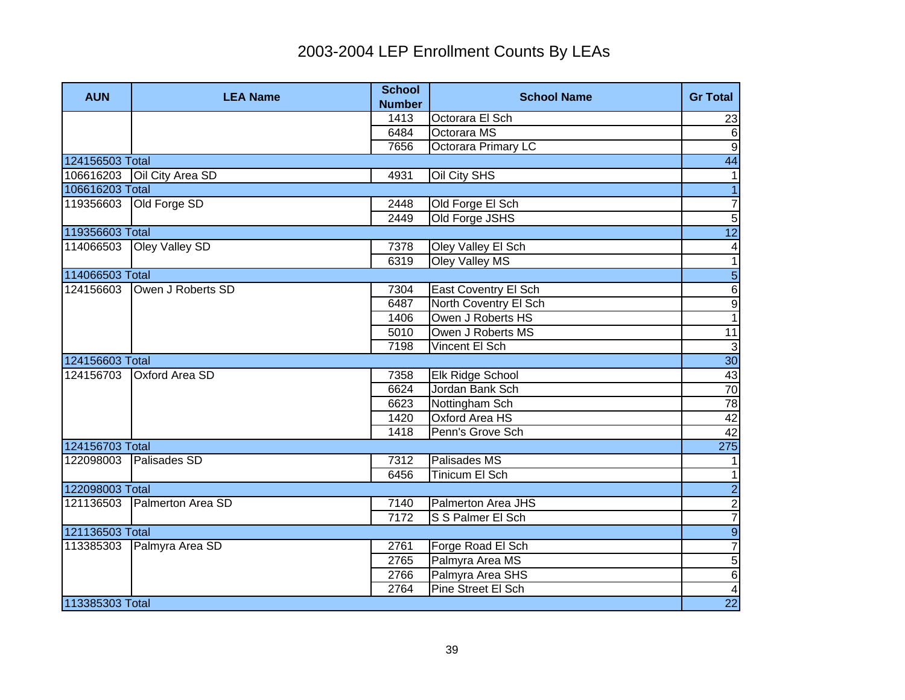# 2003-2004 LEP Enrollment Counts By LEAs

| AUN | LEA Name | School Number | School Name | Gr Total |
|---|---|---|---|---|
| | | 1413 | Octorara El Sch | 23 |
| | | 6484 | Octorara MS | 6 |
| | | 7656 | Octorara Primary LC | 9 |
| 124156503 Total | | | | 44 |
| 106616203 | Oil City Area SD | 4931 | Oil City SHS | 1 |
| 106616203 Total | | | | 1 |
| 119356603 | Old Forge SD | 2448 | Old Forge El Sch | 7 |
| | | 2449 | Old Forge JSHS | 5 |
| 119356603 Total | | | | 12 |
| 114066503 | Oley Valley SD | 7378 | Oley Valley El Sch | 4 |
| | | 6319 | Oley Valley MS | 1 |
| 114066503 Total | | | | 5 |
| 124156603 | Owen J Roberts SD | 7304 | East Coventry El Sch | 6 |
| | | 6487 | North Coventry El Sch | 9 |
| | | 1406 | Owen J Roberts HS | 1 |
| | | 5010 | Owen J Roberts MS | 11 |
| | | 7198 | Vincent El Sch | 3 |
| 124156603 Total | | | | 30 |
| 124156703 | Oxford Area SD | 7358 | Elk Ridge School | 43 |
| | | 6624 | Jordan Bank Sch | 70 |
| | | 6623 | Nottingham Sch | 78 |
| | | 1420 | Oxford Area HS | 42 |
| | | 1418 | Penn's Grove Sch | 42 |
| 124156703 Total | | | | 275 |
| 122098003 | Palisades SD | 7312 | Palisades MS | 1 |
| | | 6456 | Tinicum El Sch | 1 |
| 122098003 Total | | | | 2 |
| 121136503 | Palmerton Area SD | 7140 | Palmerton Area JHS | 2 |
| | | 7172 | S S Palmer El Sch | 7 |
| 121136503 Total | | | | 9 |
| 113385303 | Palmyra Area SD | 2761 | Forge Road El Sch | 7 |
| | | 2765 | Palmyra Area MS | 5 |
| | | 2766 | Palmyra Area SHS | 6 |
| | | 2764 | Pine Street El Sch | 4 |
| 113385303 Total | | | | 22 |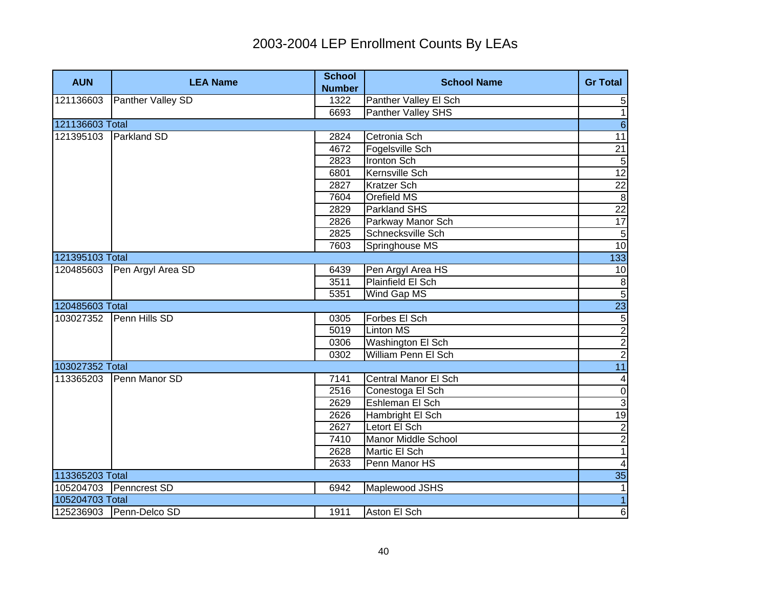# 2003-2004 LEP Enrollment Counts By LEAs

| AUN | LEA Name | School Number | School Name | Gr Total |
|---|---|---|---|---|
| 121136603 | Panther Valley SD | 1322 | Panther Valley El Sch | 5 |
| | | 6693 | Panther Valley SHS | 1 |
| 121136603 Total | | | | 6 |
| 121395103 | Parkland SD | 2824 | Cetronia Sch | 11 |
| | | 4672 | Fogelsville Sch | 21 |
| | | 2823 | Ironton Sch | 5 |
| | | 6801 | Kernsville Sch | 12 |
| | | 2827 | Kratzer Sch | 22 |
| | | 7604 | Orefield MS | 8 |
| | | 2829 | Parkland SHS | 22 |
| | | 2826 | Parkway Manor Sch | 17 |
| | | 2825 | Schnecksville Sch | 5 |
| | | 7603 | Springhouse MS | 10 |
| 121395103 Total | | | | 133 |
| 120485603 | Pen Argyl Area SD | 6439 | Pen Argyl Area HS | 10 |
| | | 3511 | Plainfield El Sch | 8 |
| | | 5351 | Wind Gap MS | 5 |
| 120485603 Total | | | | 23 |
| 103027352 | Penn Hills SD | 0305 | Forbes El Sch | 5 |
| | | 5019 | Linton MS | 2 |
| | | 0306 | Washington El Sch | 2 |
| | | 0302 | William Penn El Sch | 2 |
| 103027352 Total | | | | 11 |
| 113365203 | Penn Manor SD | 7141 | Central Manor El Sch | 4 |
| | | 2516 | Conestoga El Sch | 0 |
| | | 2629 | Eshleman El Sch | 3 |
| | | 2626 | Hambright El Sch | 19 |
| | | 2627 | Letort El Sch | 2 |
| | | 7410 | Manor Middle School | 2 |
| | | 2628 | Martic El Sch | 1 |
| | | 2633 | Penn Manor HS | 4 |
| 113365203 Total | | | | 35 |
| 105204703 | Penncrest SD | 6942 | Maplewood JSHS | 1 |
| 105204703 Total | | | | 1 |
| 125236903 | Penn-Delco SD | 1911 | Aston El Sch | 6 |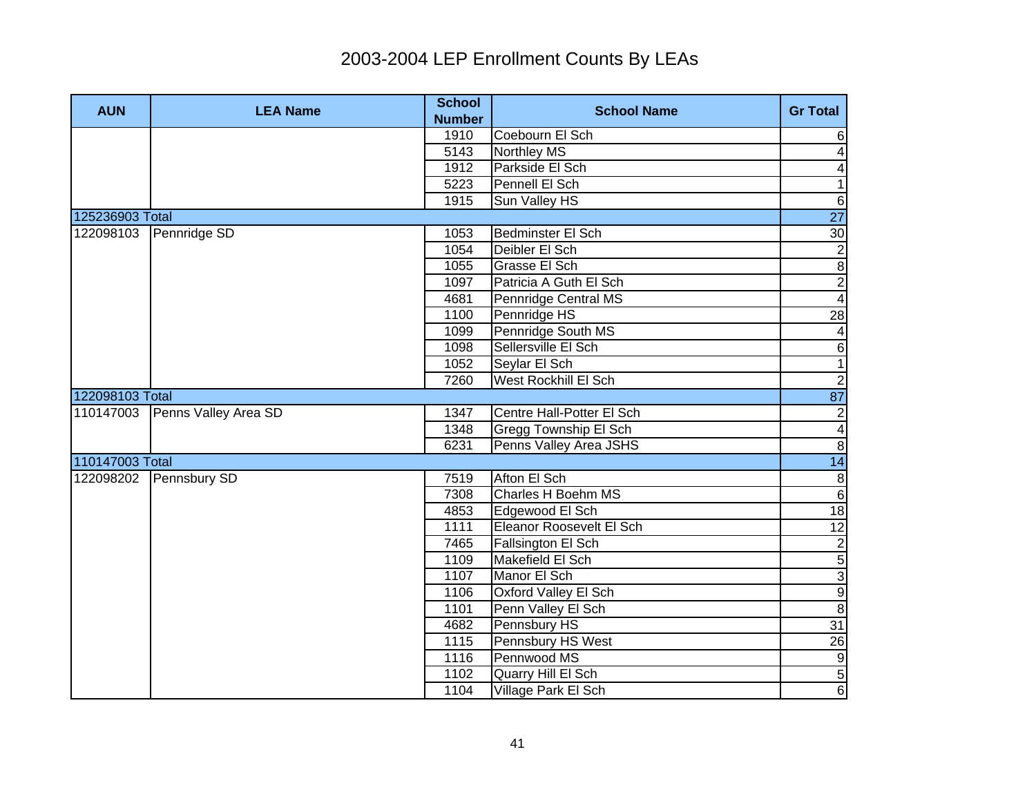# 2003-2004 LEP Enrollment Counts By LEAs

| AUN | LEA Name | School Number | School Name | Gr Total |
|---|---|---|---|---|
| | | 1910 | Coebourn El Sch | 6 |
| | | 5143 | Northley MS | 4 |
| | | 1912 | Parkside El Sch | 4 |
| | | 5223 | Pennell El Sch | 1 |
| | | 1915 | Sun Valley HS | 6 |
| 125236903 Total | | | | 27 |
| 122098103 | Pennridge SD | 1053 | Bedminster El Sch | 30 |
| | | 1054 | Deibler El Sch | 2 |
| | | 1055 | Grasse El Sch | 8 |
| | | 1097 | Patricia A Guth El Sch | 2 |
| | | 4681 | Pennridge Central MS | 4 |
| | | 1100 | Pennridge HS | 28 |
| | | 1099 | Pennridge South MS | 4 |
| | | 1098 | Sellersville El Sch | 6 |
| | | 1052 | Seylar El Sch | 1 |
| | | 7260 | West Rockhill El Sch | 2 |
| 122098103 Total | | | | 87 |
| 110147003 | Penns Valley Area SD | 1347 | Centre Hall-Potter El Sch | 2 |
| | | 1348 | Gregg Township El Sch | 4 |
| | | 6231 | Penns Valley Area JSHS | 8 |
| 110147003 Total | | | | 14 |
| 122098202 | Pennsbury SD | 7519 | Afton El Sch | 8 |
| | | 7308 | Charles H Boehm MS | 6 |
| | | 4853 | Edgewood El Sch | 18 |
| | | 1111 | Eleanor Roosevelt El Sch | 12 |
| | | 7465 | Fallsington El Sch | 2 |
| | | 1109 | Makefield El Sch | 5 |
| | | 1107 | Manor El Sch | 3 |
| | | 1106 | Oxford Valley El Sch | 9 |
| | | 1101 | Penn Valley El Sch | 8 |
| | | 4682 | Pennsbury HS | 31 |
| | | 1115 | Pennsbury HS West | 26 |
| | | 1116 | Pennwood MS | 9 |
| | | 1102 | Quarry Hill El Sch | 5 |
| | | 1104 | Village Park El Sch | 6 |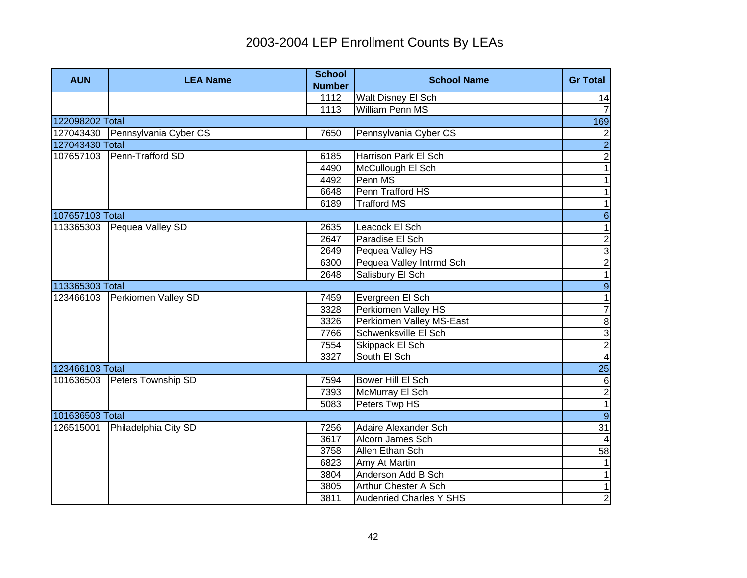# 2003-2004 LEP Enrollment Counts By LEAs

| AUN | LEA Name | School Number | School Name | Gr Total |
|---|---|---|---|---|
| | | 1112 | Walt Disney El Sch | 14 |
| | | 1113 | William Penn MS | 7 |
| 122098202 Total | | | | 169 |
| 127043430 | Pennsylvania Cyber CS | 7650 | Pennsylvania Cyber CS | 2 |
| 127043430 Total | | | | 2 |
| 107657103 | Penn-Trafford SD | 6185 | Harrison Park El Sch | 2 |
| | | 4490 | McCullough El Sch | 1 |
| | | 4492 | Penn MS | 1 |
| | | 6648 | Penn Trafford HS | 1 |
| | | 6189 | Trafford MS | 1 |
| 107657103 Total | | | | 6 |
| 113365303 | Pequea Valley SD | 2635 | Leacock El Sch | 1 |
| | | 2647 | Paradise El Sch | 2 |
| | | 2649 | Pequea Valley HS | 3 |
| | | 6300 | Pequea Valley Intrmd Sch | 2 |
| | | 2648 | Salisbury El Sch | 1 |
| 113365303 Total | | | | 9 |
| 123466103 | Perkiomen Valley SD | 7459 | Evergreen El Sch | 1 |
| | | 3328 | Perkiomen Valley HS | 7 |
| | | 3326 | Perkiomen Valley MS-East | 8 |
| | | 7766 | Schwenksville El Sch | 3 |
| | | 7554 | Skippack El Sch | 2 |
| | | 3327 | South El Sch | 4 |
| 123466103 Total | | | | 25 |
| 101636503 | Peters Township SD | 7594 | Bower Hill El Sch | 6 |
| | | 7393 | McMurray El Sch | 2 |
| | | 5083 | Peters Twp HS | 1 |
| 101636503 Total | | | | 9 |
| 126515001 | Philadelphia City SD | 7256 | Adaire Alexander Sch | 31 |
| | | 3617 | Alcorn James Sch | 4 |
| | | 3758 | Allen Ethan Sch | 58 |
| | | 6823 | Amy At Martin | 1 |
| | | 3804 | Anderson Add B Sch | 1 |
| | | 3805 | Arthur Chester A Sch | 1 |
| | | 3811 | Audenried Charles Y SHS | 2 |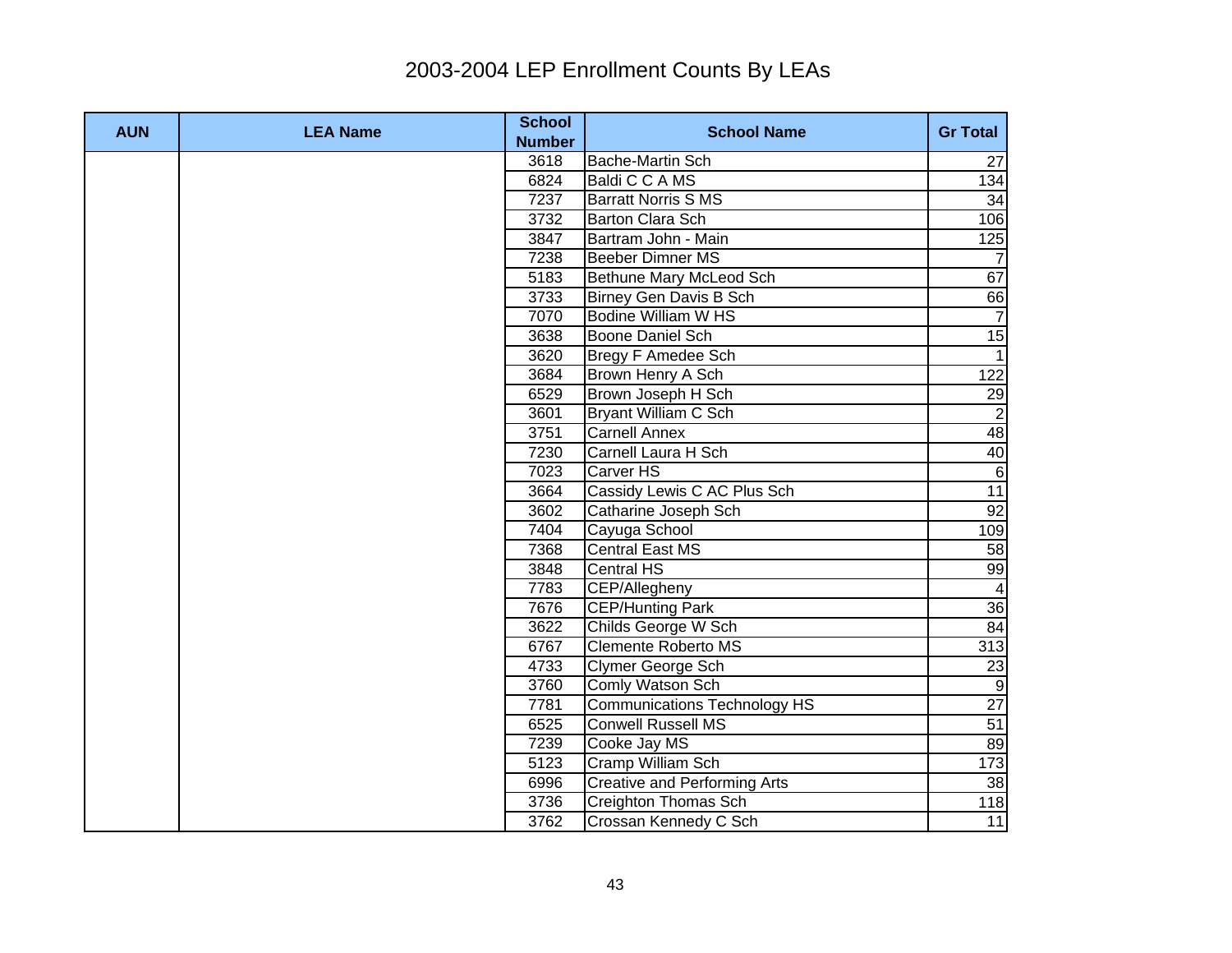# 2003-2004 LEP Enrollment Counts By LEAs

| AUN | LEA Name | School Number | School Name | Gr Total |
|---|---|---|---|---|
| | | 3618 | Bache-Martin Sch | 27 |
| | | 6824 | Baldi C C A MS | 134 |
| | | 7237 | Barratt Norris S MS | 34 |
| | | 3732 | Barton Clara Sch | 106 |
| | | 3847 | Bartram John - Main | 125 |
| | | 7238 | Beeber Dimner MS | 7 |
| | | 5183 | Bethune Mary McLeod Sch | 67 |
| | | 3733 | Birney Gen Davis B Sch | 66 |
| | | 7070 | Bodine William W HS | 7 |
| | | 3638 | Boone Daniel Sch | 15 |
| | | 3620 | Bregy F Amedee Sch | 1 |
| | | 3684 | Brown Henry A Sch | 122 |
| | | 6529 | Brown Joseph H Sch | 29 |
| | | 3601 | Bryant William C Sch | 2 |
| | | 3751 | Carnell Annex | 48 |
| | | 7230 | Carnell Laura H Sch | 40 |
| | | 7023 | Carver HS | 6 |
| | | 3664 | Cassidy Lewis C AC Plus Sch | 11 |
| | | 3602 | Catharine Joseph Sch | 92 |
| | | 7404 | Cayuga School | 109 |
| | | 7368 | Central East MS | 58 |
| | | 3848 | Central HS | 99 |
| | | 7783 | CEP/Allegheny | 4 |
| | | 7676 | CEP/Hunting Park | 36 |
| | | 3622 | Childs George W Sch | 84 |
| | | 6767 | Clemente Roberto MS | 313 |
| | | 4733 | Clymer George Sch | 23 |
| | | 3760 | Comly Watson Sch | 9 |
| | | 7781 | Communications Technology HS | 27 |
| | | 6525 | Conwell Russell MS | 51 |
| | | 7239 | Cooke Jay MS | 89 |
| | | 5123 | Cramp William Sch | 173 |
| | | 6996 | Creative and Performing Arts | 38 |
| | | 3736 | Creighton Thomas Sch | 118 |
| | | 3762 | Crossan Kennedy C Sch | 11 |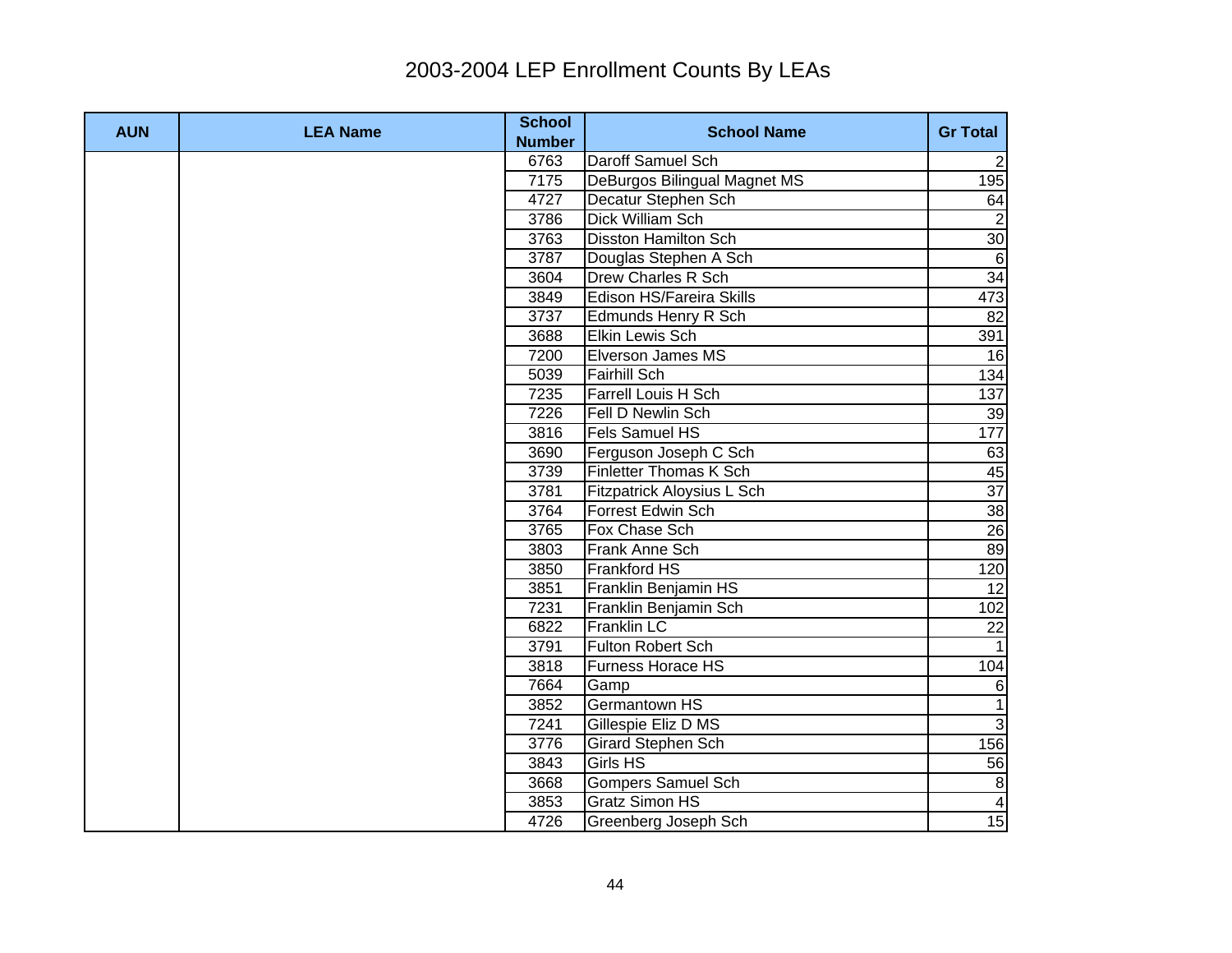# 2003-2004 LEP Enrollment Counts By LEAs

| AUN | LEA Name | School Number | School Name | Gr Total |
|---|---|---|---|---|
| | | 6763 | Daroff Samuel Sch | 2 |
| | | 7175 | DeBurgos Bilingual Magnet MS | 195 |
| | | 4727 | Decatur Stephen Sch | 64 |
| | | 3786 | Dick William Sch | 2 |
| | | 3763 | Disston Hamilton Sch | 30 |
| | | 3787 | Douglas Stephen A Sch | 6 |
| | | 3604 | Drew Charles R Sch | 34 |
| | | 3849 | Edison HS/Fareira Skills | 473 |
| | | 3737 | Edmunds Henry R Sch | 82 |
| | | 3688 | Elkin Lewis Sch | 391 |
| | | 7200 | Elverson James MS | 16 |
| | | 5039 | Fairhill Sch | 134 |
| | | 7235 | Farrell Louis H Sch | 137 |
| | | 7226 | Fell D Newlin Sch | 39 |
| | | 3816 | Fels Samuel HS | 177 |
| | | 3690 | Ferguson Joseph C Sch | 63 |
| | | 3739 | Finletter Thomas K Sch | 45 |
| | | 3781 | Fitzpatrick Aloysius L Sch | 37 |
| | | 3764 | Forrest Edwin Sch | 38 |
| | | 3765 | Fox Chase Sch | 26 |
| | | 3803 | Frank Anne Sch | 89 |
| | | 3850 | Frankford HS | 120 |
| | | 3851 | Franklin Benjamin HS | 12 |
| | | 7231 | Franklin Benjamin Sch | 102 |
| | | 6822 | Franklin LC | 22 |
| | | 3791 | Fulton Robert Sch | 1 |
| | | 3818 | Furness Horace HS | 104 |
| | | 7664 | Gamp | 6 |
| | | 3852 | Germantown HS | 1 |
| | | 7241 | Gillespie Eliz D MS | 3 |
| | | 3776 | Girard Stephen Sch | 156 |
| | | 3843 | Girls HS | 56 |
| | | 3668 | Gompers Samuel Sch | 8 |
| | | 3853 | Gratz Simon HS | 4 |
| | | 4726 | Greenberg Joseph Sch | 15 |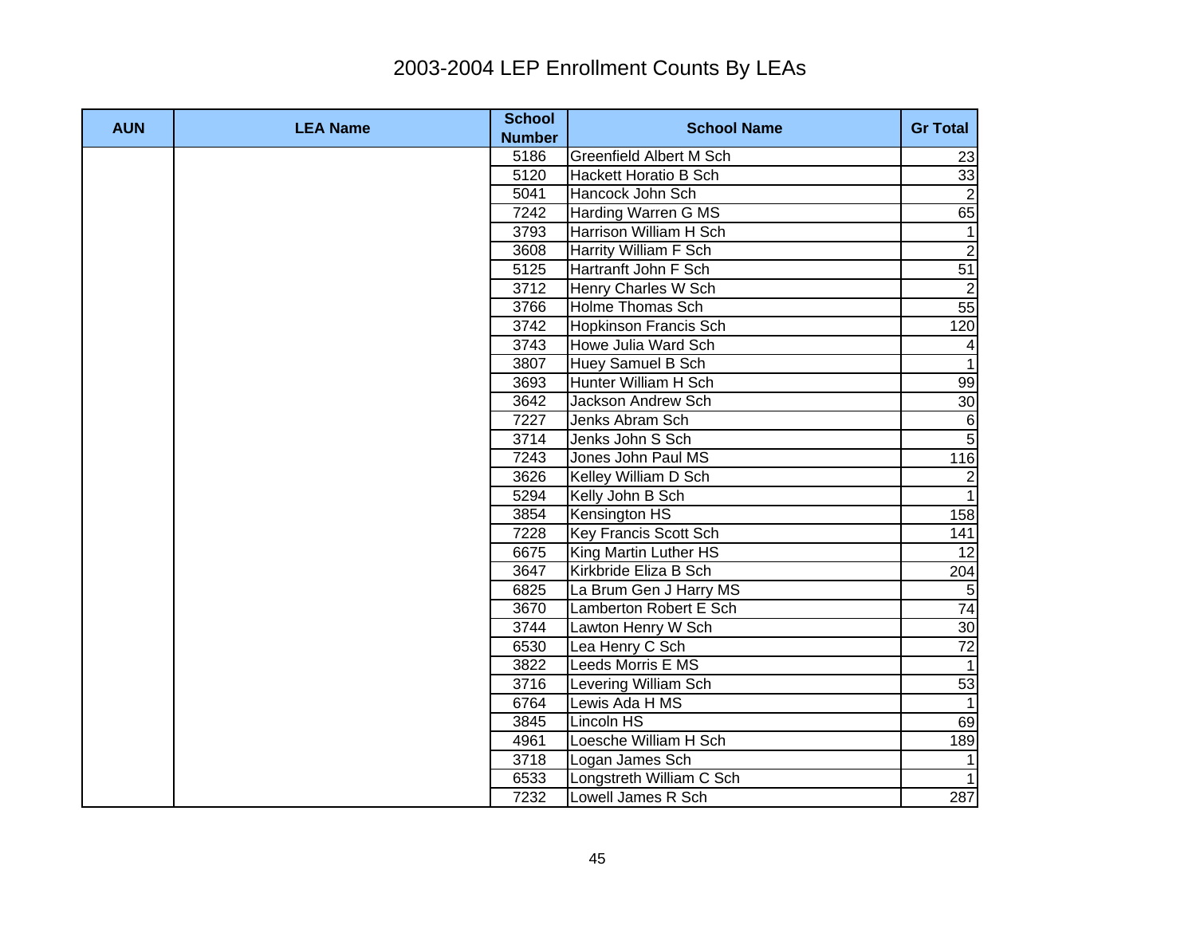# 2003-2004 LEP Enrollment Counts By LEAs

| AUN | LEA Name | School Number | School Name | Gr Total |
|---|---|---|---|---|
| | | 5186 | Greenfield Albert M Sch | 23 |
| | | 5120 | Hackett Horatio B Sch | 33 |
| | | 5041 | Hancock John Sch | 2 |
| | | 7242 | Harding Warren G MS | 65 |
| | | 3793 | Harrison William H Sch | 1 |
| | | 3608 | Harrity William F Sch | 2 |
| | | 5125 | Hartranft John F Sch | 51 |
| | | 3712 | Henry Charles W Sch | 2 |
| | | 3766 | Holme Thomas Sch | 55 |
| | | 3742 | Hopkinson Francis Sch | 120 |
| | | 3743 | Howe Julia Ward Sch | 4 |
| | | 3807 | Huey Samuel B Sch | 1 |
| | | 3693 | Hunter William H Sch | 99 |
| | | 3642 | Jackson Andrew Sch | 30 |
| | | 7227 | Jenks Abram Sch | 6 |
| | | 3714 | Jenks John S Sch | 5 |
| | | 7243 | Jones John Paul MS | 116 |
| | | 3626 | Kelley William D Sch | 2 |
| | | 5294 | Kelly John B Sch | 1 |
| | | 3854 | Kensington HS | 158 |
| | | 7228 | Key Francis Scott Sch | 141 |
| | | 6675 | King Martin Luther HS | 12 |
| | | 3647 | Kirkbride Eliza B Sch | 204 |
| | | 6825 | La Brum Gen J Harry MS | 5 |
| | | 3670 | Lamberton Robert E Sch | 74 |
| | | 3744 | Lawton Henry W Sch | 30 |
| | | 6530 | Lea Henry C Sch | 72 |
| | | 3822 | Leeds Morris E MS | 1 |
| | | 3716 | Levering William Sch | 53 |
| | | 6764 | Lewis Ada H MS | 1 |
| | | 3845 | Lincoln HS | 69 |
| | | 4961 | Loesche William H Sch | 189 |
| | | 3718 | Logan James Sch | 1 |
| | | 6533 | Longstreth William C Sch | 1 |
| | | 7232 | Lowell James R Sch | 287 |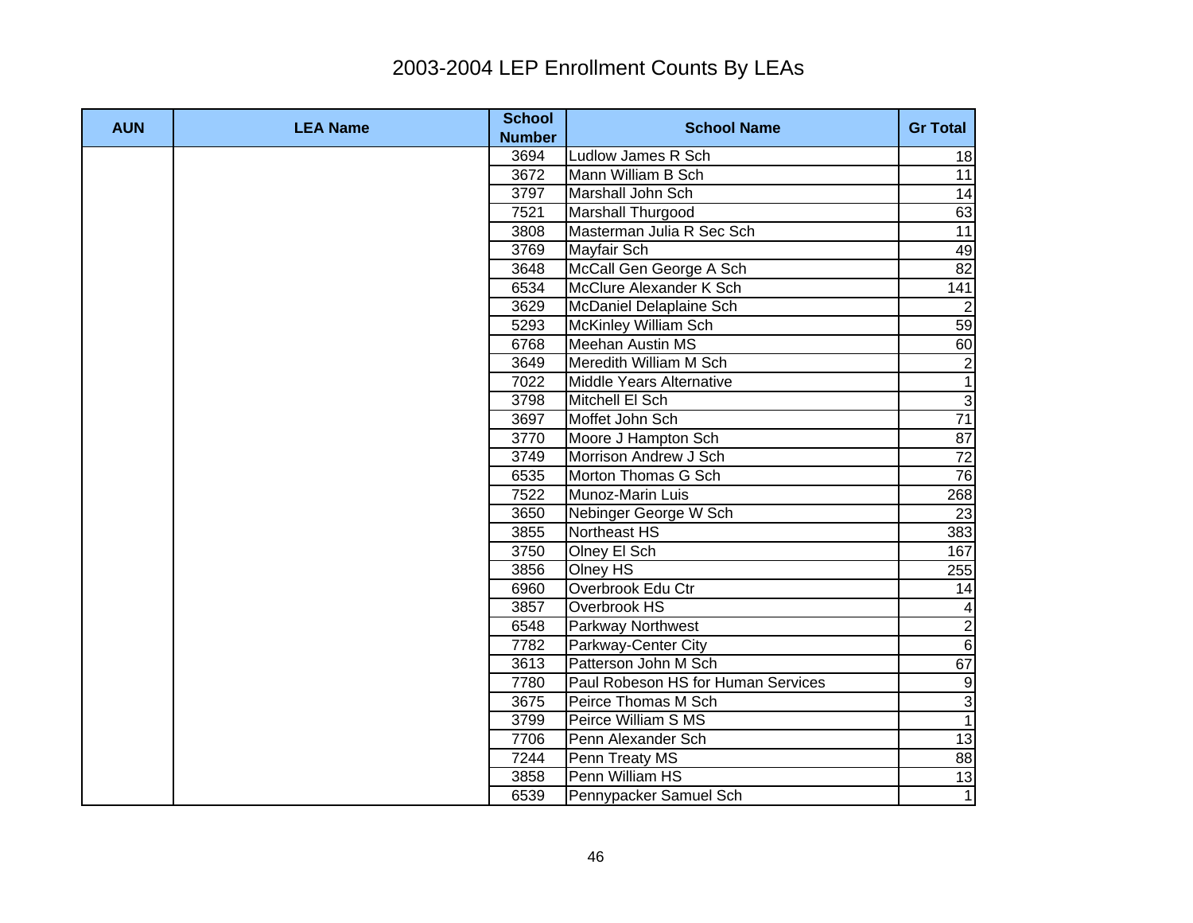# 2003-2004 LEP Enrollment Counts By LEAs

| AUN | LEA Name | School Number | School Name | Gr Total |
|---|---|---|---|---|
| | | 3694 | Ludlow James R Sch | 18 |
| | | 3672 | Mann William B Sch | 11 |
| | | 3797 | Marshall John Sch | 14 |
| | | 7521 | Marshall Thurgood | 63 |
| | | 3808 | Masterman Julia R Sec Sch | 11 |
| | | 3769 | Mayfair Sch | 49 |
| | | 3648 | McCall Gen George A Sch | 82 |
| | | 6534 | McClure Alexander K Sch | 141 |
| | | 3629 | McDaniel Delaplaine Sch | 2 |
| | | 5293 | McKinley William Sch | 59 |
| | | 6768 | Meehan Austin MS | 60 |
| | | 3649 | Meredith William M Sch | 2 |
| | | 7022 | Middle Years Alternative | 1 |
| | | 3798 | Mitchell El Sch | 3 |
| | | 3697 | Moffet John Sch | 71 |
| | | 3770 | Moore J Hampton Sch | 87 |
| | | 3749 | Morrison Andrew J Sch | 72 |
| | | 6535 | Morton Thomas G Sch | 76 |
| | | 7522 | Munoz-Marin Luis | 268 |
| | | 3650 | Nebinger George W Sch | 23 |
| | | 3855 | Northeast HS | 383 |
| | | 3750 | Olney El Sch | 167 |
| | | 3856 | Olney HS | 255 |
| | | 6960 | Overbrook Edu Ctr | 14 |
| | | 3857 | Overbrook HS | 4 |
| | | 6548 | Parkway Northwest | 2 |
| | | 7782 | Parkway-Center City | 6 |
| | | 3613 | Patterson John M Sch | 67 |
| | | 7780 | Paul Robeson HS for Human Services | 9 |
| | | 3675 | Peirce Thomas M Sch | 3 |
| | | 3799 | Peirce William S MS | 1 |
| | | 7706 | Penn Alexander Sch | 13 |
| | | 7244 | Penn Treaty MS | 88 |
| | | 3858 | Penn William HS | 13 |
| | | 6539 | Pennypacker Samuel Sch | 1 |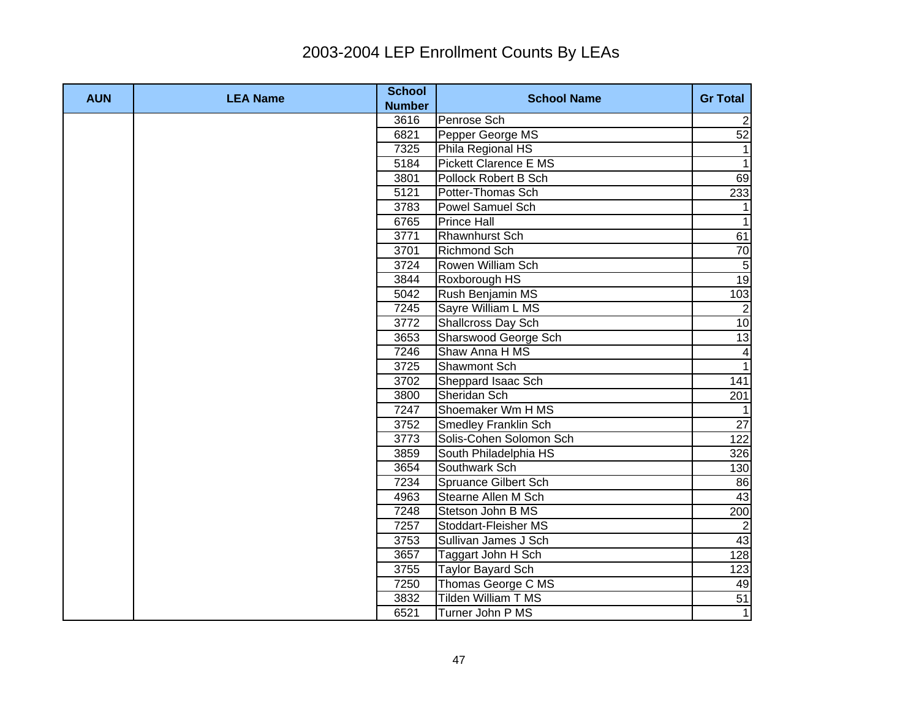# 2003-2004 LEP Enrollment Counts By LEAs

| AUN | LEA Name | School Number | School Name | Gr Total |
|---|---|---|---|---|
| | | 3616 | Penrose Sch | 2 |
| | | 6821 | Pepper George MS | 52 |
| | | 7325 | Phila Regional HS | 1 |
| | | 5184 | Pickett Clarence E MS | 1 |
| | | 3801 | Pollock Robert B Sch | 69 |
| | | 5121 | Potter-Thomas Sch | 233 |
| | | 3783 | Powel Samuel Sch | 1 |
| | | 6765 | Prince Hall | 1 |
| | | 3771 | Rhawnhurst Sch | 61 |
| | | 3701 | Richmond Sch | 70 |
| | | 3724 | Rowen William Sch | 5 |
| | | 3844 | Roxborough HS | 19 |
| | | 5042 | Rush Benjamin MS | 103 |
| | | 7245 | Sayre William L MS | 2 |
| | | 3772 | Shallcross Day Sch | 10 |
| | | 3653 | Sharswood George Sch | 13 |
| | | 7246 | Shaw Anna H MS | 4 |
| | | 3725 | Shawmont Sch | 1 |
| | | 3702 | Sheppard Isaac Sch | 141 |
| | | 3800 | Sheridan Sch | 201 |
| | | 7247 | Shoemaker Wm H MS | 1 |
| | | 3752 | Smedley Franklin Sch | 27 |
| | | 3773 | Solis-Cohen Solomon Sch | 122 |
| | | 3859 | South Philadelphia HS | 326 |
| | | 3654 | Southwark Sch | 130 |
| | | 7234 | Spruance Gilbert Sch | 86 |
| | | 4963 | Stearne Allen M Sch | 43 |
| | | 7248 | Stetson John B MS | 200 |
| | | 7257 | Stoddart-Fleisher MS | 2 |
| | | 3753 | Sullivan James J Sch | 43 |
| | | 3657 | Taggart John H Sch | 128 |
| | | 3755 | Taylor Bayard Sch | 123 |
| | | 7250 | Thomas George C MS | 49 |
| | | 3832 | Tilden William T MS | 51 |
| | | 6521 | Turner John P MS | 1 |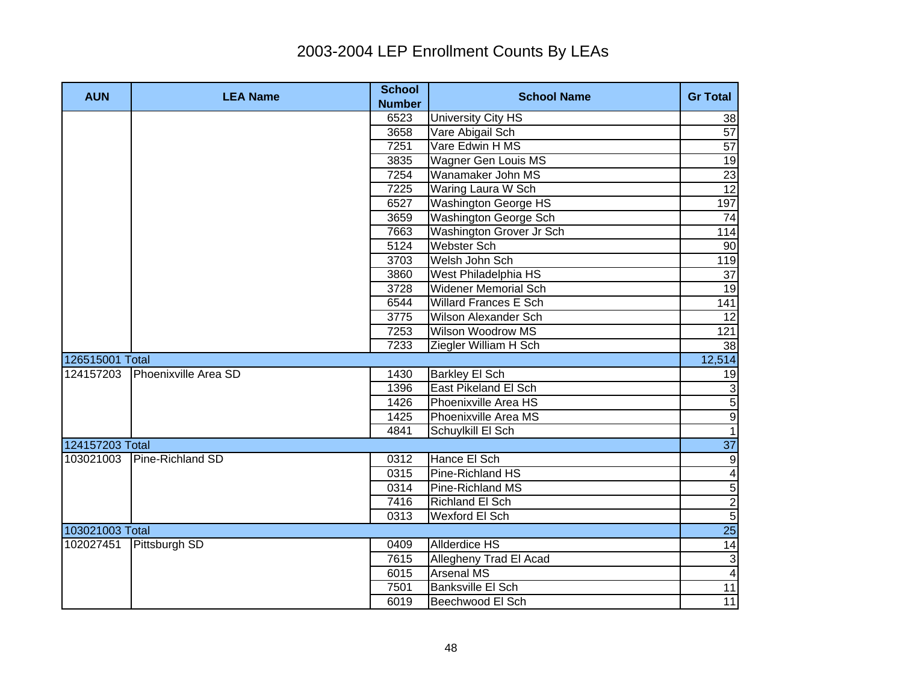# 2003-2004 LEP Enrollment Counts By LEAs

| AUN | LEA Name | School Number | School Name | Gr Total |
|---|---|---|---|---|
| | | 6523 | University City HS | 38 |
| | | 3658 | Vare Abigail Sch | 57 |
| | | 7251 | Vare Edwin H MS | 57 |
| | | 3835 | Wagner Gen Louis MS | 19 |
| | | 7254 | Wanamaker John MS | 23 |
| | | 7225 | Waring Laura W Sch | 12 |
| | | 6527 | Washington George HS | 197 |
| | | 3659 | Washington George Sch | 74 |
| | | 7663 | Washington Grover Jr Sch | 114 |
| | | 5124 | Webster Sch | 90 |
| | | 3703 | Welsh John Sch | 119 |
| | | 3860 | West Philadelphia HS | 37 |
| | | 3728 | Widener Memorial Sch | 19 |
| | | 6544 | Willard Frances E Sch | 141 |
| | | 3775 | Wilson Alexander Sch | 12 |
| | | 7253 | Wilson Woodrow MS | 121 |
| | | 7233 | Ziegler William H Sch | 38 |
| 126515001 Total | | | | 12,514 |
| 124157203 | Phoenixville Area SD | 1430 | Barkley El Sch | 19 |
| | | 1396 | East Pikeland El Sch | 3 |
| | | 1426 | Phoenixville Area HS | 5 |
| | | 1425 | Phoenixville Area MS | 9 |
| | | 4841 | Schuylkill El Sch | 1 |
| 124157203 Total | | | | 37 |
| 103021003 | Pine-Richland SD | 0312 | Hance El Sch | 9 |
| | | 0315 | Pine-Richland HS | 4 |
| | | 0314 | Pine-Richland MS | 5 |
| | | 7416 | Richland El Sch | 2 |
| | | 0313 | Wexford El Sch | 5 |
| 103021003 Total | | | | 25 |
| 102027451 | Pittsburgh SD | 0409 | Allderdice HS | 14 |
| | | 7615 | Allegheny Trad El Acad | 3 |
| | | 6015 | Arsenal MS | 4 |
| | | 7501 | Banksville El Sch | 11 |
| | | 6019 | Beechwood El Sch | 11 |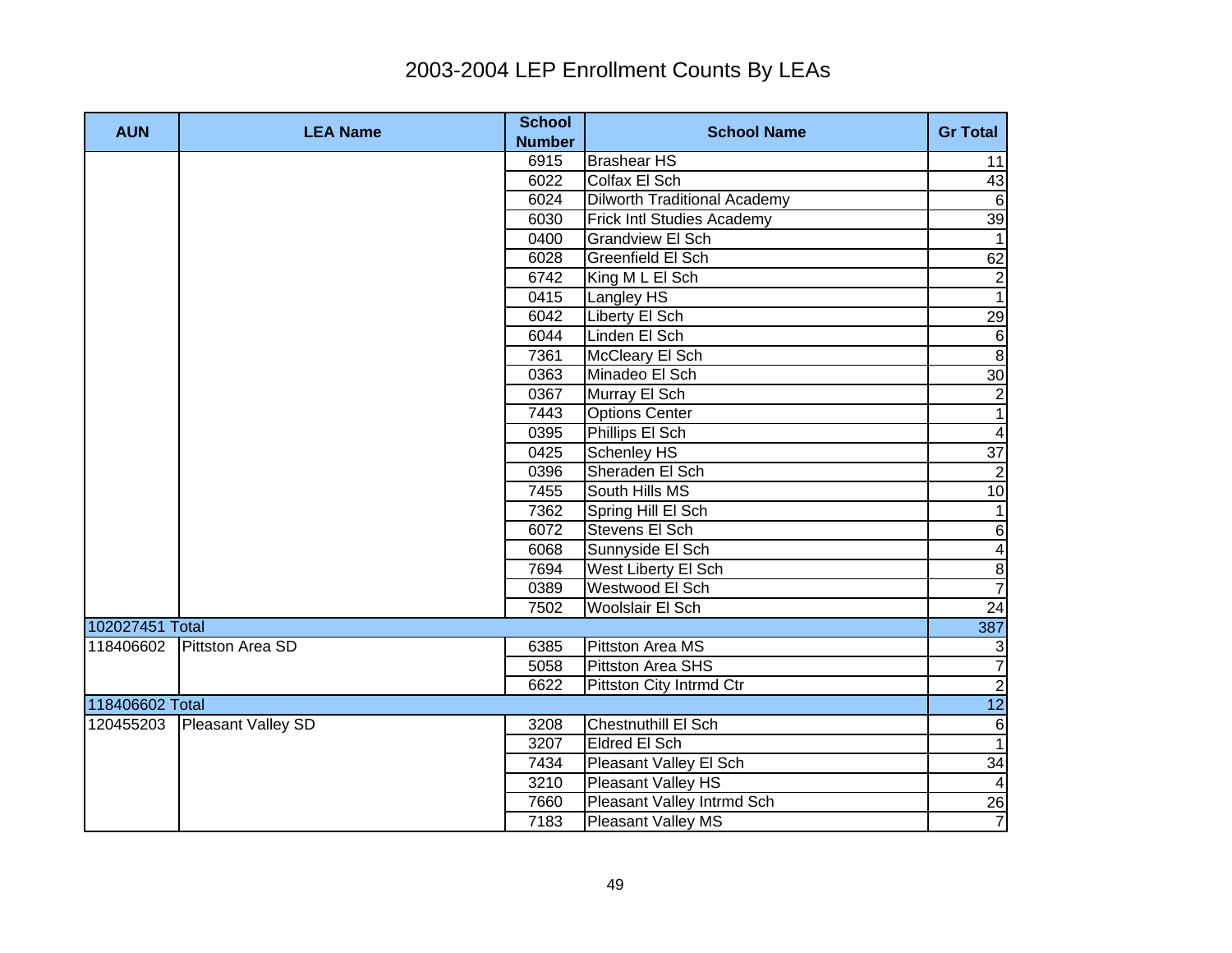# 2003-2004 LEP Enrollment Counts By LEAs

| AUN | LEA Name | School Number | School Name | Gr Total |
|---|---|---|---|---|
| | | 6915 | Brashear HS | 11 |
| | | 6022 | Colfax El Sch | 43 |
| | | 6024 | Dilworth Traditional Academy | 6 |
| | | 6030 | Frick Intl Studies Academy | 39 |
| | | 0400 | Grandview El Sch | 1 |
| | | 6028 | Greenfield El Sch | 62 |
| | | 6742 | King M L El Sch | 2 |
| | | 0415 | Langley HS | 1 |
| | | 6042 | Liberty El Sch | 29 |
| | | 6044 | Linden El Sch | 6 |
| | | 7361 | McCleary El Sch | 8 |
| | | 0363 | Minadeo El Sch | 30 |
| | | 0367 | Murray El Sch | 2 |
| | | 7443 | Options Center | 1 |
| | | 0395 | Phillips El Sch | 4 |
| | | 0425 | Schenley HS | 37 |
| | | 0396 | Sheraden El Sch | 2 |
| | | 7455 | South Hills MS | 10 |
| | | 7362 | Spring Hill El Sch | 1 |
| | | 6072 | Stevens El Sch | 6 |
| | | 6068 | Sunnyside El Sch | 4 |
| | | 7694 | West Liberty El Sch | 8 |
| | | 0389 | Westwood El Sch | 7 |
| | | 7502 | Woolslair El Sch | 24 |
| 102027451 Total | | | | 387 |
| 118406602 | Pittston Area SD | 6385 | Pittston Area MS | 3 |
| | | 5058 | Pittston Area SHS | 7 |
| | | 6622 | Pittston City Intrmd Ctr | 2 |
| 118406602 Total | | | | 12 |
| 120455203 | Pleasant Valley SD | 3208 | Chestnuthill El Sch | 6 |
| | | 3207 | Eldred El Sch | 1 |
| | | 7434 | Pleasant Valley El Sch | 34 |
| | | 3210 | Pleasant Valley HS | 4 |
| | | 7660 | Pleasant Valley Intrmd Sch | 26 |
| | | 7183 | Pleasant Valley MS | 7 |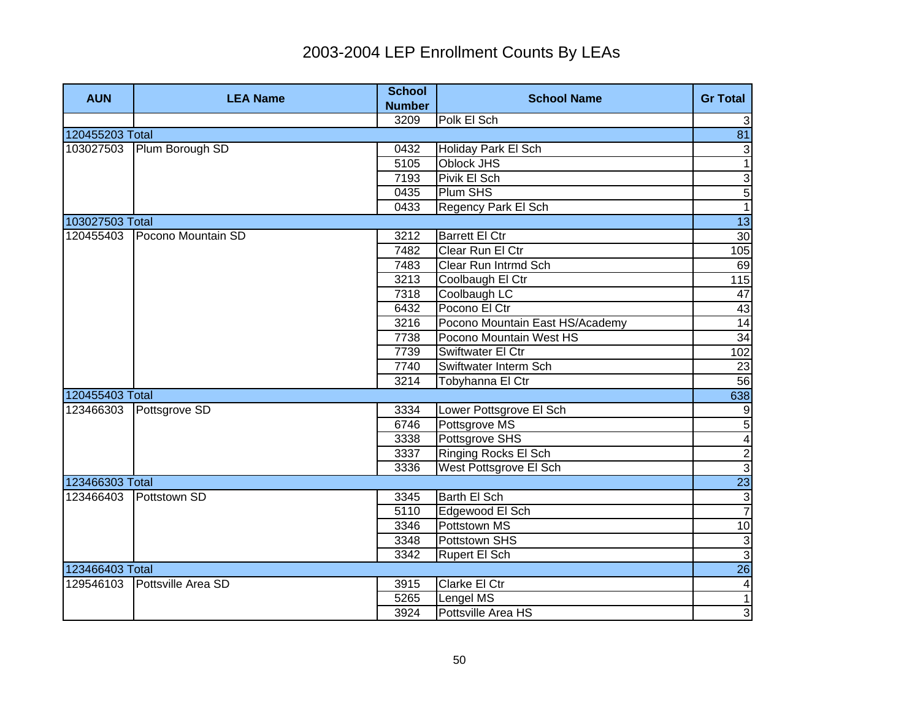# 2003-2004 LEP Enrollment Counts By LEAs

| AUN | LEA Name | School Number | School Name | Gr Total |
|---|---|---|---|---|
| | | 3209 | Polk El Sch | 3 |
| 120455203 Total | | | | 81 |
| 103027503 | Plum Borough SD | 0432 | Holiday Park El Sch | 3 |
| | | 5105 | Oblock JHS | 1 |
| | | 7193 | Pivik El Sch | 3 |
| | | 0435 | Plum SHS | 5 |
| | | 0433 | Regency Park El Sch | 1 |
| 103027503 Total | | | | 13 |
| 120455403 | Pocono Mountain SD | 3212 | Barrett El Ctr | 30 |
| | | 7482 | Clear Run El Ctr | 105 |
| | | 7483 | Clear Run Intrmd Sch | 69 |
| | | 3213 | Coolbaugh El Ctr | 115 |
| | | 7318 | Coolbaugh LC | 47 |
| | | 6432 | Pocono El Ctr | 43 |
| | | 3216 | Pocono Mountain East HS/Academy | 14 |
| | | 7738 | Pocono Mountain West HS | 34 |
| | | 7739 | Swiftwater El Ctr | 102 |
| | | 7740 | Swiftwater Interm Sch | 23 |
| | | 3214 | Tobyhanna El Ctr | 56 |
| 120455403 Total | | | | 638 |
| 123466303 | Pottsgrove SD | 3334 | Lower Pottsgrove El Sch | 9 |
| | | 6746 | Pottsgrove MS | 5 |
| | | 3338 | Pottsgrove SHS | 4 |
| | | 3337 | Ringing Rocks El Sch | 2 |
| | | 3336 | West Pottsgrove El Sch | 3 |
| 123466303 Total | | | | 23 |
| 123466403 | Pottstown SD | 3345 | Barth El Sch | 3 |
| | | 5110 | Edgewood El Sch | 7 |
| | | 3346 | Pottstown MS | 10 |
| | | 3348 | Pottstown SHS | 3 |
| | | 3342 | Rupert El Sch | 3 |
| 123466403 Total | | | | 26 |
| 129546103 | Pottsville Area SD | 3915 | Clarke El Ctr | 4 |
| | | 5265 | Lengel MS | 1 |
| | | 3924 | Pottsville Area HS | 3 |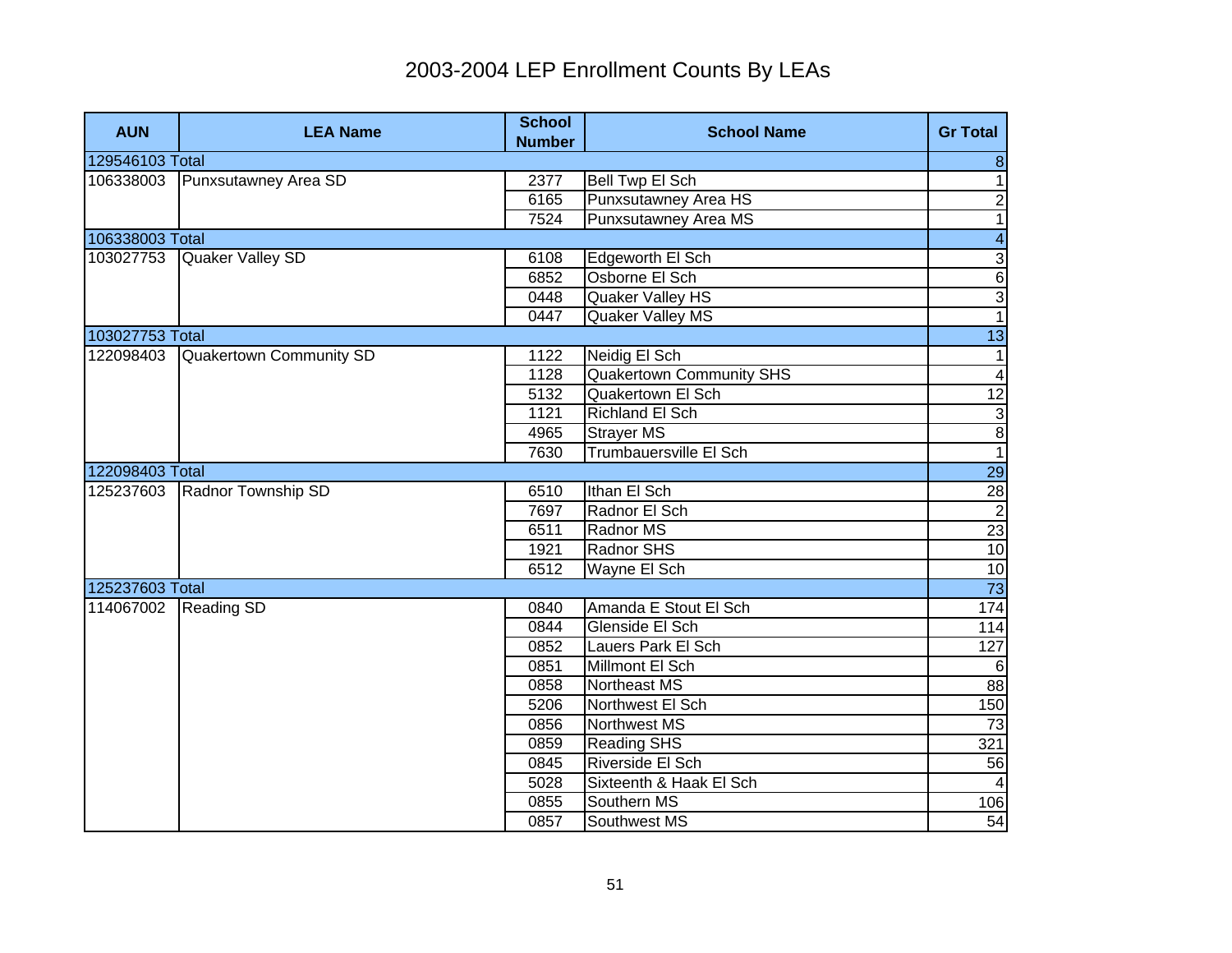# 2003-2004 LEP Enrollment Counts By LEAs

| AUN | LEA Name | School Number | School Name | Gr Total |
|---|---|---|---|---|
| 129546103 Total | | | | 8 |
| 106338003 | Punxsutawney Area SD | 2377 | Bell Twp El Sch | 1 |
| | | 6165 | Punxsutawney Area HS | 2 |
| | | 7524 | Punxsutawney Area MS | 1 |
| 106338003 Total | | | | 4 |
| 103027753 | Quaker Valley SD | 6108 | Edgeworth El Sch | 3 |
| | | 6852 | Osborne El Sch | 6 |
| | | 0448 | Quaker Valley HS | 3 |
| | | 0447 | Quaker Valley MS | 1 |
| 103027753 Total | | | | 13 |
| 122098403 | Quakertown Community SD | 1122 | Neidig El Sch | 1 |
| | | 1128 | Quakertown Community SHS | 4 |
| | | 5132 | Quakertown El Sch | 12 |
| | | 1121 | Richland El Sch | 3 |
| | | 4965 | Strayer MS | 8 |
| | | 7630 | Trumbauersville El Sch | 1 |
| 122098403 Total | | | | 29 |
| 125237603 | Radnor Township SD | 6510 | Ithan El Sch | 28 |
| | | 7697 | Radnor El Sch | 2 |
| | | 6511 | Radnor MS | 23 |
| | | 1921 | Radnor SHS | 10 |
| | | 6512 | Wayne El Sch | 10 |
| 125237603 Total | | | | 73 |
| 114067002 | Reading SD | 0840 | Amanda E Stout El Sch | 174 |
| | | 0844 | Glenside El Sch | 114 |
| | | 0852 | Lauers Park El Sch | 127 |
| | | 0851 | Millmont El Sch | 6 |
| | | 0858 | Northeast MS | 88 |
| | | 5206 | Northwest El Sch | 150 |
| | | 0856 | Northwest MS | 73 |
| | | 0859 | Reading SHS | 321 |
| | | 0845 | Riverside El Sch | 56 |
| | | 5028 | Sixteenth & Haak El Sch | 4 |
| | | 0855 | Southern MS | 106 |
| | | 0857 | Southwest MS | 54 |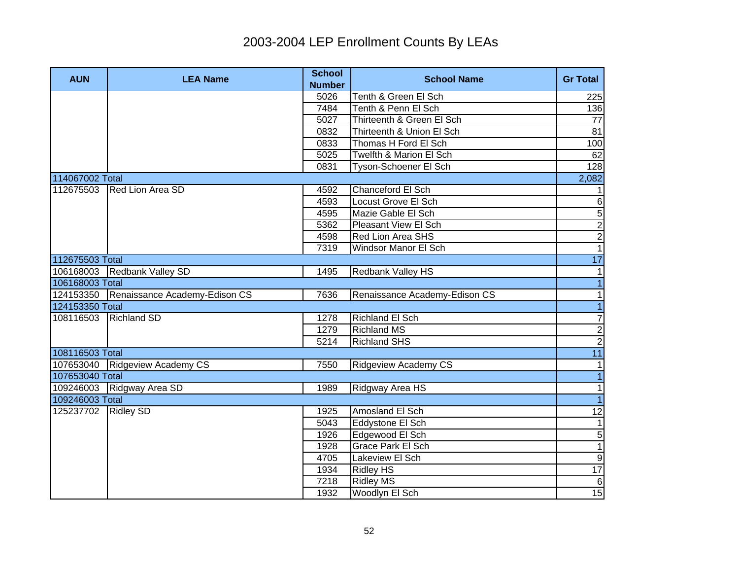# 2003-2004 LEP Enrollment Counts By LEAs

| AUN | LEA Name | School Number | School Name | Gr Total |
|---|---|---|---|---|
| | | 5026 | Tenth & Green El Sch | 225 |
| | | 7484 | Tenth & Penn El Sch | 136 |
| | | 5027 | Thirteenth & Green El Sch | 77 |
| | | 0832 | Thirteenth & Union El Sch | 81 |
| | | 0833 | Thomas H Ford El Sch | 100 |
| | | 5025 | Twelfth & Marion El Sch | 62 |
| | | 0831 | Tyson-Schoener El Sch | 128 |
| 114067002 Total | | | | 2,082 |
| 112675503 | Red Lion Area SD | 4592 | Chanceford El Sch | 1 |
| | | 4593 | Locust Grove El Sch | 6 |
| | | 4595 | Mazie Gable El Sch | 5 |
| | | 5362 | Pleasant View El Sch | 2 |
| | | 4598 | Red Lion Area SHS | 2 |
| | | 7319 | Windsor Manor El Sch | 1 |
| 112675503 Total | | | | 17 |
| 106168003 | Redbank Valley SD | 1495 | Redbank Valley HS | 1 |
| 106168003 Total | | | | 1 |
| 124153350 | Renaissance Academy-Edison CS | 7636 | Renaissance Academy-Edison CS | 1 |
| 124153350 Total | | | | 1 |
| 108116503 | Richland SD | 1278 | Richland El Sch | 7 |
| | | 1279 | Richland MS | 2 |
| | | 5214 | Richland SHS | 2 |
| 108116503 Total | | | | 11 |
| 107653040 | Ridgeview Academy CS | 7550 | Ridgeview Academy CS | 1 |
| 107653040 Total | | | | 1 |
| 109246003 | Ridgway Area SD | 1989 | Ridgway Area HS | 1 |
| 109246003 Total | | | | 1 |
| 125237702 | Ridley SD | 1925 | Amosland El Sch | 12 |
| | | 5043 | Eddystone El Sch | 1 |
| | | 1926 | Edgewood El Sch | 5 |
| | | 1928 | Grace Park El Sch | 1 |
| | | 4705 | Lakeview El Sch | 9 |
| | | 1934 | Ridley HS | 17 |
| | | 7218 | Ridley MS | 6 |
| | | 1932 | Woodlyn El Sch | 15 |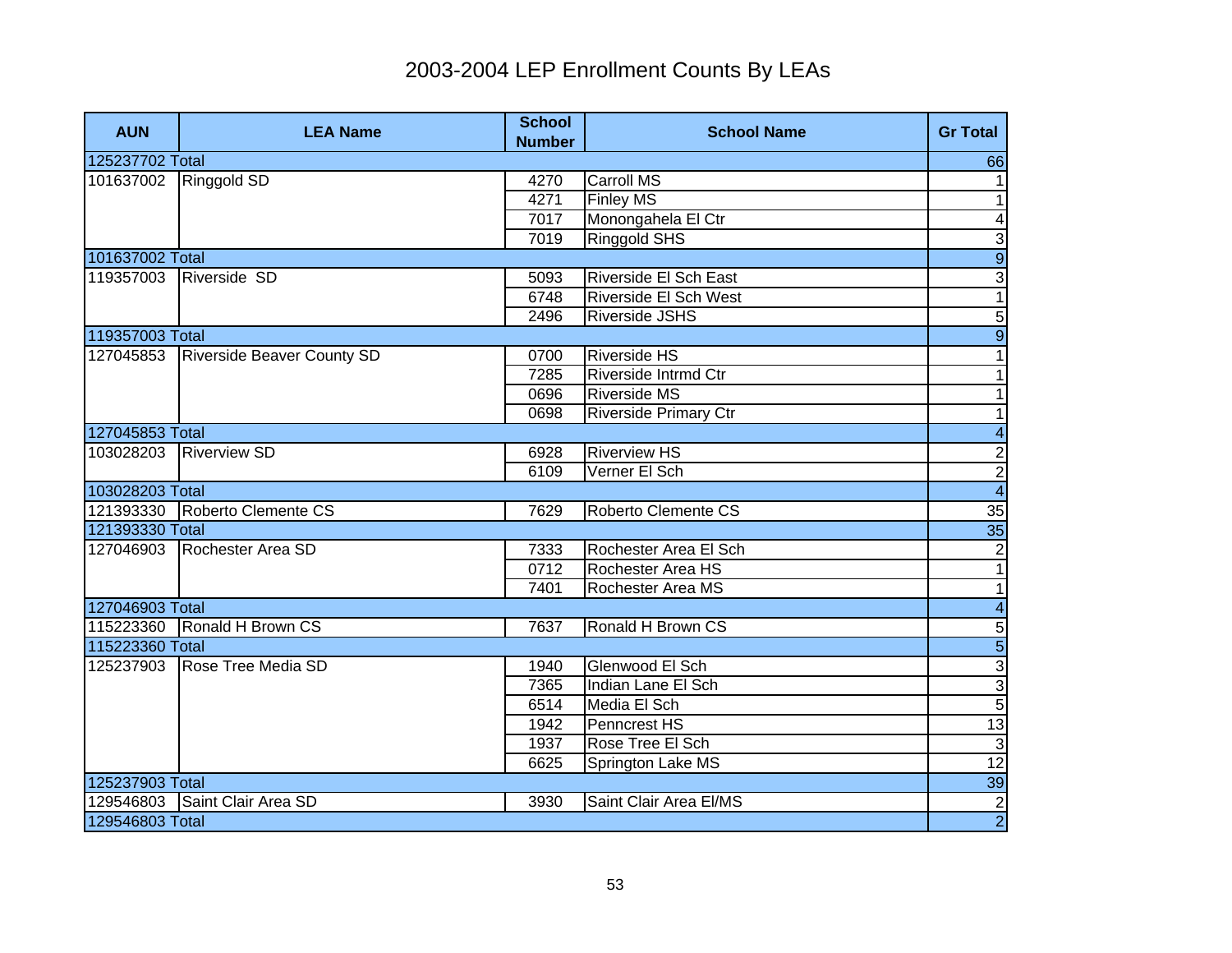# 2003-2004 LEP Enrollment Counts By LEAs

| AUN | LEA Name | School Number | School Name | Gr Total |
|---|---|---|---|---|
| 125237702 Total | | | | 66 |
| 101637002 | Ringgold SD | 4270 | Carroll MS | 1 |
| | | 4271 | Finley MS | 1 |
| | | 7017 | Monongahela El Ctr | 4 |
| | | 7019 | Ringgold SHS | 3 |
| 101637002 Total | | | | 9 |
| 119357003 | Riverside  SD | 5093 | Riverside El Sch East | 3 |
| | | 6748 | Riverside El Sch West | 1 |
| | | 2496 | Riverside JSHS | 5 |
| 119357003 Total | | | | 9 |
| 127045853 | Riverside Beaver County SD | 0700 | Riverside HS | 1 |
| | | 7285 | Riverside Intrmd Ctr | 1 |
| | | 0696 | Riverside MS | 1 |
| | | 0698 | Riverside Primary Ctr | 1 |
| 127045853 Total | | | | 4 |
| 103028203 | Riverview SD | 6928 | Riverview HS | 2 |
| | | 6109 | Verner El Sch | 2 |
| 103028203 Total | | | | 4 |
| 121393330 | Roberto Clemente CS | 7629 | Roberto Clemente CS | 35 |
| 121393330 Total | | | | 35 |
| 127046903 | Rochester Area SD | 7333 | Rochester Area El Sch | 2 |
| | | 0712 | Rochester Area HS | 1 |
| | | 7401 | Rochester Area MS | 1 |
| 127046903 Total | | | | 4 |
| 115223360 | Ronald H Brown CS | 7637 | Ronald H Brown CS | 5 |
| 115223360 Total | | | | 5 |
| 125237903 | Rose Tree Media SD | 1940 | Glenwood El Sch | 3 |
| | | 7365 | Indian Lane El Sch | 3 |
| | | 6514 | Media El Sch | 5 |
| | | 1942 | Penncrest HS | 13 |
| | | 1937 | Rose Tree El Sch | 3 |
| | | 6625 | Springton Lake MS | 12 |
| 125237903 Total | | | | 39 |
| 129546803 | Saint Clair Area SD | 3930 | Saint Clair Area El/MS | 2 |
| 129546803 Total | | | | 2 |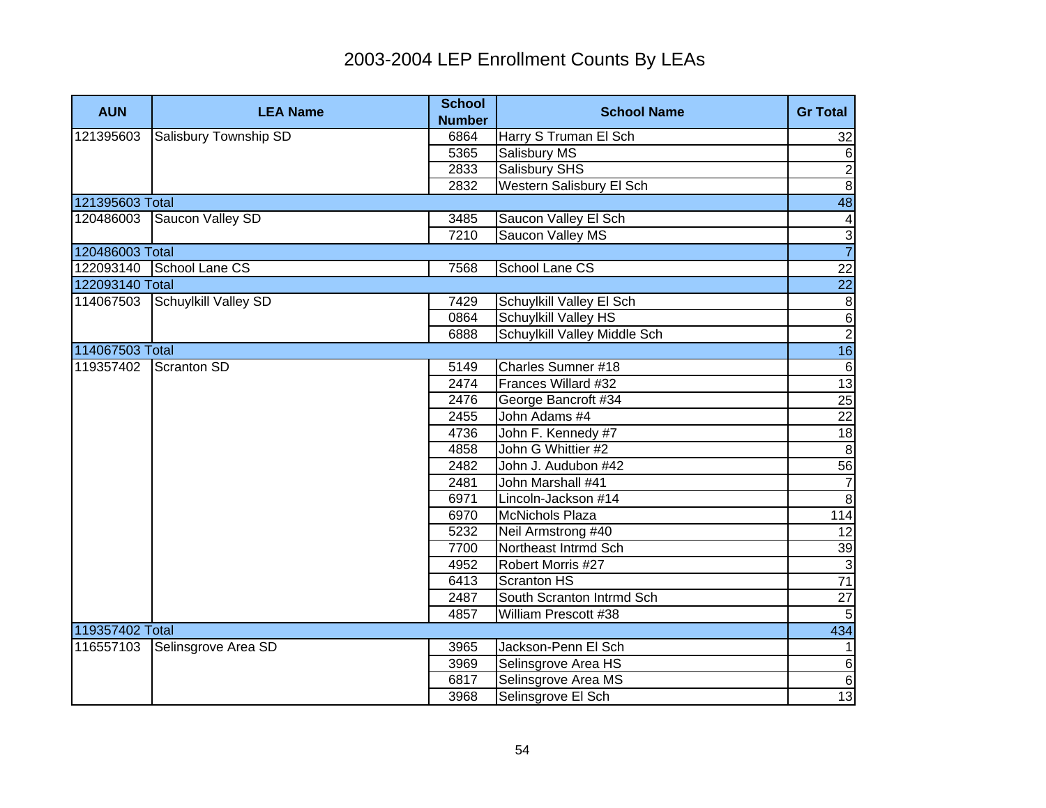# 2003-2004 LEP Enrollment Counts By LEAs

| AUN | LEA Name | School Number | School Name | Gr Total |
|---|---|---|---|---|
| 121395603 | Salisbury Township SD | 6864 | Harry S Truman El Sch | 32 |
| | | 5365 | Salisbury MS | 6 |
| | | 2833 | Salisbury SHS | 2 |
| | | 2832 | Western Salisbury El Sch | 8 |
| 121395603 Total | | | | 48 |
| 120486003 | Saucon Valley SD | 3485 | Saucon Valley El Sch | 4 |
| | | 7210 | Saucon Valley MS | 3 |
| 120486003 Total | | | | 7 |
| 122093140 | School Lane CS | 7568 | School Lane CS | 22 |
| 122093140 Total | | | | 22 |
| 114067503 | Schuylkill Valley SD | 7429 | Schuylkill Valley El Sch | 8 |
| | | 0864 | Schuylkill Valley HS | 6 |
| | | 6888 | Schuylkill Valley Middle Sch | 2 |
| 114067503 Total | | | | 16 |
| 119357402 | Scranton SD | 5149 | Charles Sumner #18 | 6 |
| | | 2474 | Frances Willard #32 | 13 |
| | | 2476 | George Bancroft #34 | 25 |
| | | 2455 | John Adams #4 | 22 |
| | | 4736 | John F. Kennedy #7 | 18 |
| | | 4858 | John G Whittier #2 | 8 |
| | | 2482 | John J. Audubon #42 | 56 |
| | | 2481 | John Marshall #41 | 7 |
| | | 6971 | Lincoln-Jackson #14 | 8 |
| | | 6970 | McNichols Plaza | 114 |
| | | 5232 | Neil Armstrong #40 | 12 |
| | | 7700 | Northeast Intrmd Sch | 39 |
| | | 4952 | Robert Morris #27 | 3 |
| | | 6413 | Scranton HS | 71 |
| | | 2487 | South Scranton Intrmd Sch | 27 |
| | | 4857 | William Prescott #38 | 5 |
| 119357402 Total | | | | 434 |
| 116557103 | Selinsgrove Area SD | 3965 | Jackson-Penn El Sch | 1 |
| | | 3969 | Selinsgrove Area HS | 6 |
| | | 6817 | Selinsgrove Area MS | 6 |
| | | 3968 | Selinsgrove El Sch | 13 |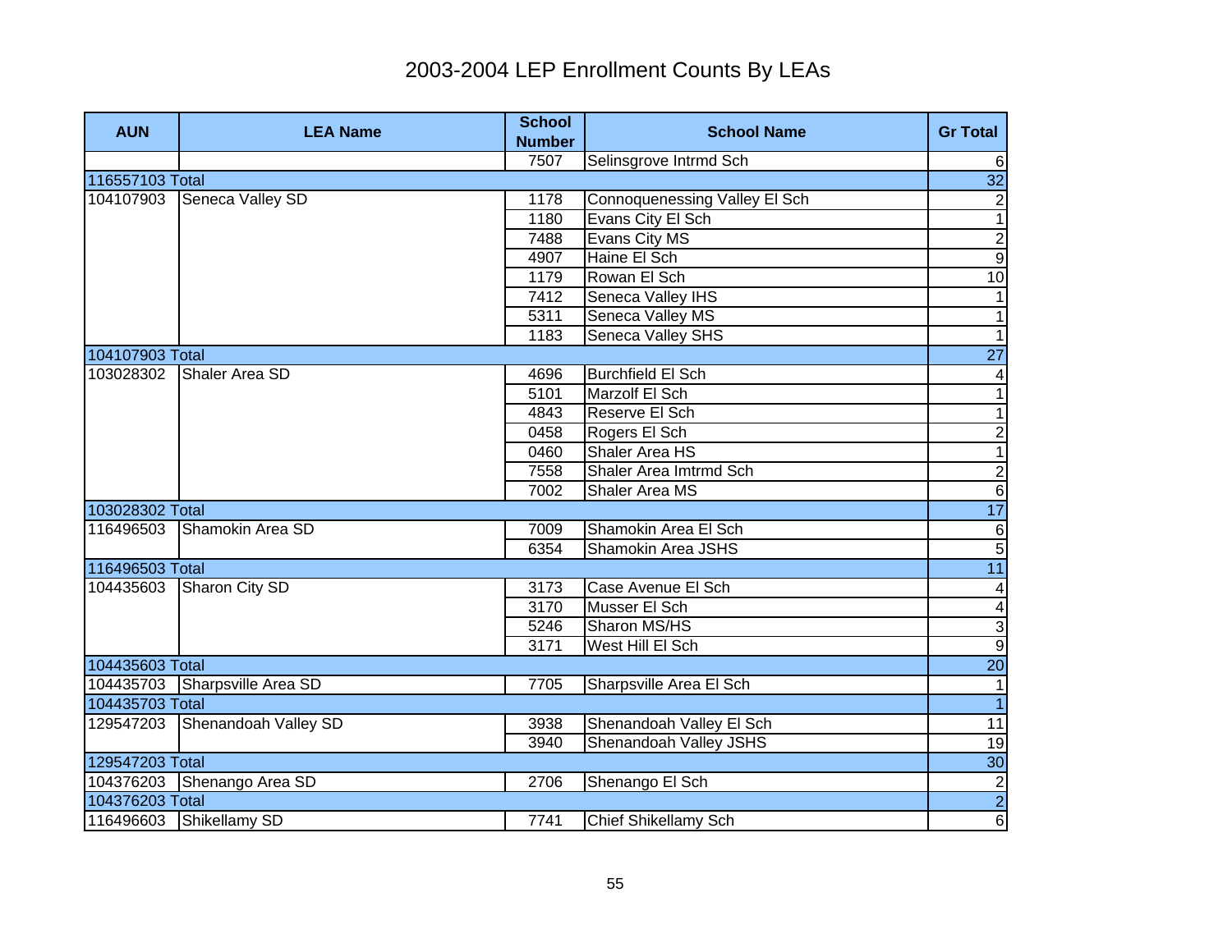# 2003-2004 LEP Enrollment Counts By LEAs

| AUN | LEA Name | School Number | School Name | Gr Total |
|---|---|---|---|---|
| | | 7507 | Selinsgrove Intrmd Sch | 6 |
| 116557103 Total | | | | 32 |
| 104107903 | Seneca Valley SD | 1178 | Connoquenessing Valley El Sch | 2 |
| | | 1180 | Evans City El Sch | 1 |
| | | 7488 | Evans City MS | 2 |
| | | 4907 | Haine El Sch | 9 |
| | | 1179 | Rowan El Sch | 10 |
| | | 7412 | Seneca Valley IHS | 1 |
| | | 5311 | Seneca Valley MS | 1 |
| | | 1183 | Seneca Valley SHS | 1 |
| 104107903 Total | | | | 27 |
| 103028302 | Shaler Area SD | 4696 | Burchfield El Sch | 4 |
| | | 5101 | Marzolf El Sch | 1 |
| | | 4843 | Reserve El Sch | 1 |
| | | 0458 | Rogers El Sch | 2 |
| | | 0460 | Shaler Area HS | 1 |
| | | 7558 | Shaler Area Imtrmd Sch | 2 |
| | | 7002 | Shaler Area MS | 6 |
| 103028302 Total | | | | 17 |
| 116496503 | Shamokin Area SD | 7009 | Shamokin Area El Sch | 6 |
| | | 6354 | Shamokin Area JSHS | 5 |
| 116496503 Total | | | | 11 |
| 104435603 | Sharon City SD | 3173 | Case Avenue El Sch | 4 |
| | | 3170 | Musser El Sch | 4 |
| | | 5246 | Sharon MS/HS | 3 |
| | | 3171 | West Hill El Sch | 9 |
| 104435603 Total | | | | 20 |
| 104435703 | Sharpsville Area SD | 7705 | Sharpsville Area El Sch | 1 |
| 104435703 Total | | | | 1 |
| 129547203 | Shenandoah Valley SD | 3938 | Shenandoah Valley El Sch | 11 |
| | | 3940 | Shenandoah Valley JSHS | 19 |
| 129547203 Total | | | | 30 |
| 104376203 | Shenango Area SD | 2706 | Shenango El Sch | 2 |
| 104376203 Total | | | | 2 |
| 116496603 | Shikellamy SD | 7741 | Chief Shikellamy Sch | 6 |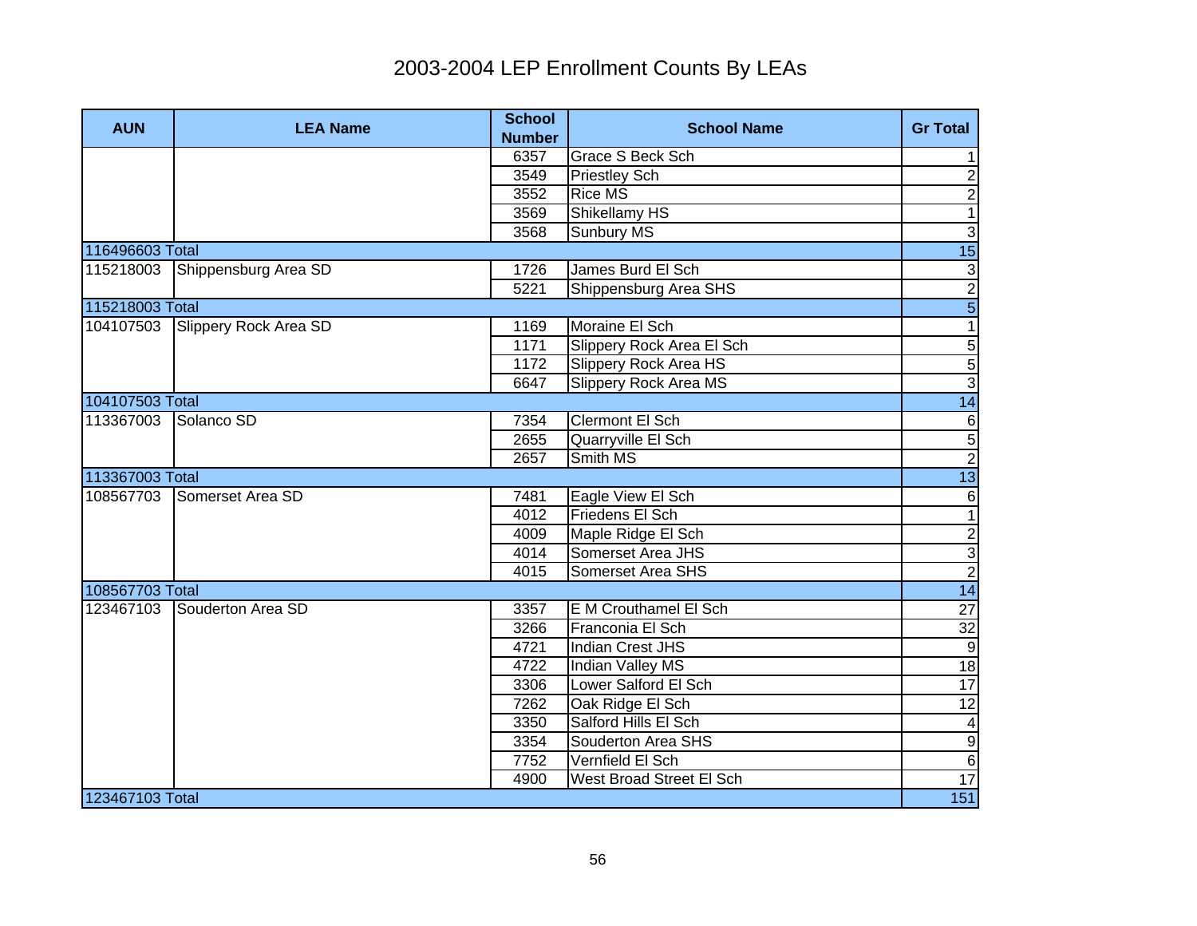# 2003-2004 LEP Enrollment Counts By LEAs

| AUN | LEA Name | School Number | School Name | Gr Total |
|---|---|---|---|---|
| | | 6357 | Grace S Beck Sch | 1 |
| | | 3549 | Priestley Sch | 2 |
| | | 3552 | Rice MS | 2 |
| | | 3569 | Shikellamy HS | 1 |
| | | 3568 | Sunbury MS | 3 |
| 116496603 Total | | | | 15 |
| 115218003 | Shippensburg Area SD | 1726 | James Burd El Sch | 3 |
| | | 5221 | Shippensburg Area SHS | 2 |
| 115218003 Total | | | | 5 |
| 104107503 | Slippery Rock Area SD | 1169 | Moraine El Sch | 1 |
| | | 1171 | Slippery Rock Area El Sch | 5 |
| | | 1172 | Slippery Rock Area HS | 5 |
| | | 6647 | Slippery Rock Area MS | 3 |
| 104107503 Total | | | | 14 |
| 113367003 | Solanco SD | 7354 | Clermont El Sch | 6 |
| | | 2655 | Quarryville El Sch | 5 |
| | | 2657 | Smith MS | 2 |
| 113367003 Total | | | | 13 |
| 108567703 | Somerset Area SD | 7481 | Eagle View El Sch | 6 |
| | | 4012 | Friedens El Sch | 1 |
| | | 4009 | Maple Ridge El Sch | 2 |
| | | 4014 | Somerset Area JHS | 3 |
| | | 4015 | Somerset Area SHS | 2 |
| 108567703 Total | | | | 14 |
| 123467103 | Souderton Area SD | 3357 | E M Crouthamel El Sch | 27 |
| | | 3266 | Franconia El Sch | 32 |
| | | 4721 | Indian Crest JHS | 9 |
| | | 4722 | Indian Valley MS | 18 |
| | | 3306 | Lower Salford El Sch | 17 |
| | | 7262 | Oak Ridge El Sch | 12 |
| | | 3350 | Salford Hills El Sch | 4 |
| | | 3354 | Souderton Area SHS | 9 |
| | | 7752 | Vernfield El Sch | 6 |
| | | 4900 | West Broad Street El Sch | 17 |
| 123467103 Total | | | | 151 |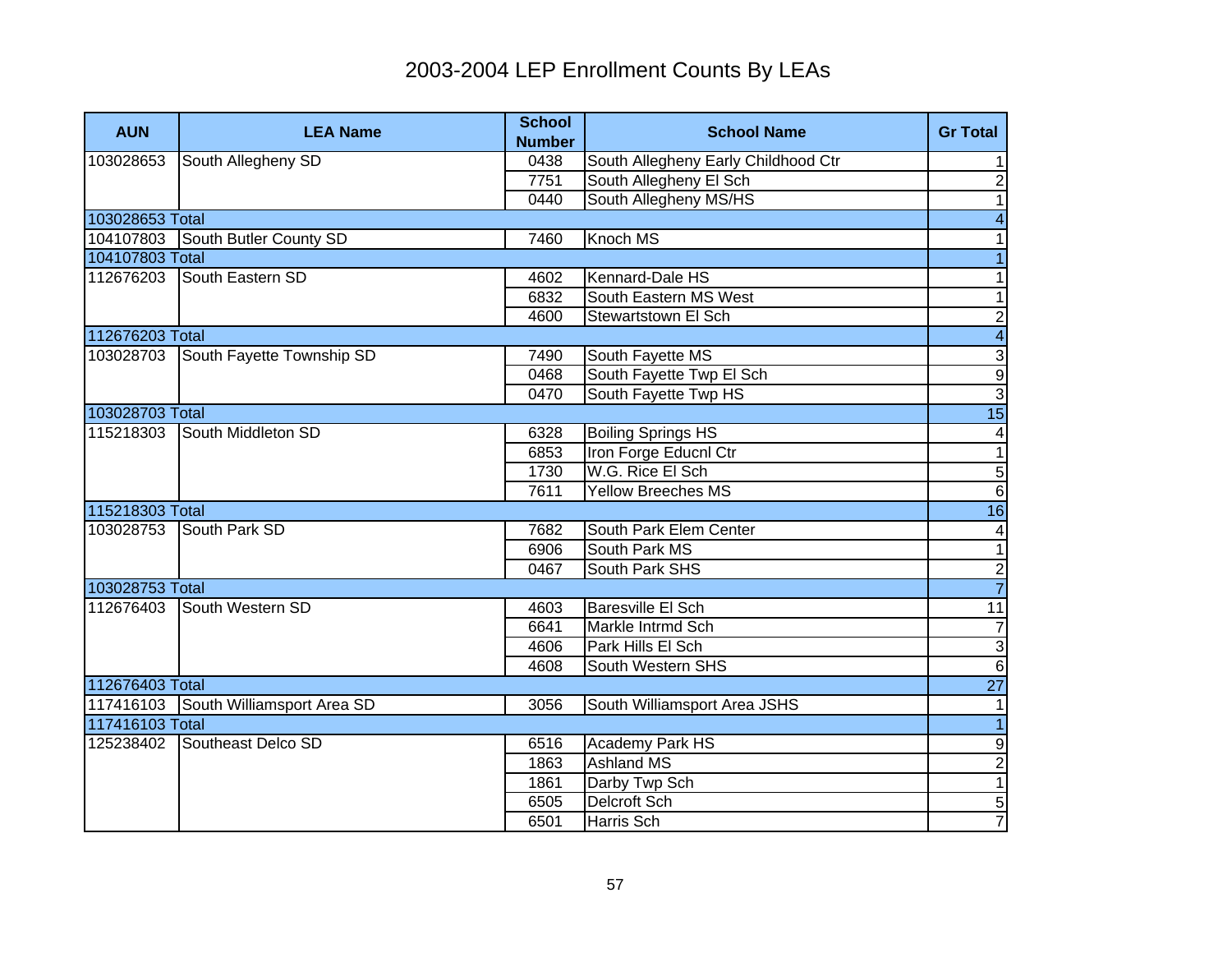# 2003-2004 LEP Enrollment Counts By LEAs

| AUN | LEA Name | School Number | School Name | Gr Total |
|---|---|---|---|---|
| 103028653 | South Allegheny SD | 0438 | South Allegheny Early Childhood Ctr | 1 |
| | | 7751 | South Allegheny El Sch | 2 |
| | | 0440 | South Allegheny MS/HS | 1 |
| 103028653 Total | | | | 4 |
| 104107803 | South Butler County SD | 7460 | Knoch MS | 1 |
| 104107803 Total | | | | 1 |
| 112676203 | South Eastern SD | 4602 | Kennard-Dale HS | 1 |
| | | 6832 | South Eastern MS West | 1 |
| | | 4600 | Stewartstown El Sch | 2 |
| 112676203 Total | | | | 4 |
| 103028703 | South Fayette Township SD | 7490 | South Fayette MS | 3 |
| | | 0468 | South Fayette Twp El Sch | 9 |
| | | 0470 | South Fayette Twp HS | 3 |
| 103028703 Total | | | | 15 |
| 115218303 | South Middleton SD | 6328 | Boiling Springs HS | 4 |
| | | 6853 | Iron Forge Educnl Ctr | 1 |
| | | 1730 | W.G. Rice El Sch | 5 |
| | | 7611 | Yellow Breeches MS | 6 |
| 115218303 Total | | | | 16 |
| 103028753 | South Park SD | 7682 | South Park Elem Center | 4 |
| | | 6906 | South Park MS | 1 |
| | | 0467 | South Park SHS | 2 |
| 103028753 Total | | | | 7 |
| 112676403 | South Western SD | 4603 | Baresville El Sch | 11 |
| | | 6641 | Markle Intrmd Sch | 7 |
| | | 4606 | Park Hills El Sch | 3 |
| | | 4608 | South Western SHS | 6 |
| 112676403 Total | | | | 27 |
| 117416103 | South Williamsport Area SD | 3056 | South Williamsport Area JSHS | 1 |
| 117416103 Total | | | | 1 |
| 125238402 | Southeast Delco SD | 6516 | Academy Park HS | 9 |
| | | 1863 | Ashland MS | 2 |
| | | 1861 | Darby Twp Sch | 1 |
| | | 6505 | Delcroft Sch | 5 |
| | | 6501 | Harris Sch | 7 |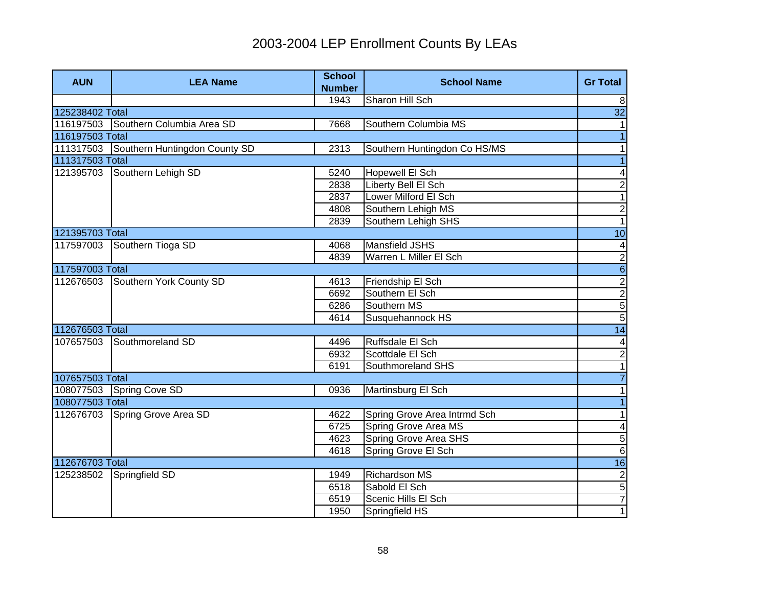# 2003-2004 LEP Enrollment Counts By LEAs

| AUN | LEA Name | School Number | School Name | Gr Total |
|---|---|---|---|---|
| | | 1943 | Sharon Hill Sch | 8 |
| 125238402 Total | | | | 32 |
| 116197503 | Southern Columbia Area SD | 7668 | Southern Columbia MS | 1 |
| 116197503 Total | | | | 1 |
| 111317503 | Southern Huntingdon County SD | 2313 | Southern Huntingdon Co HS/MS | 1 |
| 111317503 Total | | | | 1 |
| 121395703 | Southern Lehigh SD | 5240 | Hopewell El Sch | 4 |
| | | 2838 | Liberty Bell El Sch | 2 |
| | | 2837 | Lower Milford El Sch | 1 |
| | | 4808 | Southern Lehigh MS | 2 |
| | | 2839 | Southern Lehigh SHS | 1 |
| 121395703 Total | | | | 10 |
| 117597003 | Southern Tioga SD | 4068 | Mansfield JSHS | 4 |
| | | 4839 | Warren L Miller El Sch | 2 |
| 117597003 Total | | | | 6 |
| 112676503 | Southern York County SD | 4613 | Friendship El Sch | 2 |
| | | 6692 | Southern El Sch | 2 |
| | | 6286 | Southern MS | 5 |
| | | 4614 | Susquehannock HS | 5 |
| 112676503 Total | | | | 14 |
| 107657503 | Southmoreland SD | 4496 | Ruffsdale El Sch | 4 |
| | | 6932 | Scottdale El Sch | 2 |
| | | 6191 | Southmoreland SHS | 1 |
| 107657503 Total | | | | 7 |
| 108077503 | Spring Cove SD | 0936 | Martinsburg El Sch | 1 |
| 108077503 Total | | | | 1 |
| 112676703 | Spring Grove Area SD | 4622 | Spring Grove Area Intrmd Sch | 1 |
| | | 6725 | Spring Grove Area MS | 4 |
| | | 4623 | Spring Grove Area SHS | 5 |
| | | 4618 | Spring Grove El Sch | 6 |
| 112676703 Total | | | | 16 |
| 125238502 | Springfield SD | 1949 | Richardson MS | 2 |
| | | 6518 | Sabold El Sch | 5 |
| | | 6519 | Scenic Hills El Sch | 7 |
| | | 1950 | Springfield HS | 1 |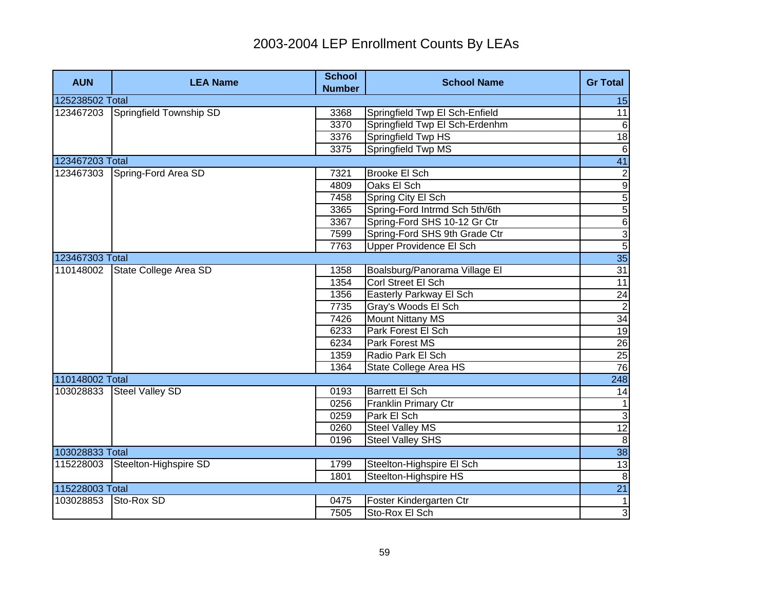# 2003-2004 LEP Enrollment Counts By LEAs

| AUN | LEA Name | School Number | School Name | Gr Total |
|---|---|---|---|---|
| 125238502 Total | | | | 15 |
| 123467203 | Springfield Township SD | 3368 | Springfield Twp El Sch-Enfield | 11 |
| | | 3370 | Springfield Twp El Sch-Erdenhm | 6 |
| | | 3376 | Springfield Twp HS | 18 |
| | | 3375 | Springfield Twp MS | 6 |
| 123467203 Total | | | | 41 |
| 123467303 | Spring-Ford Area SD | 7321 | Brooke El Sch | 2 |
| | | 4809 | Oaks El Sch | 9 |
| | | 7458 | Spring City El Sch | 5 |
| | | 3365 | Spring-Ford Intrmd Sch 5th/6th | 5 |
| | | 3367 | Spring-Ford SHS 10-12 Gr Ctr | 6 |
| | | 7599 | Spring-Ford SHS 9th Grade Ctr | 3 |
| | | 7763 | Upper Providence El Sch | 5 |
| 123467303 Total | | | | 35 |
| 110148002 | State College Area SD | 1358 | Boalsburg/Panorama Village El | 31 |
| | | 1354 | Corl Street El Sch | 11 |
| | | 1356 | Easterly Parkway El Sch | 24 |
| | | 7735 | Gray's Woods El Sch | 2 |
| | | 7426 | Mount Nittany MS | 34 |
| | | 6233 | Park Forest El Sch | 19 |
| | | 6234 | Park Forest MS | 26 |
| | | 1359 | Radio Park El Sch | 25 |
| | | 1364 | State College Area HS | 76 |
| 110148002 Total | | | | 248 |
| 103028833 | Steel Valley SD | 0193 | Barrett El Sch | 14 |
| | | 0256 | Franklin Primary Ctr | 1 |
| | | 0259 | Park El Sch | 3 |
| | | 0260 | Steel Valley MS | 12 |
| | | 0196 | Steel Valley SHS | 8 |
| 103028833 Total | | | | 38 |
| 115228003 | Steelton-Highspire SD | 1799 | Steelton-Highspire El Sch | 13 |
| | | 1801 | Steelton-Highspire HS | 8 |
| 115228003 Total | | | | 21 |
| 103028853 | Sto-Rox SD | 0475 | Foster Kindergarten Ctr | 1 |
| | | 7505 | Sto-Rox El Sch | 3 |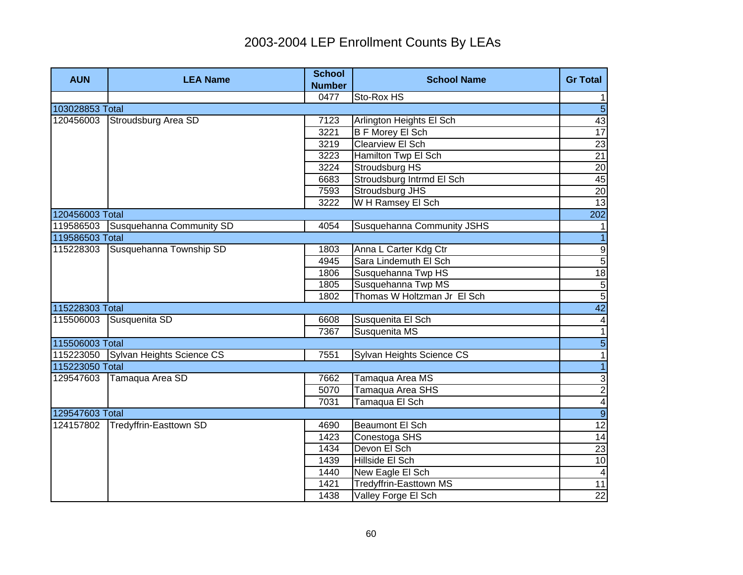# 2003-2004 LEP Enrollment Counts By LEAs

| AUN | LEA Name | School Number | School Name | Gr Total |
|---|---|---|---|---|
| | | 0477 | Sto-Rox HS | 1 |
| 103028853 Total | | | | 5 |
| 120456003 | Stroudsburg Area SD | 7123 | Arlington Heights El Sch | 43 |
| | | 3221 | B F Morey El Sch | 17 |
| | | 3219 | Clearview El Sch | 23 |
| | | 3223 | Hamilton Twp El Sch | 21 |
| | | 3224 | Stroudsburg HS | 20 |
| | | 6683 | Stroudsburg Intrmd El Sch | 45 |
| | | 7593 | Stroudsburg JHS | 20 |
| | | 3222 | W H Ramsey El Sch | 13 |
| 120456003 Total | | | | 202 |
| 119586503 | Susquehanna Community SD | 4054 | Susquehanna Community JSHS | 1 |
| 119586503 Total | | | | 1 |
| 115228303 | Susquehanna Township SD | 1803 | Anna L Carter Kdg Ctr | 9 |
| | | 4945 | Sara Lindemuth El Sch | 5 |
| | | 1806 | Susquehanna Twp HS | 18 |
| | | 1805 | Susquehanna Twp MS | 5 |
| | | 1802 | Thomas W Holtzman Jr El Sch | 5 |
| 115228303 Total | | | | 42 |
| 115506003 | Susquenita SD | 6608 | Susquenita El Sch | 4 |
| | | 7367 | Susquenita MS | 1 |
| 115506003 Total | | | | 5 |
| 115223050 | Sylvan Heights Science CS | 7551 | Sylvan Heights Science CS | 1 |
| 115223050 Total | | | | 1 |
| 129547603 | Tamaqua Area SD | 7662 | Tamaqua Area MS | 3 |
| | | 5070 | Tamaqua Area SHS | 2 |
| | | 7031 | Tamaqua El Sch | 4 |
| 129547603 Total | | | | 9 |
| 124157802 | Tredyffrin-Easttown SD | 4690 | Beaumont El Sch | 12 |
| | | 1423 | Conestoga SHS | 14 |
| | | 1434 | Devon El Sch | 23 |
| | | 1439 | Hillside El Sch | 10 |
| | | 1440 | New Eagle El Sch | 4 |
| | | 1421 | Tredyffrin-Easttown MS | 11 |
| | | 1438 | Valley Forge El Sch | 22 |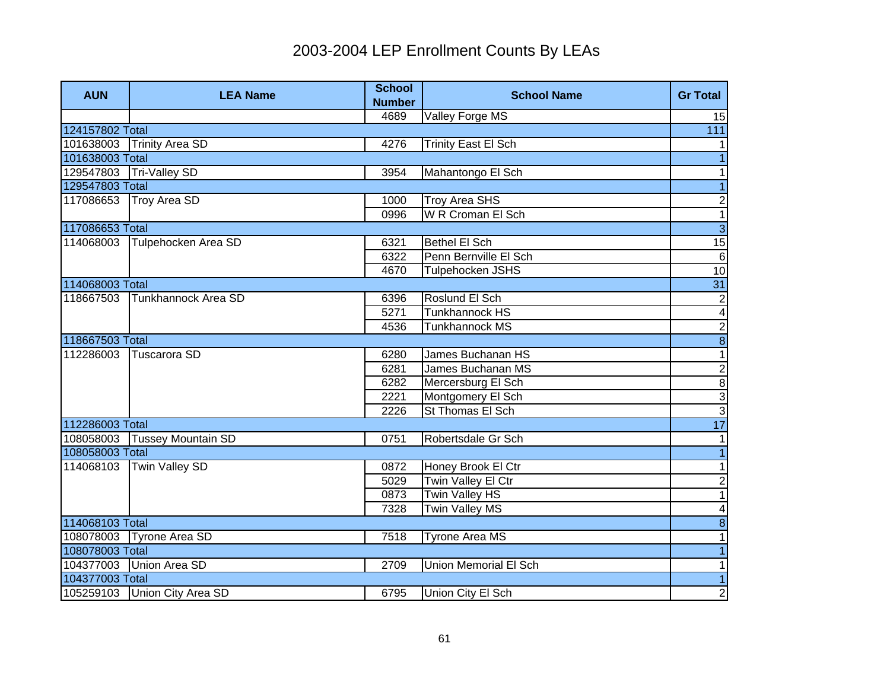# 2003-2004 LEP Enrollment Counts By LEAs

| AUN | LEA Name | School Number | School Name | Gr Total |
|---|---|---|---|---|
| | | 4689 | Valley Forge MS | 15 |
| 124157802 Total | | | | 111 |
| 101638003 | Trinity Area SD | 4276 | Trinity East El Sch | 1 |
| 101638003 Total | | | | 1 |
| 129547803 | Tri-Valley SD | 3954 | Mahantongo El Sch | 1 |
| 129547803 Total | | | | 1 |
| 117086653 | Troy Area SD | 1000 | Troy Area SHS | 2 |
| | | 0996 | W R Croman El Sch | 1 |
| 117086653 Total | | | | 3 |
| 114068003 | Tulpehocken Area SD | 6321 | Bethel El Sch | 15 |
| | | 6322 | Penn Bernville El Sch | 6 |
| | | 4670 | Tulpehocken JSHS | 10 |
| 114068003 Total | | | | 31 |
| 118667503 | Tunkhannock Area SD | 6396 | Roslund El Sch | 2 |
| | | 5271 | Tunkhannock HS | 4 |
| | | 4536 | Tunkhannock MS | 2 |
| 118667503 Total | | | | 8 |
| 112286003 | Tuscarora SD | 6280 | James Buchanan HS | 1 |
| | | 6281 | James Buchanan MS | 2 |
| | | 6282 | Mercersburg El Sch | 8 |
| | | 2221 | Montgomery El Sch | 3 |
| | | 2226 | St Thomas El Sch | 3 |
| 112286003 Total | | | | 17 |
| 108058003 | Tussey Mountain SD | 0751 | Robertsdale Gr Sch | 1 |
| 108058003 Total | | | | 1 |
| 114068103 | Twin Valley SD | 0872 | Honey Brook El Ctr | 1 |
| | | 5029 | Twin Valley El Ctr | 2 |
| | | 0873 | Twin Valley HS | 1 |
| | | 7328 | Twin Valley MS | 4 |
| 114068103 Total | | | | 8 |
| 108078003 | Tyrone Area SD | 7518 | Tyrone Area MS | 1 |
| 108078003 Total | | | | 1 |
| 104377003 | Union Area SD | 2709 | Union Memorial El Sch | 1 |
| 104377003 Total | | | | 1 |
| 105259103 | Union City Area SD | 6795 | Union City El Sch | 2 |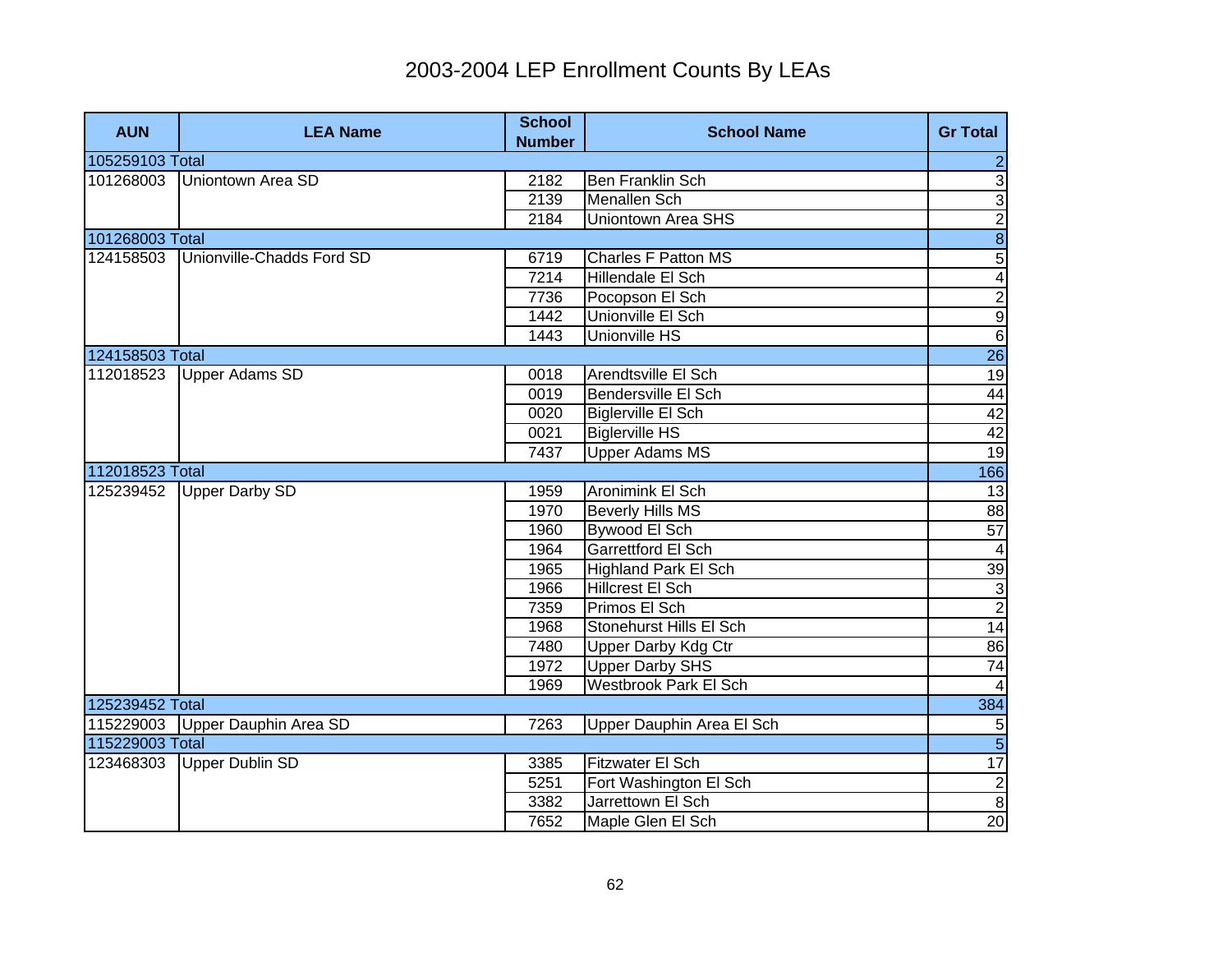# 2003-2004 LEP Enrollment Counts By LEAs

| AUN | LEA Name | School Number | School Name | Gr Total |
|---|---|---|---|---|
| 105259103 Total | | | | 2 |
| 101268003 | Uniontown Area SD | 2182 | Ben Franklin Sch | 3 |
| | | 2139 | Menallen Sch | 3 |
| | | 2184 | Uniontown Area SHS | 2 |
| 101268003 Total | | | | 8 |
| 124158503 | Unionville-Chadds Ford SD | 6719 | Charles F Patton MS | 5 |
| | | 7214 | Hillendale El Sch | 4 |
| | | 7736 | Pocopson El Sch | 2 |
| | | 1442 | Unionville El Sch | 9 |
| | | 1443 | Unionville HS | 6 |
| 124158503 Total | | | | 26 |
| 112018523 | Upper Adams SD | 0018 | Arendtsville El Sch | 19 |
| | | 0019 | Bendersville El Sch | 44 |
| | | 0020 | Biglerville El Sch | 42 |
| | | 0021 | Biglerville HS | 42 |
| | | 7437 | Upper Adams MS | 19 |
| 112018523 Total | | | | 166 |
| 125239452 | Upper Darby SD | 1959 | Aronimink El Sch | 13 |
| | | 1970 | Beverly Hills MS | 88 |
| | | 1960 | Bywood El Sch | 57 |
| | | 1964 | Garrettford El Sch | 4 |
| | | 1965 | Highland Park El Sch | 39 |
| | | 1966 | Hillcrest El Sch | 3 |
| | | 7359 | Primos El Sch | 2 |
| | | 1968 | Stonehurst Hills El Sch | 14 |
| | | 7480 | Upper Darby Kdg Ctr | 86 |
| | | 1972 | Upper Darby SHS | 74 |
| | | 1969 | Westbrook Park El Sch | 4 |
| 125239452 Total | | | | 384 |
| 115229003 | Upper Dauphin Area SD | 7263 | Upper Dauphin Area El Sch | 5 |
| 115229003 Total | | | | 5 |
| 123468303 | Upper Dublin SD | 3385 | Fitzwater El Sch | 17 |
| | | 5251 | Fort Washington El Sch | 2 |
| | | 3382 | Jarrettown El Sch | 8 |
| | | 7652 | Maple Glen El Sch | 20 |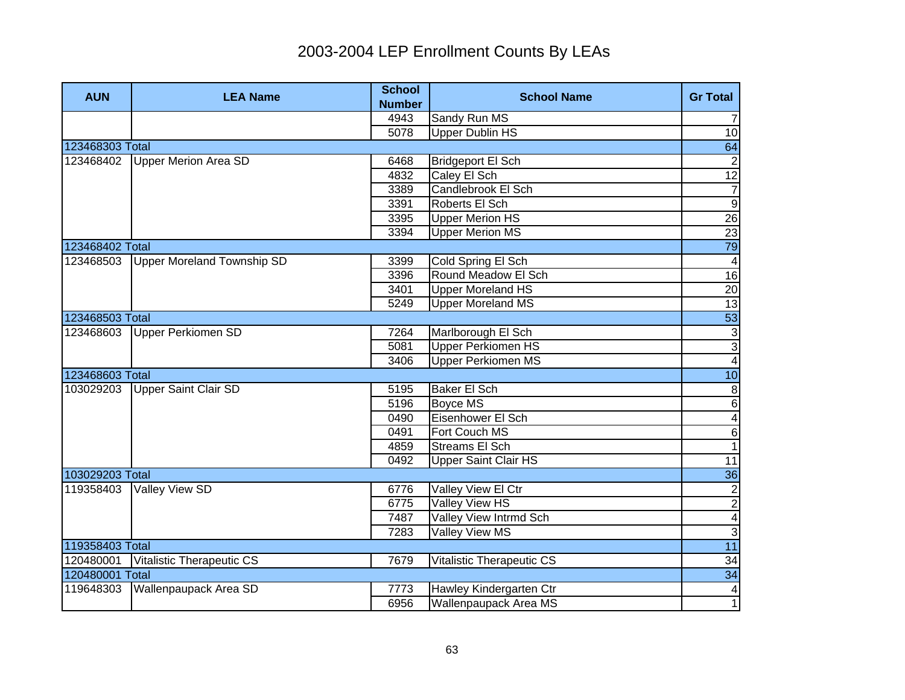# 2003-2004 LEP Enrollment Counts By LEAs

| AUN | LEA Name | School Number | School Name | Gr Total |
|---|---|---|---|---|
| | | 4943 | Sandy Run MS | 7 |
| | | 5078 | Upper Dublin HS | 10 |
| 123468303 Total | | | | 64 |
| 123468402 | Upper Merion Area SD | 6468 | Bridgeport El Sch | 2 |
| | | 4832 | Caley El Sch | 12 |
| | | 3389 | Candlebrook El Sch | 7 |
| | | 3391 | Roberts El Sch | 9 |
| | | 3395 | Upper Merion HS | 26 |
| | | 3394 | Upper Merion MS | 23 |
| 123468402 Total | | | | 79 |
| 123468503 | Upper Moreland Township SD | 3399 | Cold Spring El Sch | 4 |
| | | 3396 | Round Meadow El Sch | 16 |
| | | 3401 | Upper Moreland HS | 20 |
| | | 5249 | Upper Moreland MS | 13 |
| 123468503 Total | | | | 53 |
| 123468603 | Upper Perkiomen SD | 7264 | Marlborough El Sch | 3 |
| | | 5081 | Upper Perkiomen HS | 3 |
| | | 3406 | Upper Perkiomen MS | 4 |
| 123468603 Total | | | | 10 |
| 103029203 | Upper Saint Clair SD | 5195 | Baker El Sch | 8 |
| | | 5196 | Boyce MS | 6 |
| | | 0490 | Eisenhower El Sch | 4 |
| | | 0491 | Fort Couch MS | 6 |
| | | 4859 | Streams El Sch | 1 |
| | | 0492 | Upper Saint Clair HS | 11 |
| 103029203 Total | | | | 36 |
| 119358403 | Valley View SD | 6776 | Valley View El Ctr | 2 |
| | | 6775 | Valley View HS | 2 |
| | | 7487 | Valley View Intrmd Sch | 4 |
| | | 7283 | Valley View MS | 3 |
| 119358403 Total | | | | 11 |
| 120480001 | Vitalistic Therapeutic CS | 7679 | Vitalistic Therapeutic CS | 34 |
| 120480001 Total | | | | 34 |
| 119648303 | Wallenpaupack Area SD | 7773 | Hawley Kindergarten Ctr | 4 |
| | | 6956 | Wallenpaupack Area MS | 1 |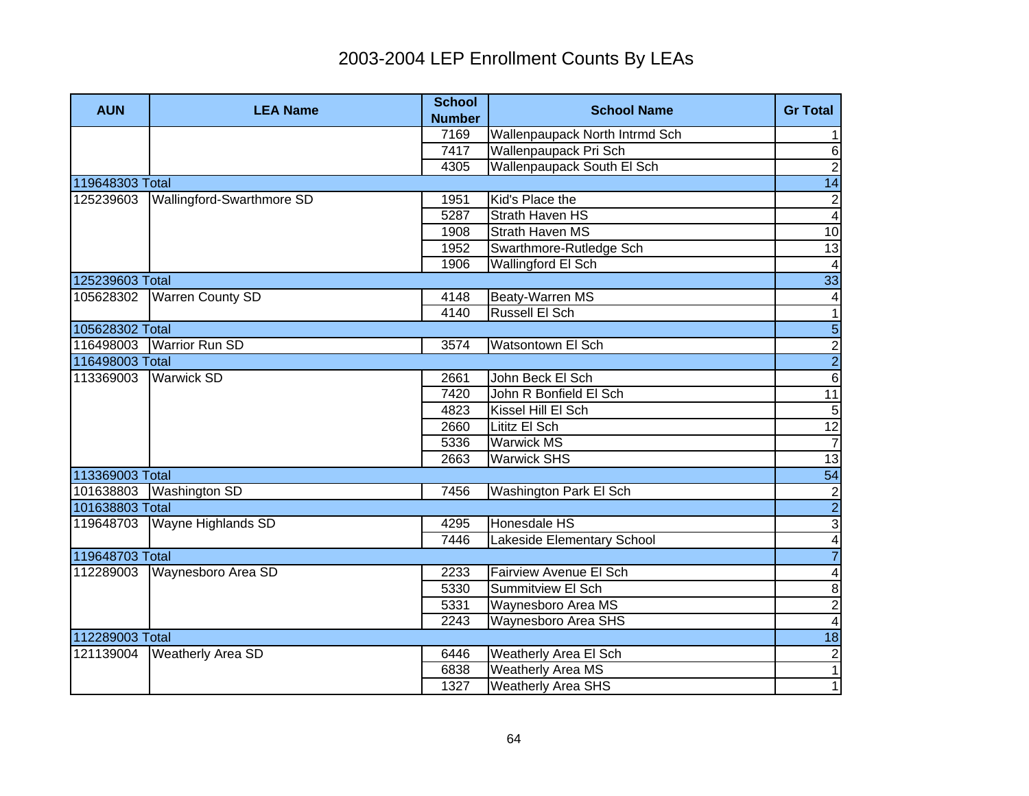# 2003-2004 LEP Enrollment Counts By LEAs

| AUN | LEA Name | School Number | School Name | Gr Total |
|---|---|---|---|---|
| | | 7169 | Wallenpaupack North Intrmd Sch | 1 |
| | | 7417 | Wallenpaupack Pri Sch | 6 |
| | | 4305 | Wallenpaupack South El Sch | 2 |
| 119648303 Total | | | | 14 |
| 125239603 | Wallingford-Swarthmore SD | 1951 | Kid's Place the | 2 |
| | | 5287 | Strath Haven HS | 4 |
| | | 1908 | Strath Haven MS | 10 |
| | | 1952 | Swarthmore-Rutledge Sch | 13 |
| | | 1906 | Wallingford El Sch | 4 |
| 125239603 Total | | | | 33 |
| 105628302 | Warren County SD | 4148 | Beaty-Warren MS | 4 |
| | | 4140 | Russell El Sch | 1 |
| 105628302 Total | | | | 5 |
| 116498003 | Warrior Run SD | 3574 | Watsontown El Sch | 2 |
| 116498003 Total | | | | 2 |
| 113369003 | Warwick SD | 2661 | John Beck El Sch | 6 |
| | | 7420 | John R Bonfield El Sch | 11 |
| | | 4823 | Kissel Hill El Sch | 5 |
| | | 2660 | Lititz El Sch | 12 |
| | | 5336 | Warwick MS | 7 |
| | | 2663 | Warwick SHS | 13 |
| 113369003 Total | | | | 54 |
| 101638803 | Washington SD | 7456 | Washington Park El Sch | 2 |
| 101638803 Total | | | | 2 |
| 119648703 | Wayne Highlands SD | 4295 | Honesdale HS | 3 |
| | | 7446 | Lakeside Elementary School | 4 |
| 119648703 Total | | | | 7 |
| 112289003 | Waynesboro Area SD | 2233 | Fairview Avenue El Sch | 4 |
| | | 5330 | Summitview El Sch | 8 |
| | | 5331 | Waynesboro Area MS | 2 |
| | | 2243 | Waynesboro Area SHS | 4 |
| 112289003 Total | | | | 18 |
| 121139004 | Weatherly Area SD | 6446 | Weatherly Area El Sch | 2 |
| | | 6838 | Weatherly Area MS | 1 |
| | | 1327 | Weatherly Area SHS | 1 |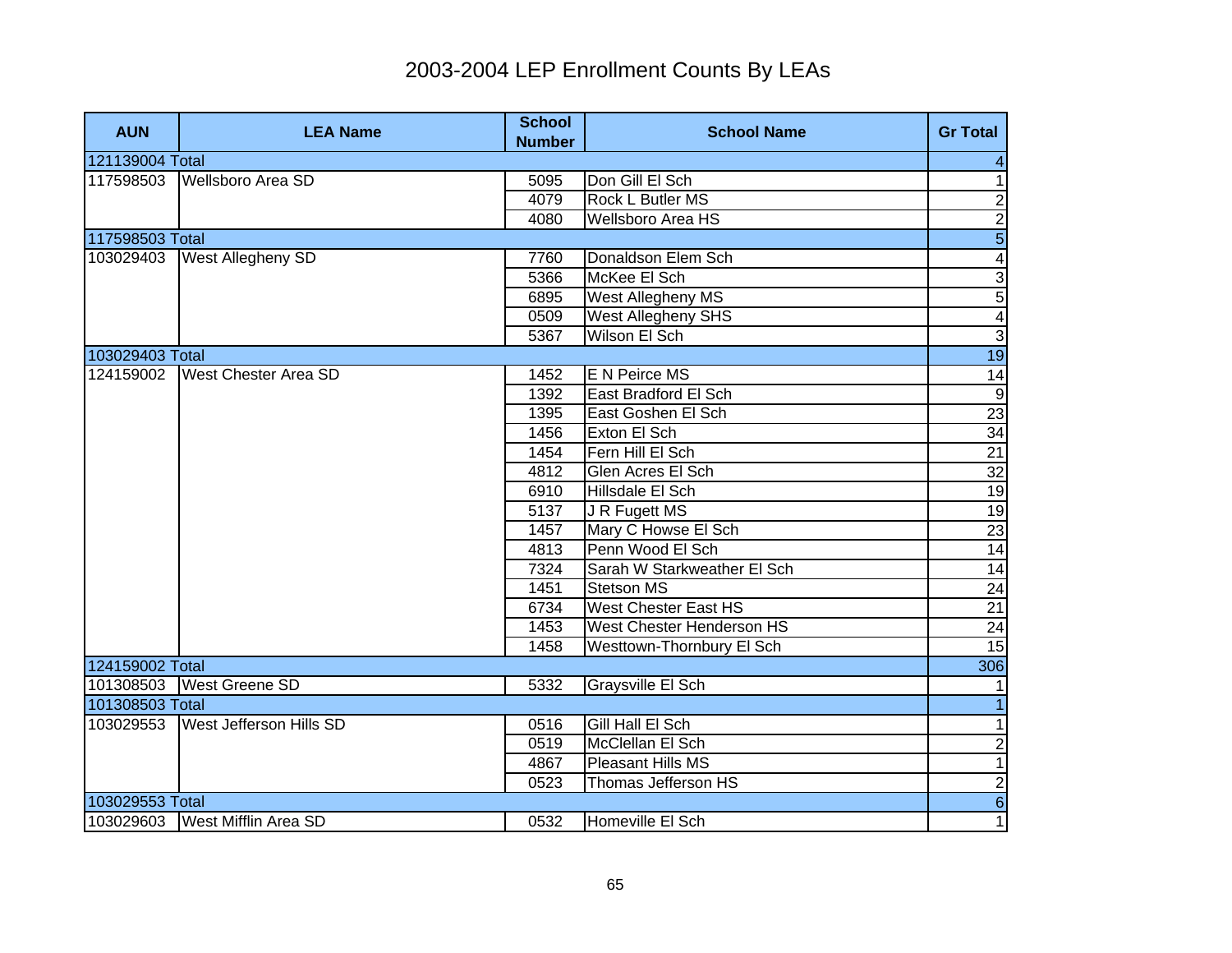# 2003-2004 LEP Enrollment Counts By LEAs

| AUN | LEA Name | School Number | School Name | Gr Total |
|---|---|---|---|---|
| 121139004 Total | | | | 4 |
| 117598503 | Wellsboro Area SD | 5095 | Don Gill El Sch | 1 |
| | | 4079 | Rock L Butler MS | 2 |
| | | 4080 | Wellsboro Area HS | 2 |
| 117598503 Total | | | | 5 |
| 103029403 | West Allegheny SD | 7760 | Donaldson Elem Sch | 4 |
| | | 5366 | McKee El Sch | 3 |
| | | 6895 | West Allegheny MS | 5 |
| | | 0509 | West Allegheny SHS | 4 |
| | | 5367 | Wilson El Sch | 3 |
| 103029403 Total | | | | 19 |
| 124159002 | West Chester Area SD | 1452 | E N Peirce MS | 14 |
| | | 1392 | East Bradford El Sch | 9 |
| | | 1395 | East Goshen El Sch | 23 |
| | | 1456 | Exton El Sch | 34 |
| | | 1454 | Fern Hill El Sch | 21 |
| | | 4812 | Glen Acres El Sch | 32 |
| | | 6910 | Hillsdale El Sch | 19 |
| | | 5137 | J R Fugett MS | 19 |
| | | 1457 | Mary C Howse El Sch | 23 |
| | | 4813 | Penn Wood El Sch | 14 |
| | | 7324 | Sarah W Starkweather El Sch | 14 |
| | | 1451 | Stetson MS | 24 |
| | | 6734 | West Chester East HS | 21 |
| | | 1453 | West Chester Henderson HS | 24 |
| | | 1458 | Westtown-Thornbury El Sch | 15 |
| 124159002 Total | | | | 306 |
| 101308503 | West Greene SD | 5332 | Graysville El Sch | 1 |
| 101308503 Total | | | | 1 |
| 103029553 | West Jefferson Hills SD | 0516 | Gill Hall El Sch | 1 |
| | | 0519 | McClellan El Sch | 2 |
| | | 4867 | Pleasant Hills MS | 1 |
| | | 0523 | Thomas Jefferson HS | 2 |
| 103029553 Total | | | | 6 |
| 103029603 | West Mifflin Area SD | 0532 | Homeville El Sch | 1 |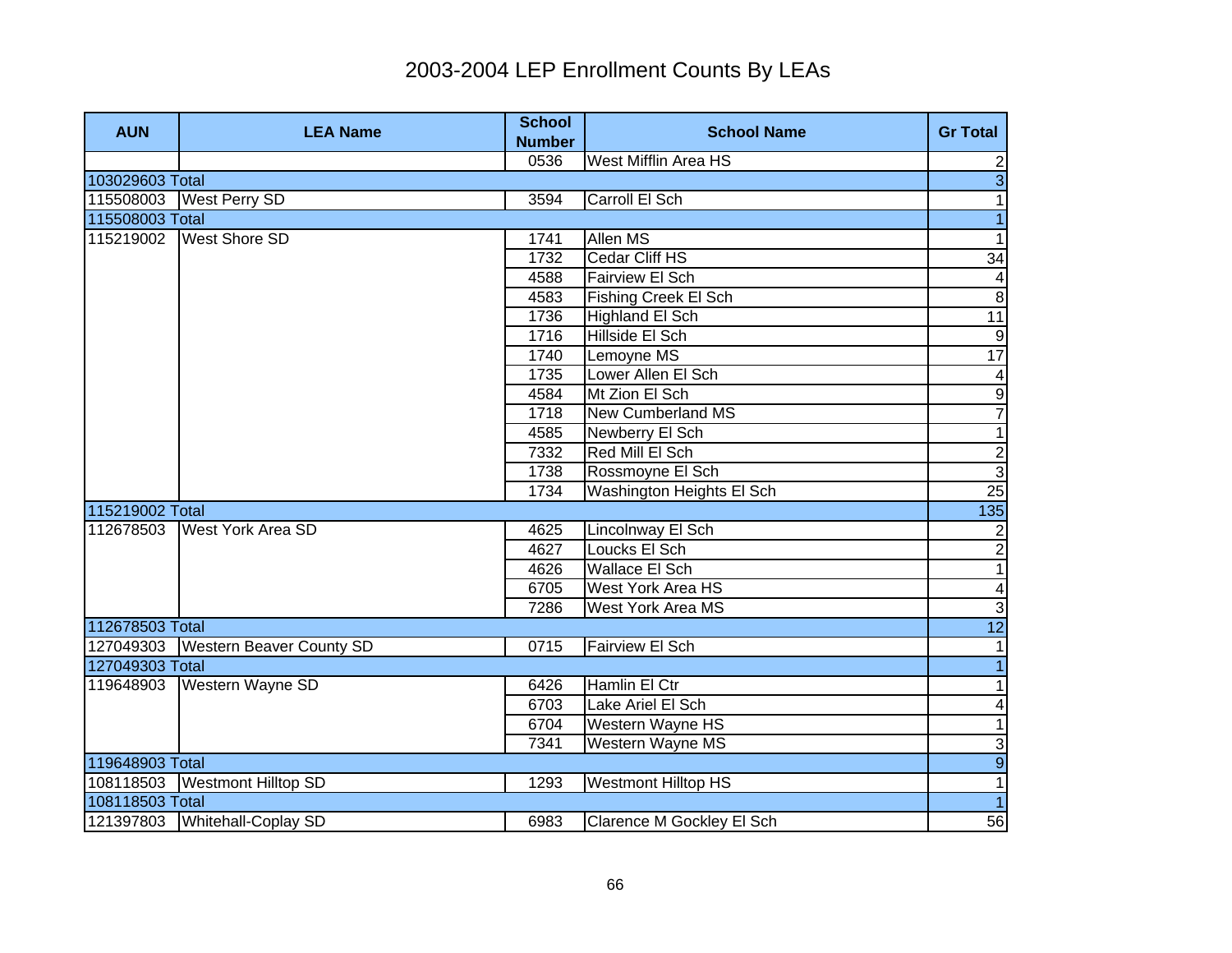# 2003-2004 LEP Enrollment Counts By LEAs

| AUN | LEA Name | School Number | School Name | Gr Total |
|---|---|---|---|---|
| | | 0536 | West Mifflin Area HS | 2 |
| 103029603 Total | | | | 3 |
| 115508003 | West Perry SD | 3594 | Carroll El Sch | 1 |
| 115508003 Total | | | | 1 |
| 115219002 | West Shore SD | 1741 | Allen MS | 1 |
| | | 1732 | Cedar Cliff HS | 34 |
| | | 4588 | Fairview El Sch | 4 |
| | | 4583 | Fishing Creek El Sch | 8 |
| | | 1736 | Highland El Sch | 11 |
| | | 1716 | Hillside El Sch | 9 |
| | | 1740 | Lemoyne MS | 17 |
| | | 1735 | Lower Allen El Sch | 4 |
| | | 4584 | Mt Zion El Sch | 9 |
| | | 1718 | New Cumberland MS | 7 |
| | | 4585 | Newberry El Sch | 1 |
| | | 7332 | Red Mill El Sch | 2 |
| | | 1738 | Rossmoyne El Sch | 3 |
| | | 1734 | Washington Heights El Sch | 25 |
| 115219002 Total | | | | 135 |
| 112678503 | West York Area SD | 4625 | Lincolnway El Sch | 2 |
| | | 4627 | Loucks El Sch | 2 |
| | | 4626 | Wallace El Sch | 1 |
| | | 6705 | West York Area HS | 4 |
| | | 7286 | West York Area MS | 3 |
| 112678503 Total | | | | 12 |
| 127049303 | Western Beaver County SD | 0715 | Fairview El Sch | 1 |
| 127049303 Total | | | | 1 |
| 119648903 | Western Wayne SD | 6426 | Hamlin El Ctr | 1 |
| | | 6703 | Lake Ariel El Sch | 4 |
| | | 6704 | Western Wayne HS | 1 |
| | | 7341 | Western Wayne MS | 3 |
| 119648903 Total | | | | 9 |
| 108118503 | Westmont Hilltop SD | 1293 | Westmont Hilltop HS | 1 |
| 108118503 Total | | | | 1 |
| 121397803 | Whitehall-Coplay SD | 6983 | Clarence M Gockley El Sch | 56 |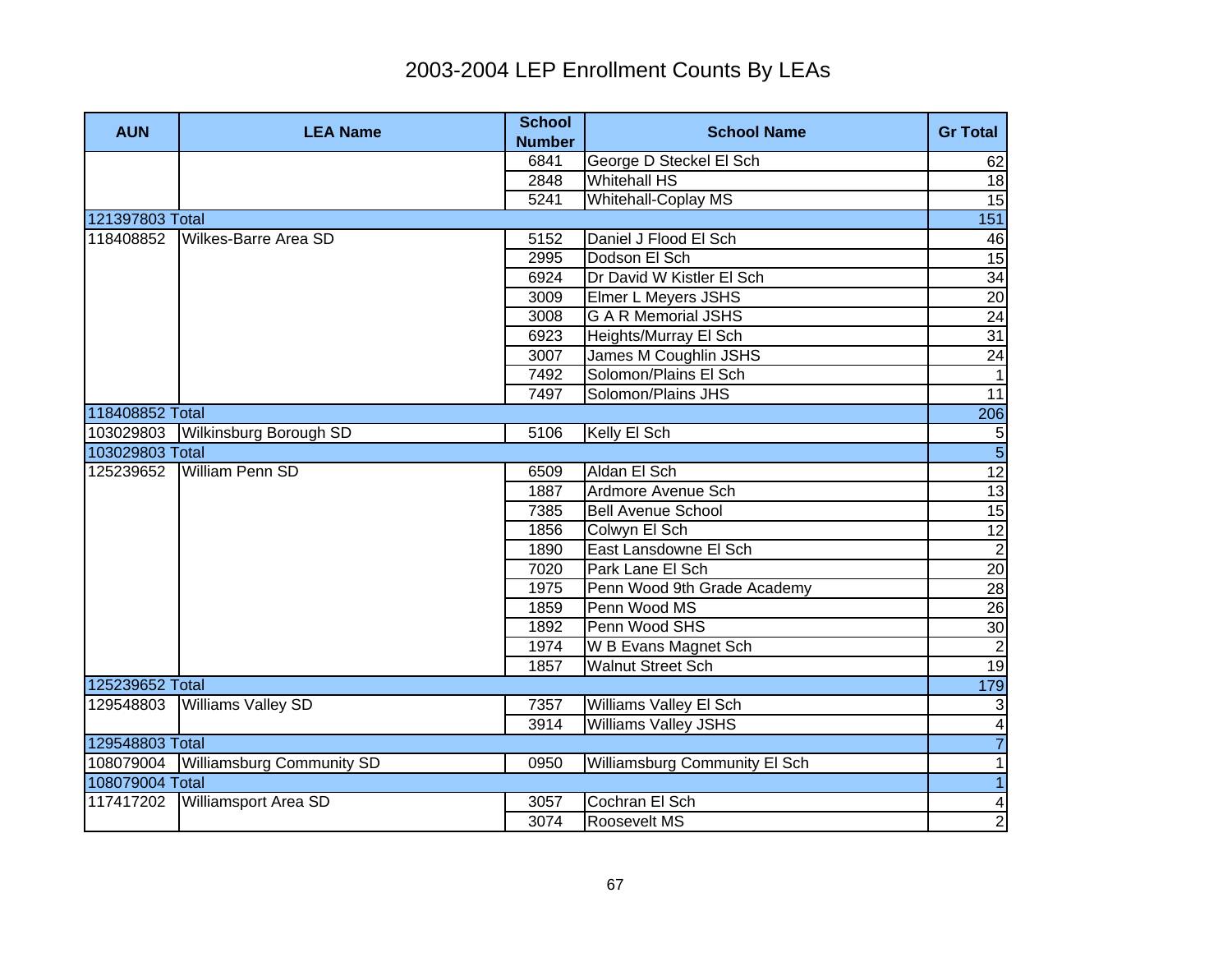# 2003-2004 LEP Enrollment Counts By LEAs

| AUN | LEA Name | School Number | School Name | Gr Total |
|---|---|---|---|---|
| | | 6841 | George D Steckel El Sch | 62 |
| | | 2848 | Whitehall HS | 18 |
| | | 5241 | Whitehall-Coplay MS | 15 |
| 121397803 Total | | | | 151 |
| 118408852 | Wilkes-Barre Area SD | 5152 | Daniel J Flood El Sch | 46 |
| | | 2995 | Dodson El Sch | 15 |
| | | 6924 | Dr David W Kistler El Sch | 34 |
| | | 3009 | Elmer L Meyers JSHS | 20 |
| | | 3008 | G A R Memorial JSHS | 24 |
| | | 6923 | Heights/Murray El Sch | 31 |
| | | 3007 | James M Coughlin JSHS | 24 |
| | | 7492 | Solomon/Plains El Sch | 1 |
| | | 7497 | Solomon/Plains JHS | 11 |
| 118408852 Total | | | | 206 |
| 103029803 | Wilkinsburg Borough SD | 5106 | Kelly El Sch | 5 |
| 103029803 Total | | | | 5 |
| 125239652 | William Penn SD | 6509 | Aldan El Sch | 12 |
| | | 1887 | Ardmore Avenue Sch | 13 |
| | | 7385 | Bell Avenue School | 15 |
| | | 1856 | Colwyn El Sch | 12 |
| | | 1890 | East Lansdowne El Sch | 2 |
| | | 7020 | Park Lane El Sch | 20 |
| | | 1975 | Penn Wood 9th Grade Academy | 28 |
| | | 1859 | Penn Wood MS | 26 |
| | | 1892 | Penn Wood SHS | 30 |
| | | 1974 | W B Evans Magnet Sch | 2 |
| | | 1857 | Walnut Street Sch | 19 |
| 125239652 Total | | | | 179 |
| 129548803 | Williams Valley SD | 7357 | Williams Valley El Sch | 3 |
| | | 3914 | Williams Valley JSHS | 4 |
| 129548803 Total | | | | 7 |
| 108079004 | Williamsburg Community SD | 0950 | Williamsburg Community El Sch | 1 |
| 108079004 Total | | | | 1 |
| 117417202 | Williamsport Area SD | 3057 | Cochran El Sch | 4 |
| | | 3074 | Roosevelt MS | 2 |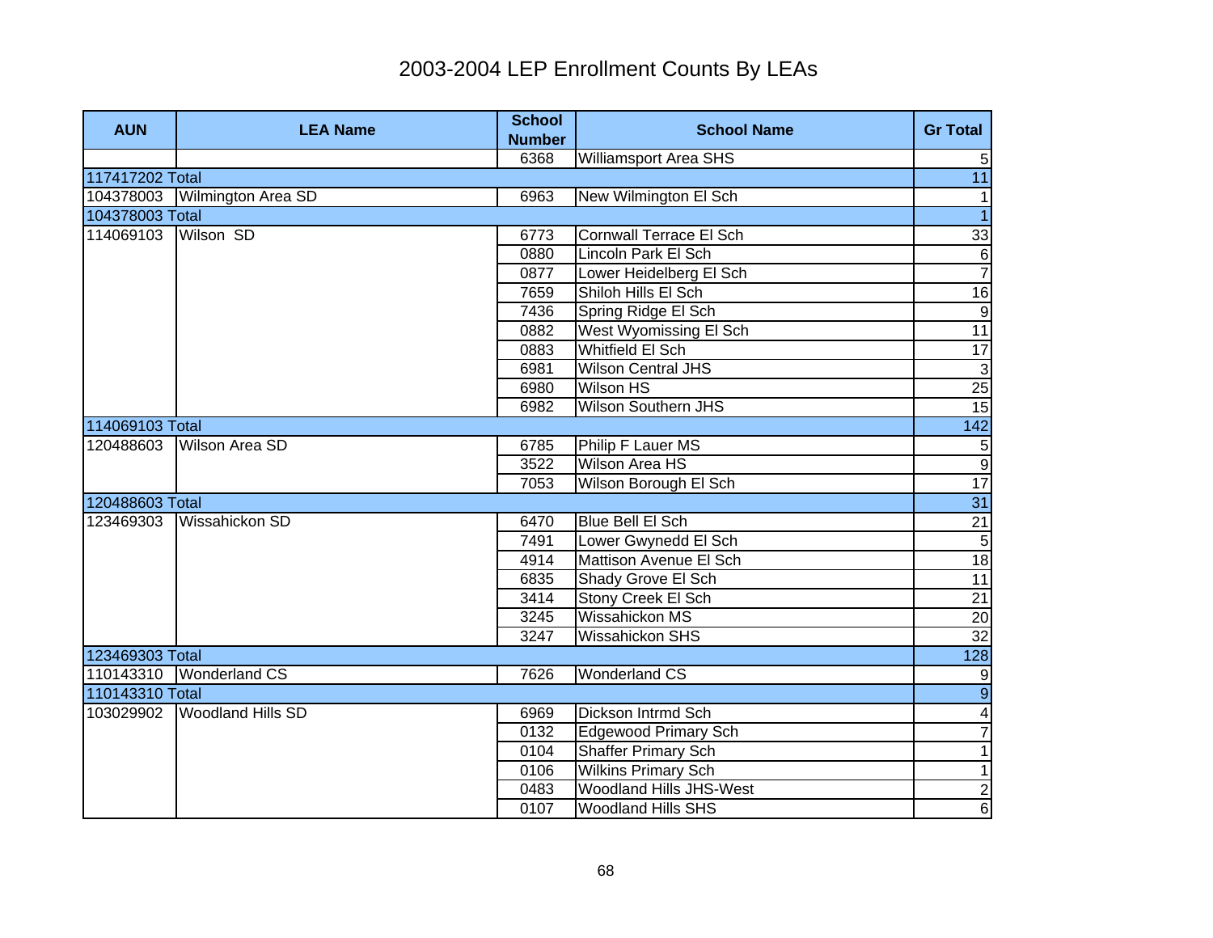# 2003-2004 LEP Enrollment Counts By LEAs

| AUN | LEA Name | School Number | School Name | Gr Total |
|---|---|---|---|---|
| | | 6368 | Williamsport Area SHS | 5 |
| 117417202 Total | | | | 11 |
| 104378003 | Wilmington Area SD | 6963 | New Wilmington El Sch | 1 |
| 104378003 Total | | | | 1 |
| 114069103 | Wilson  SD | 6773 | Cornwall Terrace El Sch | 33 |
| | | 0880 | Lincoln Park El Sch | 6 |
| | | 0877 | Lower Heidelberg El Sch | 7 |
| | | 7659 | Shiloh Hills El Sch | 16 |
| | | 7436 | Spring Ridge El Sch | 9 |
| | | 0882 | West Wyomissing El Sch | 11 |
| | | 0883 | Whitfield El Sch | 17 |
| | | 6981 | Wilson Central JHS | 3 |
| | | 6980 | Wilson HS | 25 |
| | | 6982 | Wilson Southern JHS | 15 |
| 114069103 Total | | | | 142 |
| 120488603 | Wilson Area SD | 6785 | Philip F Lauer MS | 5 |
| | | 3522 | Wilson Area HS | 9 |
| | | 7053 | Wilson Borough El Sch | 17 |
| 120488603 Total | | | | 31 |
| 123469303 | Wissahickon SD | 6470 | Blue Bell El Sch | 21 |
| | | 7491 | Lower Gwynedd El Sch | 5 |
| | | 4914 | Mattison Avenue El Sch | 18 |
| | | 6835 | Shady Grove El Sch | 11 |
| | | 3414 | Stony Creek El Sch | 21 |
| | | 3245 | Wissahickon MS | 20 |
| | | 3247 | Wissahickon SHS | 32 |
| 123469303 Total | | | | 128 |
| 110143310 | Wonderland CS | 7626 | Wonderland CS | 9 |
| 110143310 Total | | | | 9 |
| 103029902 | Woodland Hills SD | 6969 | Dickson Intrmd Sch | 4 |
| | | 0132 | Edgewood Primary Sch | 7 |
| | | 0104 | Shaffer Primary Sch | 1 |
| | | 0106 | Wilkins Primary Sch | 1 |
| | | 0483 | Woodland Hills JHS-West | 2 |
| | | 0107 | Woodland Hills SHS | 6 |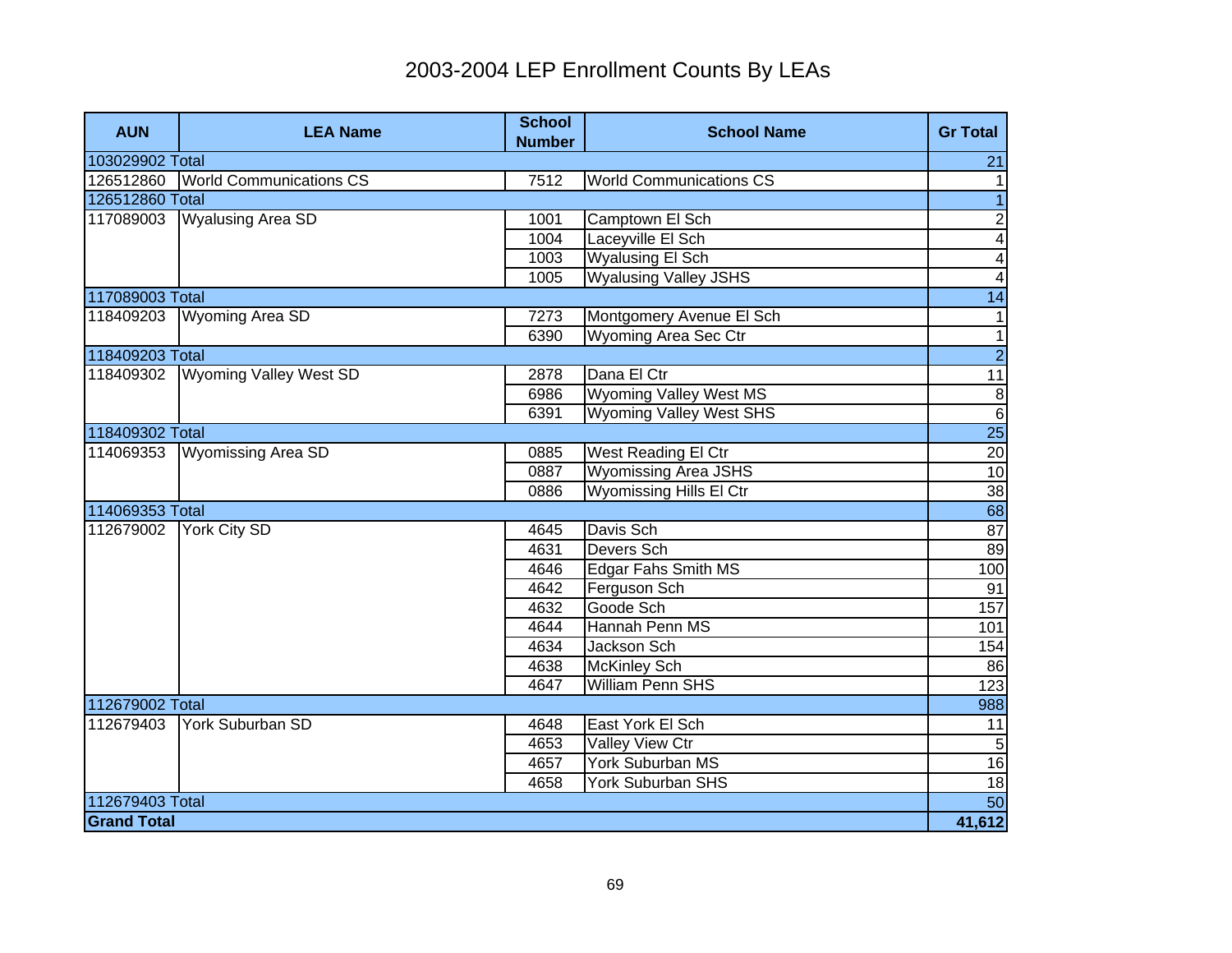# 2003-2004 LEP Enrollment Counts By LEAs

| AUN | LEA Name | School Number | School Name | Gr Total |
|---|---|---|---|---|
| 103029902 Total | | | | 21 |
| 126512860 | World Communications CS | 7512 | World Communications CS | 1 |
| 126512860 Total | | | | 1 |
| 117089003 | Wyalusing Area SD | 1001 | Camptown El Sch | 2 |
| | | 1004 | Laceyville El Sch | 4 |
| | | 1003 | Wyalusing El Sch | 4 |
| | | 1005 | Wyalusing Valley JSHS | 4 |
| 117089003 Total | | | | 14 |
| 118409203 | Wyoming Area SD | 7273 | Montgomery Avenue El Sch | 1 |
| | | 6390 | Wyoming Area Sec Ctr | 1 |
| 118409203 Total | | | | 2 |
| 118409302 | Wyoming Valley West SD | 2878 | Dana El Ctr | 11 |
| | | 6986 | Wyoming Valley West MS | 8 |
| | | 6391 | Wyoming Valley West SHS | 6 |
| 118409302 Total | | | | 25 |
| 114069353 | Wyomissing Area SD | 0885 | West Reading El Ctr | 20 |
| | | 0887 | Wyomissing Area JSHS | 10 |
| | | 0886 | Wyomissing Hills El Ctr | 38 |
| 114069353 Total | | | | 68 |
| 112679002 | York City SD | 4645 | Davis Sch | 87 |
| | | 4631 | Devers Sch | 89 |
| | | 4646 | Edgar Fahs Smith MS | 100 |
| | | 4642 | Ferguson Sch | 91 |
| | | 4632 | Goode Sch | 157 |
| | | 4644 | Hannah Penn MS | 101 |
| | | 4634 | Jackson Sch | 154 |
| | | 4638 | McKinley Sch | 86 |
| | | 4647 | William Penn SHS | 123 |
| 112679002 Total | | | | 988 |
| 112679403 | York Suburban SD | 4648 | East York El Sch | 11 |
| | | 4653 | Valley View Ctr | 5 |
| | | 4657 | York Suburban MS | 16 |
| | | 4658 | York Suburban SHS | 18 |
| 112679403 Total | | | | 50 |
| **Grand Total** | | | | **41,612** |